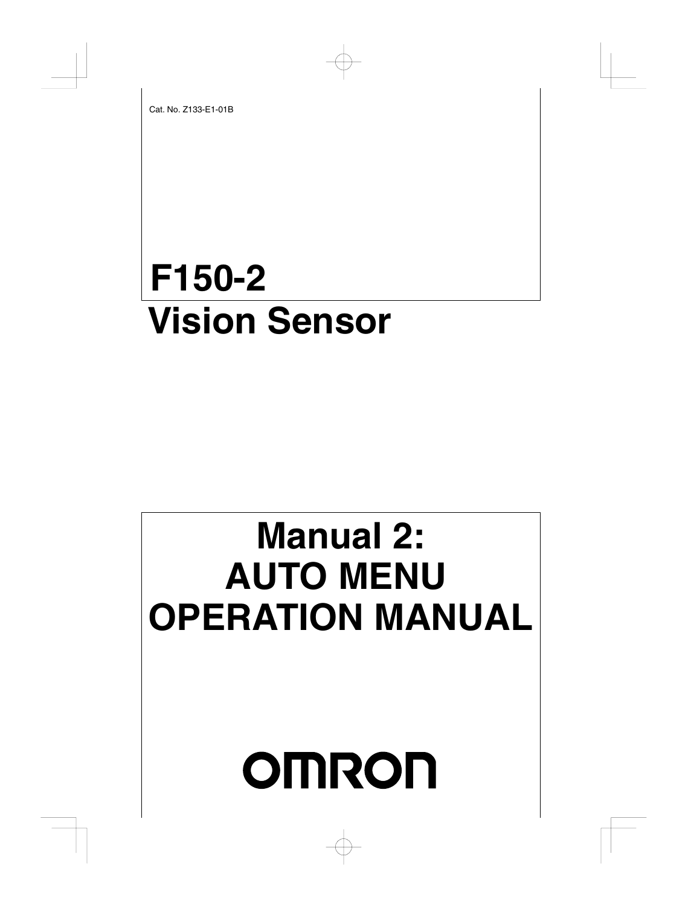Cat. No. Z133-E1-01B

# F150-2
# Vision Sensor

# Manual 2:
# AUTO MENU
# OPERATION MANUAL

OMRON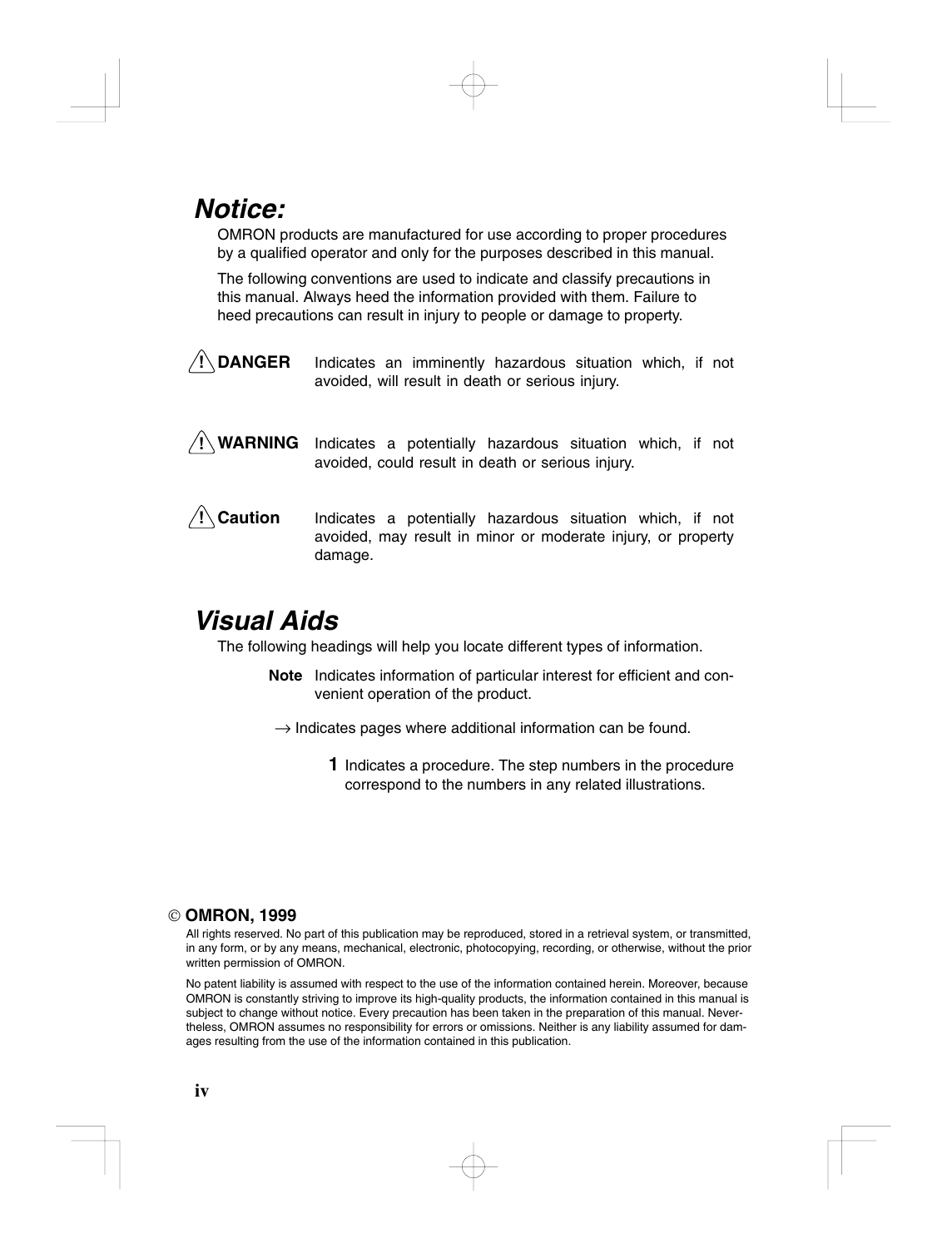## *Notice:*

OMRON products are manufactured for use according to proper procedures by a qualified operator and only for the purposes described in this manual.

The following conventions are used to indicate and classify precautions in this manual. Always heed the information provided with them. Failure to heed precautions can result in injury to people or damage to property.

**⚠ DANGER** Indicates an imminently hazardous situation which, if not avoided, will result in death or serious injury.

**⚠ WARNING** Indicates a potentially hazardous situation which, if not avoided, could result in death or serious injury.

**⚠ Caution** Indicates a potentially hazardous situation which, if not avoided, may result in minor or moderate injury, or property damage.

## *Visual Aids*

The following headings will help you locate different types of information.

**Note** Indicates information of particular interest for efficient and convenient operation of the product.

→ Indicates pages where additional information can be found.

**1** Indicates a procedure. The step numbers in the procedure correspond to the numbers in any related illustrations.

**© OMRON, 1999**

All rights reserved. No part of this publication may be reproduced, stored in a retrieval system, or transmitted, in any form, or by any means, mechanical, electronic, photocopying, recording, or otherwise, without the prior written permission of OMRON.

No patent liability is assumed with respect to the use of the information contained herein. Moreover, because OMRON is constantly striving to improve its high-quality products, the information contained in this manual is subject to change without notice. Every precaution has been taken in the preparation of this manual. Nevertheless, OMRON assumes no responsibility for errors or omissions. Neither is any liability assumed for damages resulting from the use of the information contained in this publication.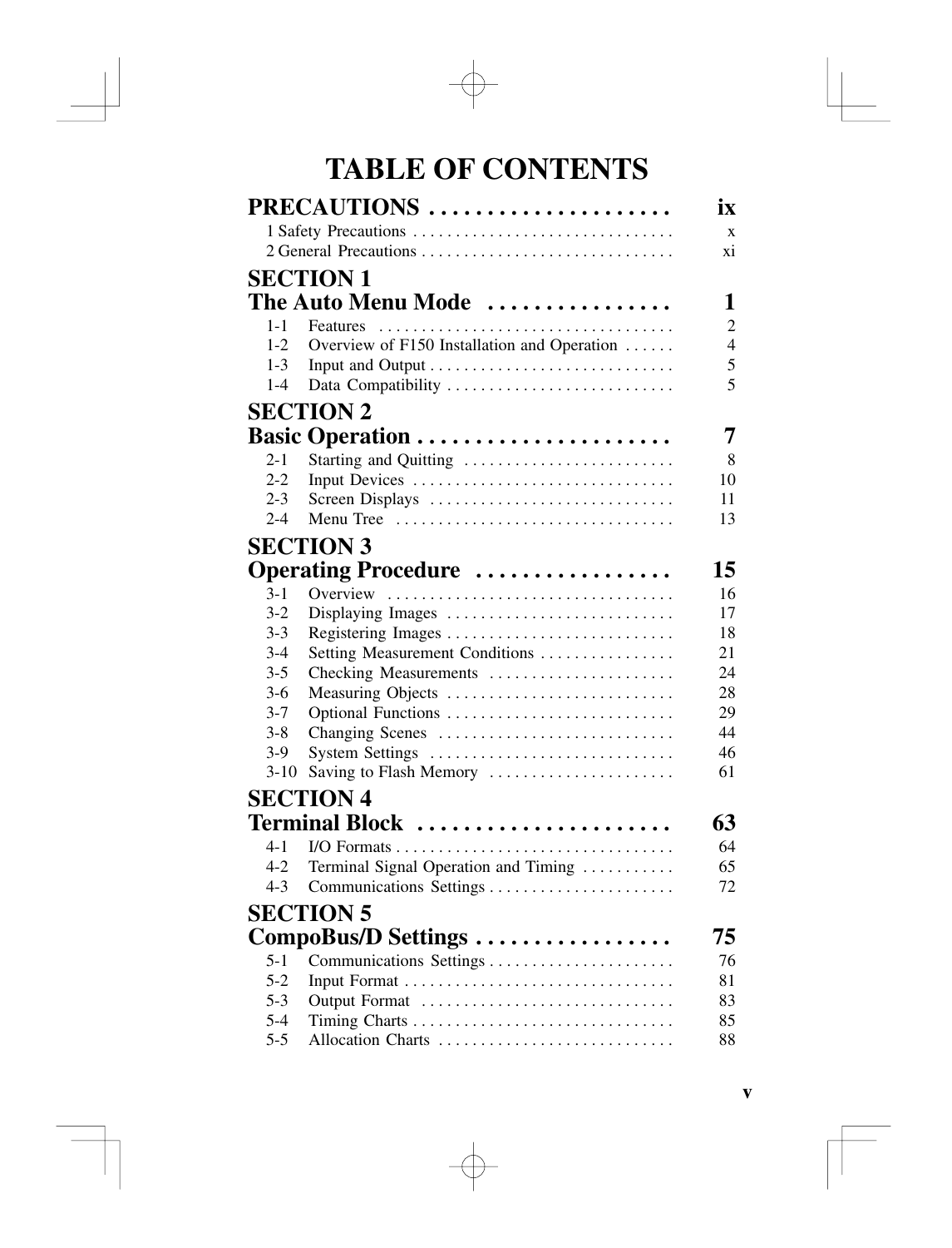# TABLE OF CONTENTS

**PRECAUTIONS** .................... **ix**

1 Safety Precautions .............................. x
2 General Precautions .............................. xi

## SECTION 1
## The Auto Menu Mode ................ 1

1-1 Features .................................. 2
1-2 Overview of F150 Installation and Operation ...... 4
1-3 Input and Output ............................ 5
1-4 Data Compatibility .......................... 5

## SECTION 2
## Basic Operation ...................... 7

2-1 Starting and Quitting ........................ 8
2-2 Input Devices .............................. 10
2-3 Screen Displays ............................ 11
2-4 Menu Tree ................................ 13

## SECTION 3
## Operating Procedure ................. 15

3-1 Overview ................................. 16
3-2 Displaying Images .......................... 17
3-3 Registering Images .......................... 18
3-4 Setting Measurement Conditions ............... 21
3-5 Checking Measurements ...................... 24
3-6 Measuring Objects .......................... 28
3-7 Optional Functions .......................... 29
3-8 Changing Scenes ............................ 44
3-9 System Settings ............................ 46
3-10 Saving to Flash Memory ..................... 61

## SECTION 4
## Terminal Block ...................... 63

4-1 I/O Formats ................................ 64
4-2 Terminal Signal Operation and Timing .......... 65
4-3 Communications Settings ..................... 72

## SECTION 5
## CompoBus/D Settings ................. 75

5-1 Communications Settings ..................... 76
5-2 Input Format ............................... 81
5-3 Output Format ............................. 83
5-4 Timing Charts .............................. 85
5-5 Allocation Charts ........................... 88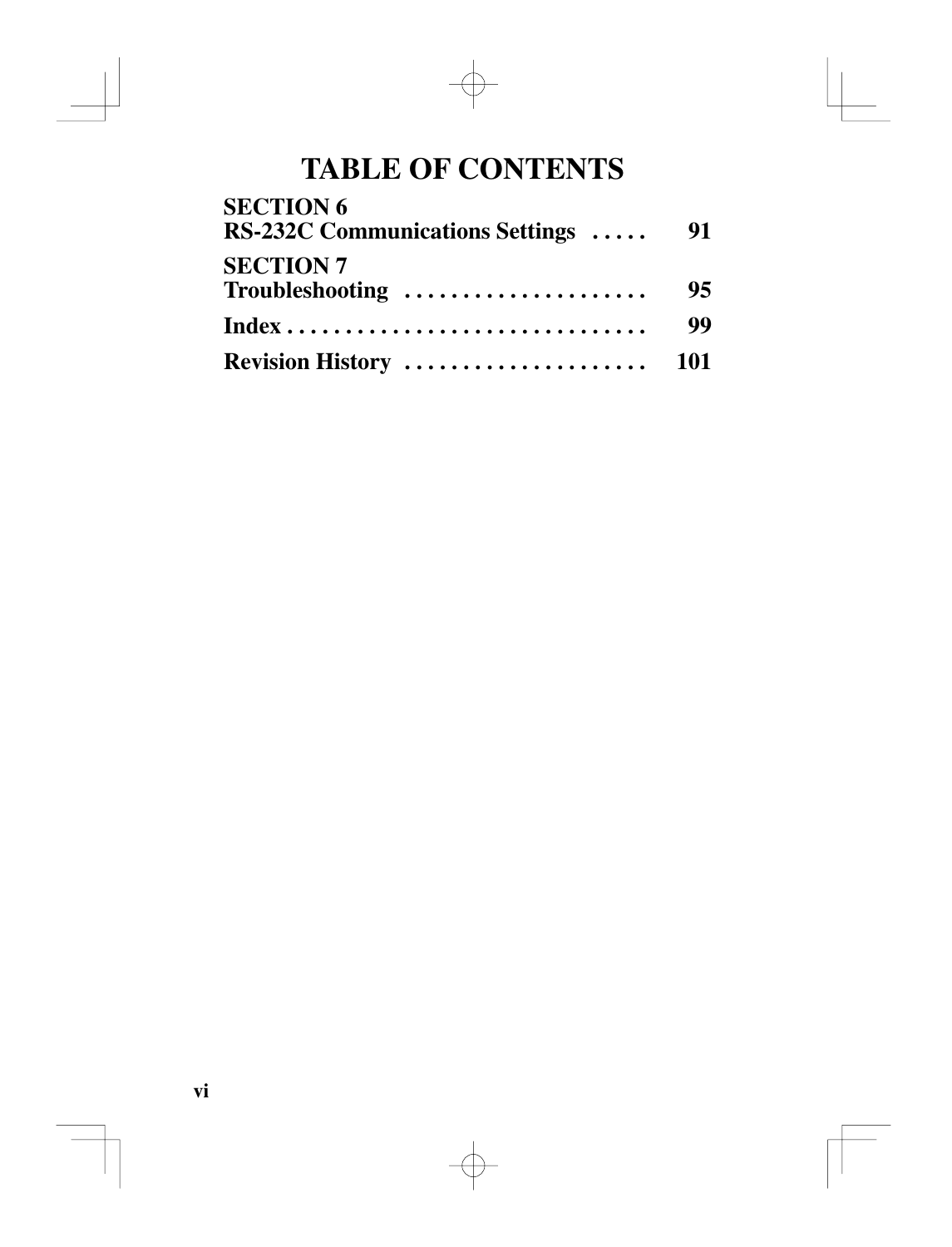# TABLE OF CONTENTS

**SECTION 6**
**RS-232C Communications Settings . . . . . 91**

**SECTION 7**
**Troubleshooting . . . . . . . . . . . . . . . . . . . . . 95**

**Index . . . . . . . . . . . . . . . . . . . . . . . . . . . . . . . 99**

**Revision History . . . . . . . . . . . . . . . . . . . . . 101**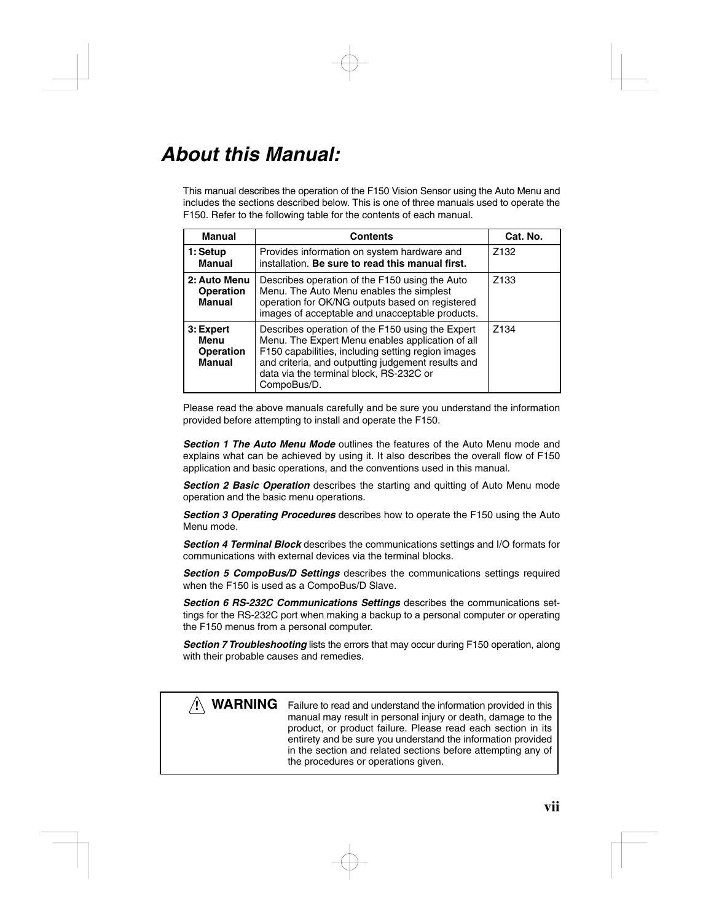# About this Manual:

This manual describes the operation of the F150 Vision Sensor using the Auto Menu and includes the sections described below. This is one of three manuals used to operate the F150. Refer to the following table for the contents of each manual.

| Manual | Contents | Cat. No. |
|---|---|---|
| **1: Setup Manual** | Provides information on system hardware and installation. **Be sure to read this manual first.** | Z132 |
| **2: Auto Menu Operation Manual** | Describes operation of the F150 using the Auto Menu. The Auto Menu enables the simplest operation for OK/NG outputs based on registered images of acceptable and unacceptable products. | Z133 |
| **3: Expert Menu Operation Manual** | Describes operation of the F150 using the Expert Menu. The Expert Menu enables application of all F150 capabilities, including setting region images and criteria, and outputting judgement results and data via the terminal block, RS-232C or CompoBus/D. | Z134 |

Please read the above manuals carefully and be sure you understand the information provided before attempting to install and operate the F150.

***Section 1 The Auto Menu Mode*** outlines the features of the Auto Menu mode and explains what can be achieved by using it. It also describes the overall flow of F150 application and basic operations, and the conventions used in this manual.

***Section 2 Basic Operation*** describes the starting and quitting of Auto Menu mode operation and the basic menu operations.

***Section 3 Operating Procedures*** describes how to operate the F150 using the Auto Menu mode.

***Section 4 Terminal Block*** describes the communications settings and I/O formats for communications with external devices via the terminal blocks.

***Section 5 CompoBus/D Settings*** describes the communications settings required when the F150 is used as a CompoBus/D Slave.

***Section 6 RS-232C Communications Settings*** describes the communications settings for the RS-232C port when making a backup to a personal computer or operating the F150 menus from a personal computer.

***Section 7 Troubleshooting*** lists the errors that may occur during F150 operation, along with their probable causes and remedies.

> **⚠ WARNING** Failure to read and understand the information provided in this manual may result in personal injury or death, damage to the product, or product failure. Please read each section in its entirety and be sure you understand the information provided in the section and related sections before attempting any of the procedures or operations given.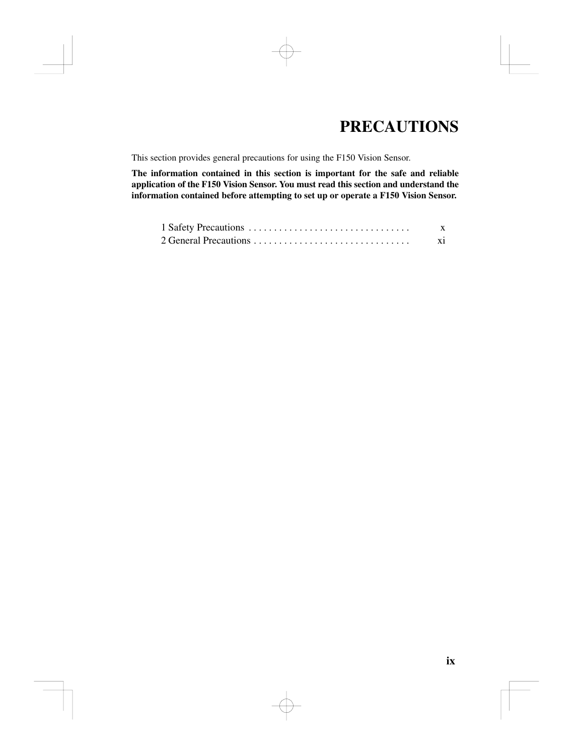# PRECAUTIONS

This section provides general precautions for using the F150 Vision Sensor.

**The information contained in this section is important for the safe and reliable application of the F150 Vision Sensor. You must read this section and understand the information contained before attempting to set up or operate a F150 Vision Sensor.**

1 Safety Precautions . . . . . . . . . . . . . . . . . . . . . . . . . . . . . . . . x
2 General Precautions . . . . . . . . . . . . . . . . . . . . . . . . . . . . . . . xi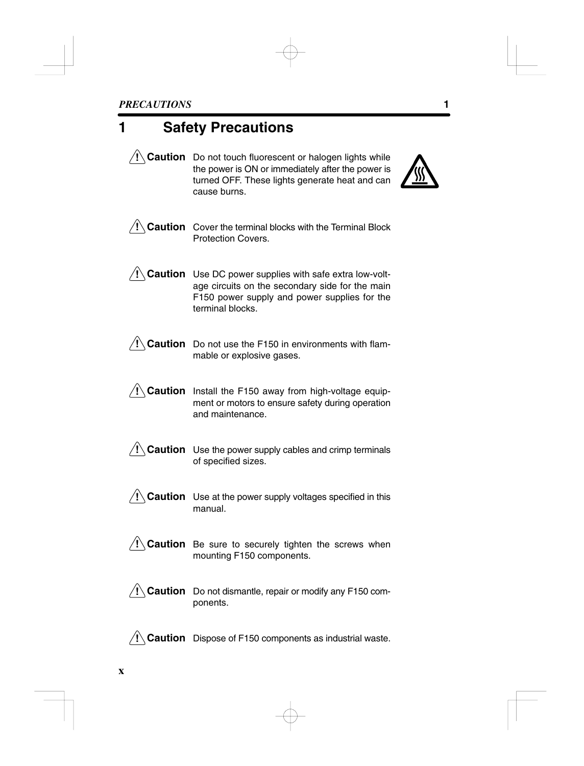# 1 Safety Precautions

**Caution** Do not touch fluorescent or halogen lights while the power is ON or immediately after the power is turned OFF. These lights generate heat and can cause burns.

**Caution** Cover the terminal blocks with the Terminal Block Protection Covers.

**Caution** Use DC power supplies with safe extra low-voltage circuits on the secondary side for the main F150 power supply and power supplies for the terminal blocks.

**Caution** Do not use the F150 in environments with flammable or explosive gases.

**Caution** Install the F150 away from high-voltage equipment or motors to ensure safety during operation and maintenance.

**Caution** Use the power supply cables and crimp terminals of specified sizes.

**Caution** Use at the power supply voltages specified in this manual.

**Caution** Be sure to securely tighten the screws when mounting F150 components.

**Caution** Do not dismantle, repair or modify any F150 components.

**Caution** Dispose of F150 components as industrial waste.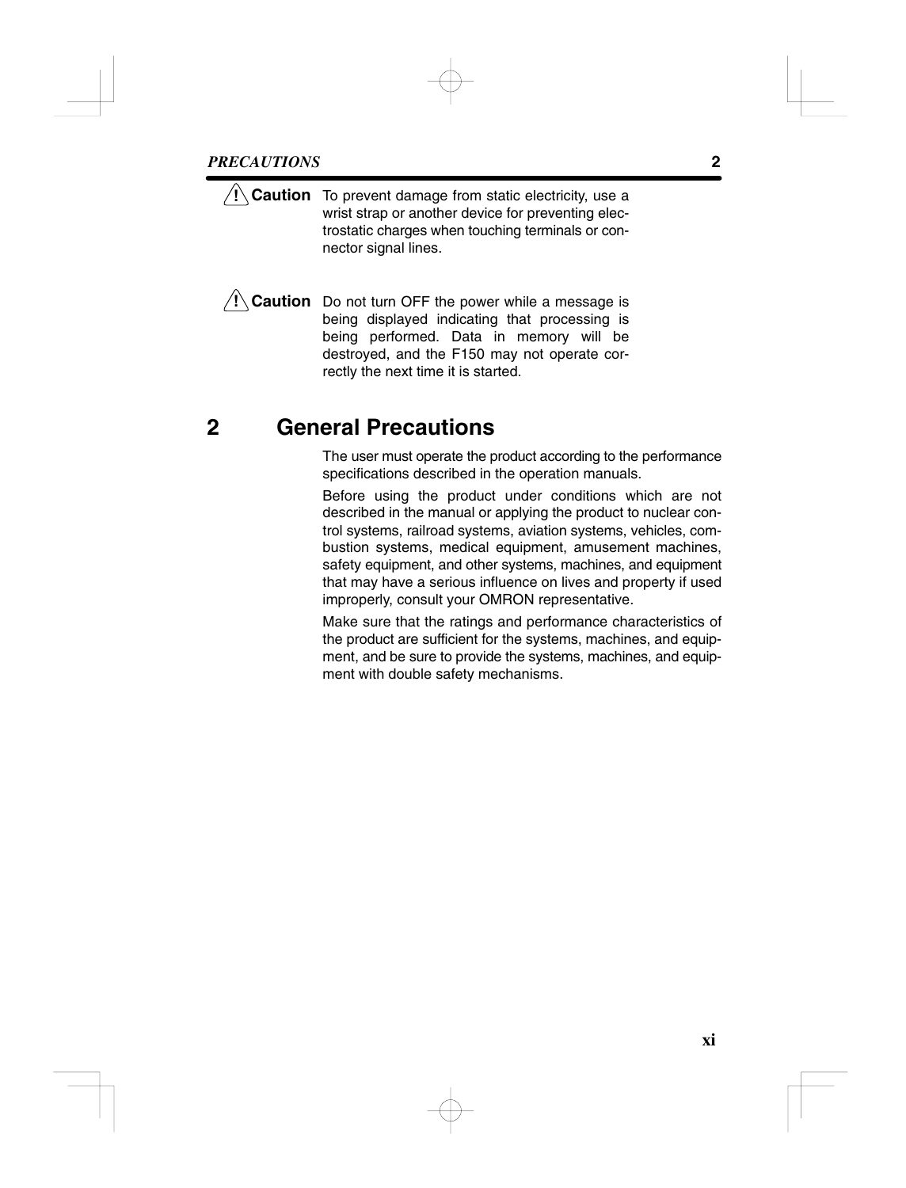**Caution** To prevent damage from static electricity, use a wrist strap or another device for preventing electrostatic charges when touching terminals or connector signal lines.

**Caution** Do not turn OFF the power while a message is being displayed indicating that processing is being performed. Data in memory will be destroyed, and the F150 may not operate correctly the next time it is started.

## 2 General Precautions

The user must operate the product according to the performance specifications described in the operation manuals.

Before using the product under conditions which are not described in the manual or applying the product to nuclear control systems, railroad systems, aviation systems, vehicles, combustion systems, medical equipment, amusement machines, safety equipment, and other systems, machines, and equipment that may have a serious influence on lives and property if used improperly, consult your OMRON representative.

Make sure that the ratings and performance characteristics of the product are sufficient for the systems, machines, and equipment, and be sure to provide the systems, machines, and equipment with double safety mechanisms.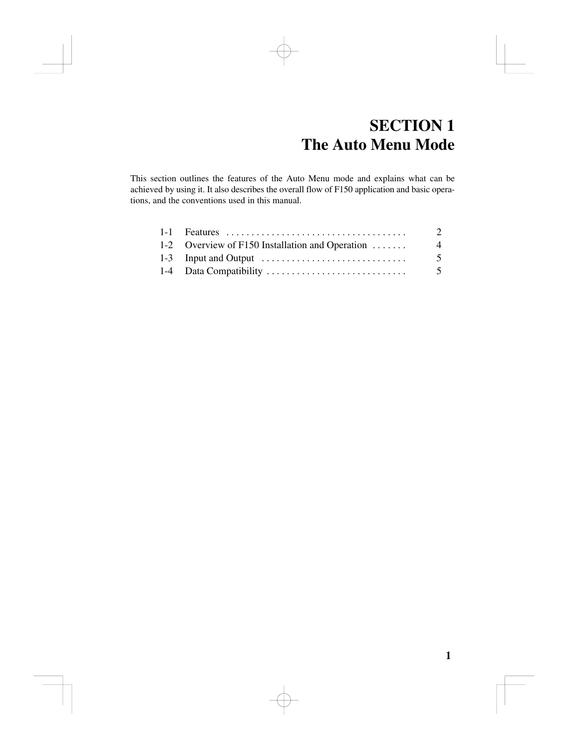# SECTION 1
# The Auto Menu Mode

This section outlines the features of the Auto Menu mode and explains what can be achieved by using it. It also describes the overall flow of F150 application and basic operations, and the conventions used in this manual.

| | | |
|---|---|---|
| 1-1 | Features | 2 |
| 1-2 | Overview of F150 Installation and Operation | 4 |
| 1-3 | Input and Output | 5 |
| 1-4 | Data Compatibility | 5 |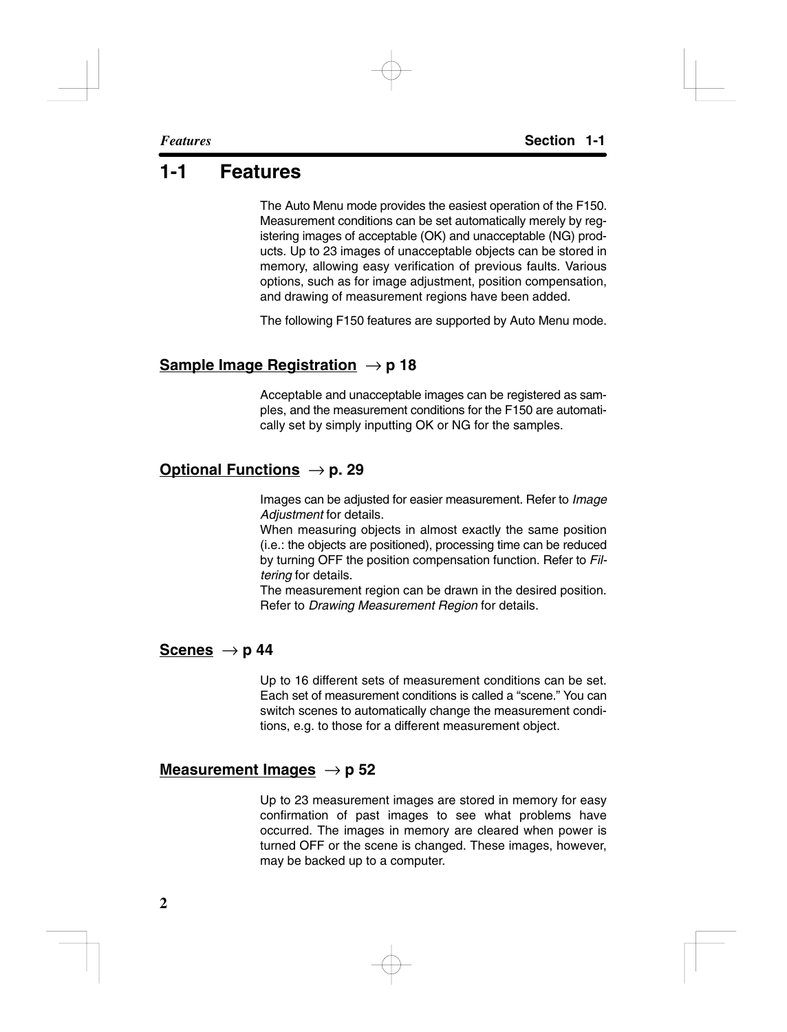## 1-1 Features

The Auto Menu mode provides the easiest operation of the F150. Measurement conditions can be set automatically merely by registering images of acceptable (OK) and unacceptable (NG) products. Up to 23 images of unacceptable objects can be stored in memory, allowing easy verification of previous faults. Various options, such as for image adjustment, position compensation, and drawing of measurement regions have been added.

The following F150 features are supported by Auto Menu mode.

### Sample Image Registration → p 18

Acceptable and unacceptable images can be registered as samples, and the measurement conditions for the F150 are automatically set by simply inputting OK or NG for the samples.

### Optional Functions → p. 29

Images can be adjusted for easier measurement. Refer to *Image Adjustment* for details.

When measuring objects in almost exactly the same position (i.e.: the objects are positioned), processing time can be reduced by turning OFF the position compensation function. Refer to *Filtering* for details.

The measurement region can be drawn in the desired position. Refer to *Drawing Measurement Region* for details.

### Scenes → p 44

Up to 16 different sets of measurement conditions can be set. Each set of measurement conditions is called a "scene." You can switch scenes to automatically change the measurement conditions, e.g. to those for a different measurement object.

### Measurement Images → p 52

Up to 23 measurement images are stored in memory for easy confirmation of past images to see what problems have occurred. The images in memory are cleared when power is turned OFF or the scene is changed. These images, however, may be backed up to a computer.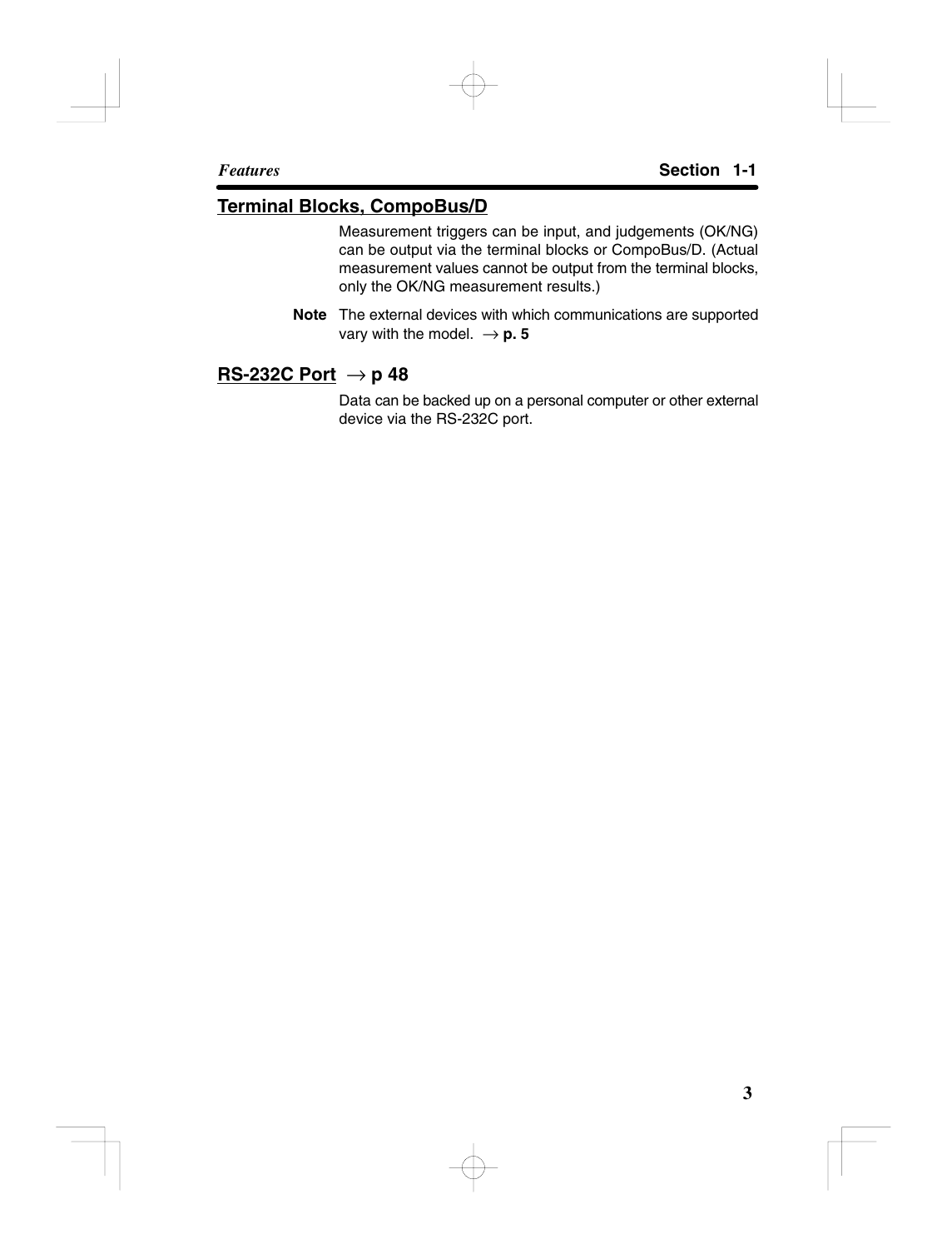## Terminal Blocks, CompoBus/D

Measurement triggers can be input, and judgements (OK/NG) can be output via the terminal blocks or CompoBus/D. (Actual measurement values cannot be output from the terminal blocks, only the OK/NG measurement results.)

**Note** The external devices with which communications are supported vary with the model. → **p. 5**

## RS-232C Port → p 48

Data can be backed up on a personal computer or other external device via the RS-232C port.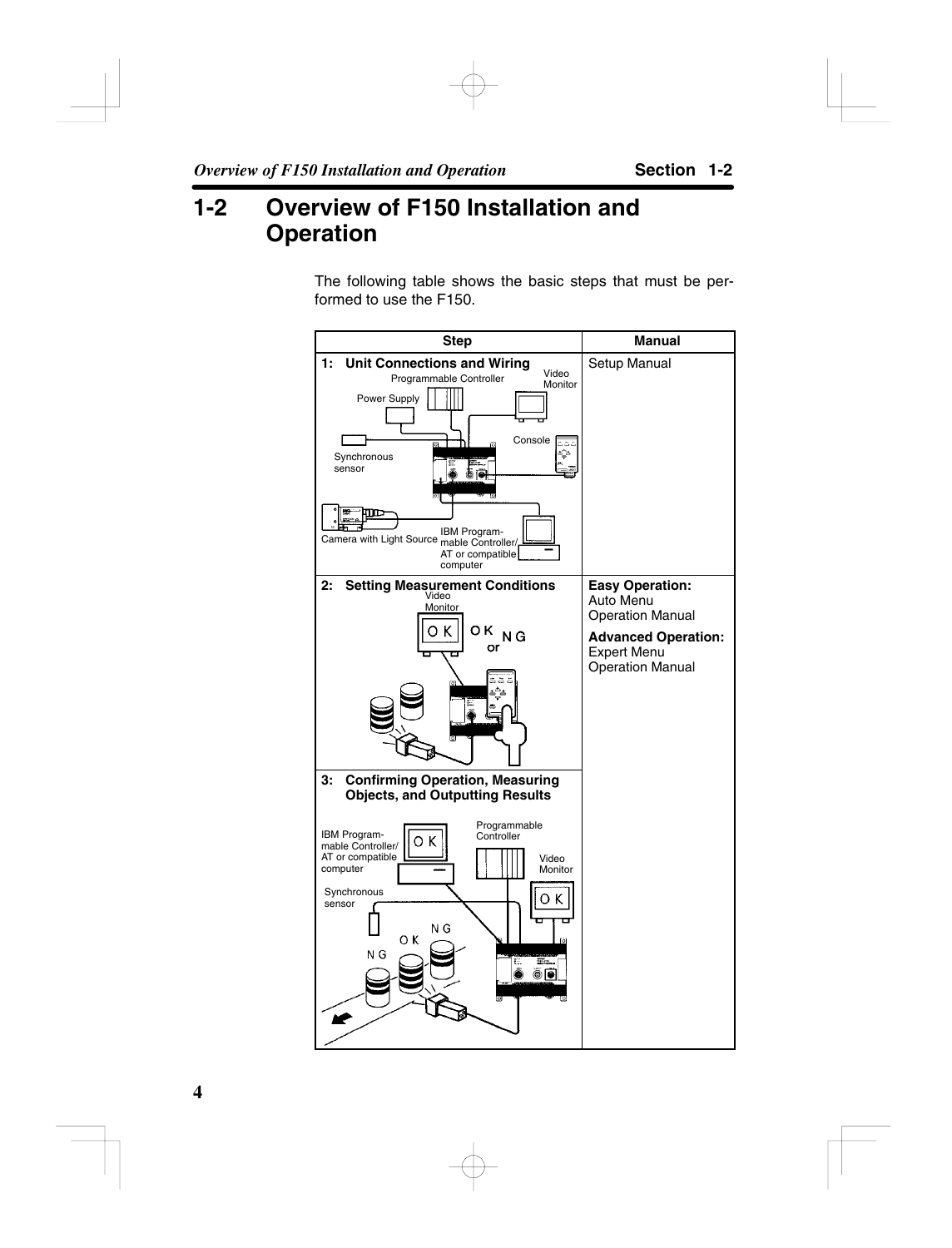## 1-2 Overview of F150 Installation and Operation

The following table shows the basic steps that must be performed to use the F150.

| Step | Manual |
|---|---|
| 1: Unit Connections and Wiring | Setup Manual |
| 2: Setting Measurement Conditions | **Easy Operation:** Auto Menu Operation Manual<br>**Advanced Operation:** Expert Menu Operation Manual |
| 3: Confirming Operation, Measuring Objects, and Outputting Results | |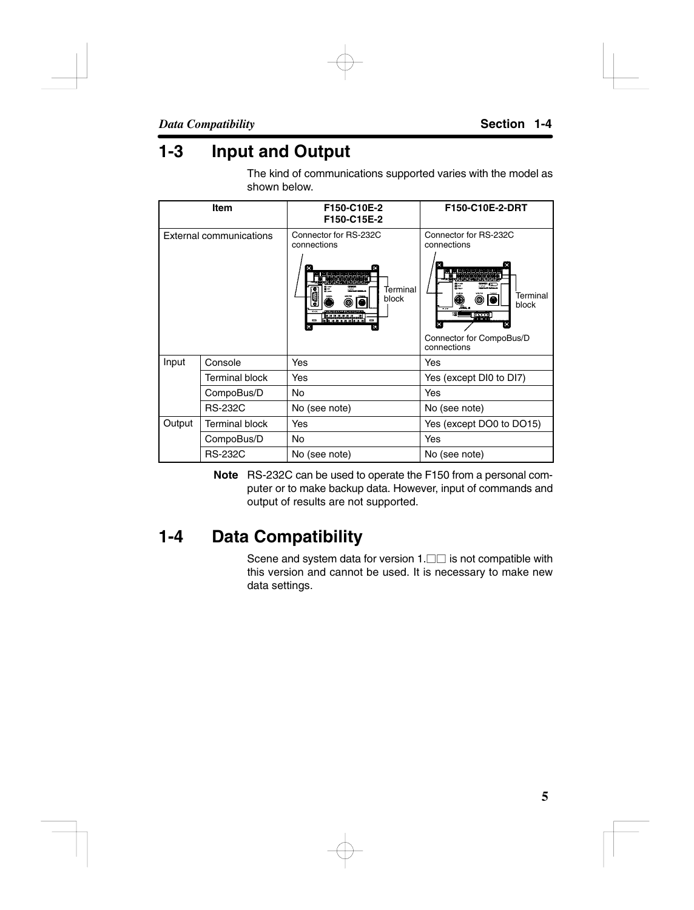## 1-3 Input and Output

The kind of communications supported varies with the model as shown below.

| Item | | F150-C10E-2<br>F150-C15E-2 | F150-C10E-2-DRT |
|---|---|---|---|
| External communications | | Connector for RS-232C connections<br>Terminal block | Connector for RS-232C connections<br>Terminal block<br>Connector for CompoBus/D connections |
| Input | Console | Yes | Yes |
| | Terminal block | Yes | Yes (except DI0 to DI7) |
| | CompoBus/D | No | Yes |
| | RS-232C | No (see note) | No (see note) |
| Output | Terminal block | Yes | Yes (except DO0 to DO15) |
| | CompoBus/D | No | Yes |
| | RS-232C | No (see note) | No (see note) |

**Note** RS-232C can be used to operate the F150 from a personal computer or to make backup data. However, input of commands and output of results are not supported.

## 1-4 Data Compatibility

Scene and system data for version 1.□□ is not compatible with this version and cannot be used. It is necessary to make new data settings.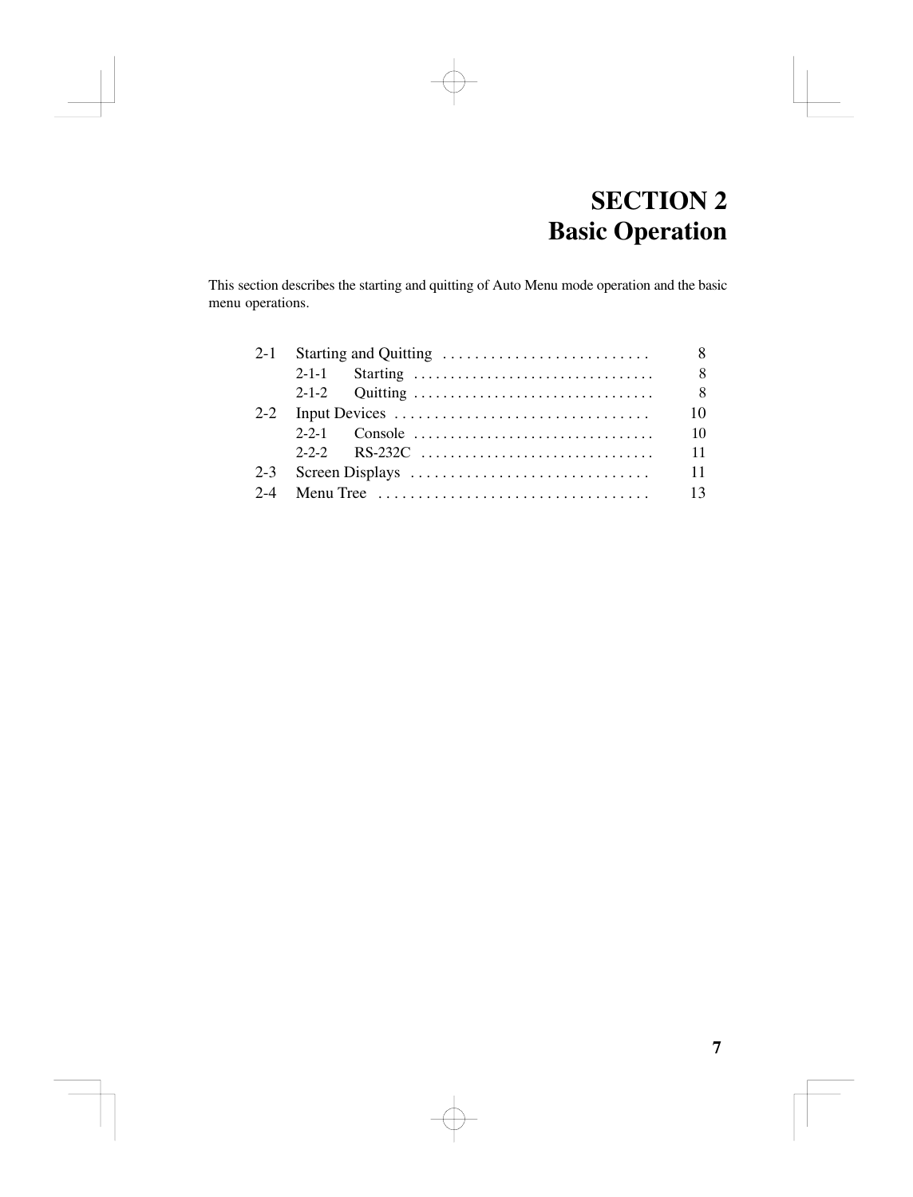# SECTION 2
# Basic Operation

This section describes the starting and quitting of Auto Menu mode operation and the basic menu operations.

- 2-1 Starting and Quitting . . . . . . . . . . . . . . . . . . . . . . . . . . 8
  - 2-1-1 Starting . . . . . . . . . . . . . . . . . . . . . . . . . . . . . . . . 8
  - 2-1-2 Quitting . . . . . . . . . . . . . . . . . . . . . . . . . . . . . . . . 8
- 2-2 Input Devices . . . . . . . . . . . . . . . . . . . . . . . . . . . . . . . . 10
  - 2-2-1 Console . . . . . . . . . . . . . . . . . . . . . . . . . . . . . . . . 10
  - 2-2-2 RS-232C . . . . . . . . . . . . . . . . . . . . . . . . . . . . . . . 11
- 2-3 Screen Displays . . . . . . . . . . . . . . . . . . . . . . . . . . . . . . 11
- 2-4 Menu Tree . . . . . . . . . . . . . . . . . . . . . . . . . . . . . . . . . . 13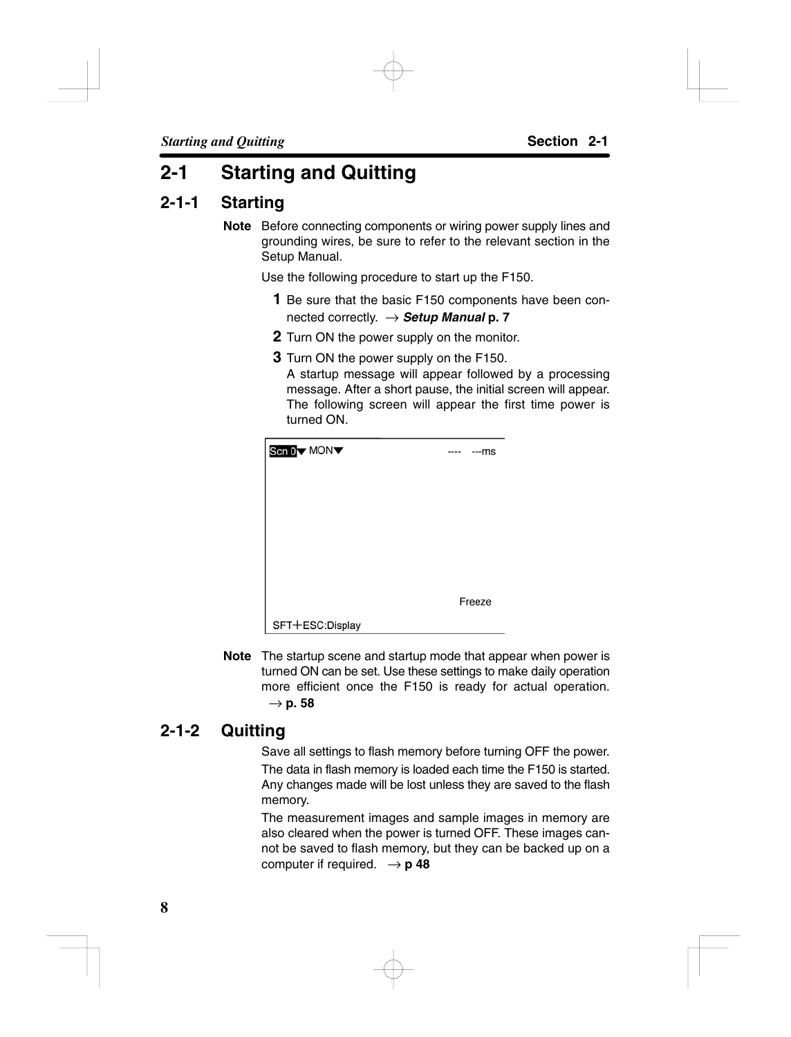## 2-1 Starting and Quitting

### 2-1-1 Starting

**Note** Before connecting components or wiring power supply lines and grounding wires, be sure to refer to the relevant section in the Setup Manual.

Use the following procedure to start up the F150.

**1** Be sure that the basic F150 components have been connected correctly. → ***Setup Manual*** **p. 7**

**2** Turn ON the power supply on the monitor.

**3** Turn ON the power supply on the F150.
A startup message will appear followed by a processing message. After a short pause, the initial screen will appear. The following screen will appear the first time power is turned ON.

```
Scn 0▼ MON▼                    ----  ---ms




                                  Freeze
SFT+ESC:Display
```

**Note** The startup scene and startup mode that appear when power is turned ON can be set. Use these settings to make daily operation more efficient once the F150 is ready for actual operation. → **p. 58**

### 2-1-2 Quitting

Save all settings to flash memory before turning OFF the power.

The data in flash memory is loaded each time the F150 is started. Any changes made will be lost unless they are saved to the flash memory.

The measurement images and sample images in memory are also cleared when the power is turned OFF. These images cannot be saved to flash memory, but they can be backed up on a computer if required. → **p 48**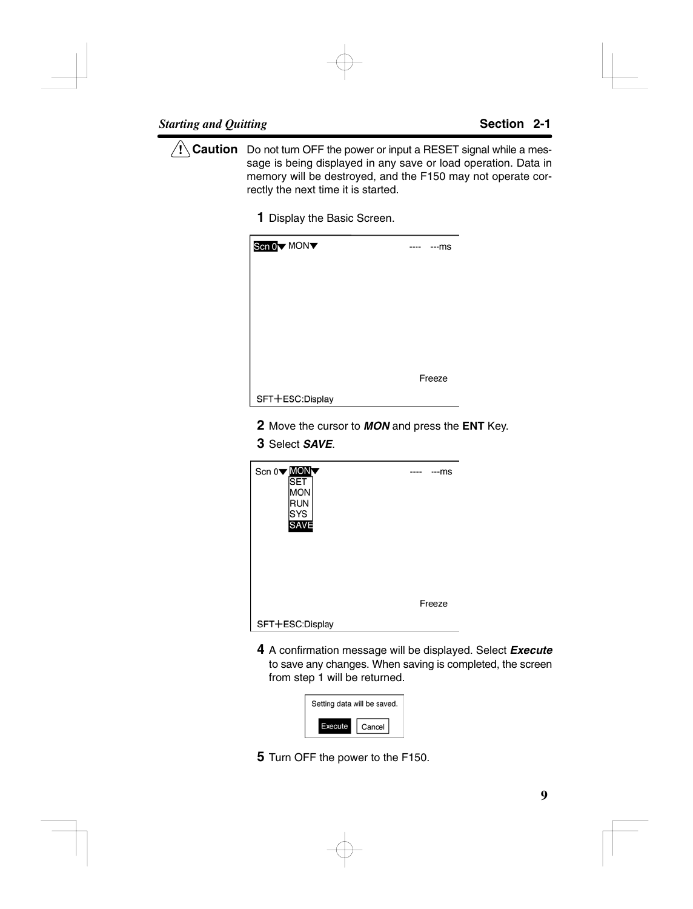**⚠ Caution** Do not turn OFF the power or input a RESET signal while a message is being displayed in any save or load operation. Data in memory will be destroyed, and the F150 may not operate correctly the next time it is started.

**1** Display the Basic Screen.

```
Scn 0▼ MON▼                    ----   ---ms




                                Freeze
SFT+ESC:Display
```

**2** Move the cursor to ***MON*** and press the **ENT** Key.

**3** Select ***SAVE***.

```
Scn 0▼ MON▼                    ----   ---ms
       SET
       MON
       RUN
       SYS
       SAVE


                                Freeze
SFT+ESC:Display
```

**4** A confirmation message will be displayed. Select ***Execute*** to save any changes. When saving is completed, the screen from step 1 will be returned.

```
Setting data will be saved.

  Execute   Cancel
```

**5** Turn OFF the power to the F150.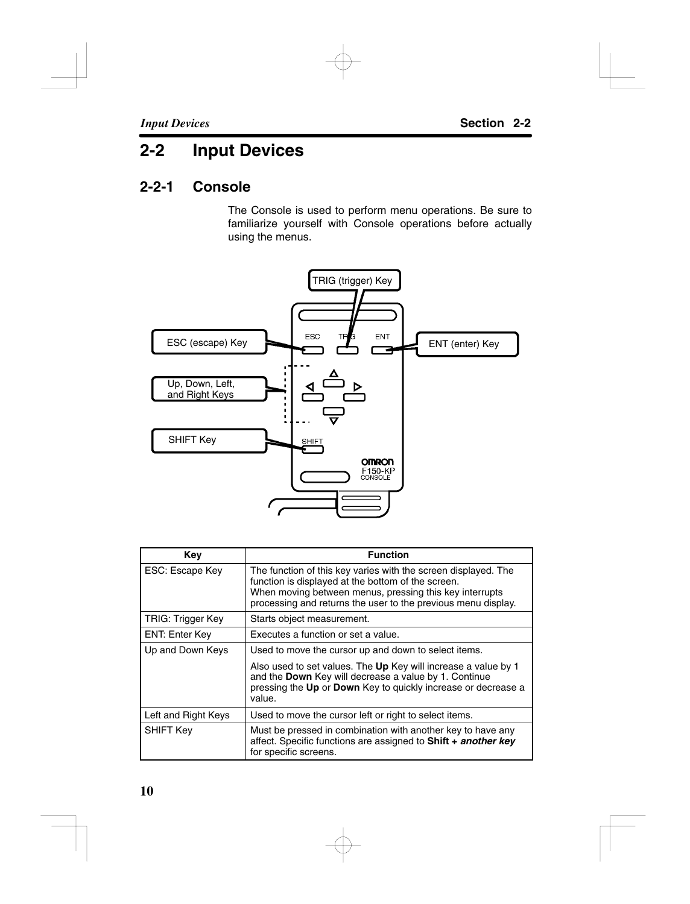## 2-2 Input Devices

### 2-2-1 Console

The Console is used to perform menu operations. Be sure to familiarize yourself with Console operations before actually using the menus.

| Key | Function |
|---|---|
| ESC: Escape Key | The function of this key varies with the screen displayed. The function is displayed at the bottom of the screen.<br>When moving between menus, pressing this key interrupts processing and returns the user to the previous menu display. |
| TRIG: Trigger Key | Starts object measurement. |
| ENT: Enter Key | Executes a function or set a value. |
| Up and Down Keys | Used to move the cursor up and down to select items.<br>Also used to set values. The **Up** Key will increase a value by 1 and the **Down** Key will decrease a value by 1. Continue pressing the **Up** or **Down** Key to quickly increase or decrease a value. |
| Left and Right Keys | Used to move the cursor left or right to select items. |
| SHIFT Key | Must be pressed in combination with another key to have any affect. Specific functions are assigned to **Shift +** ***another key*** for specific screens. |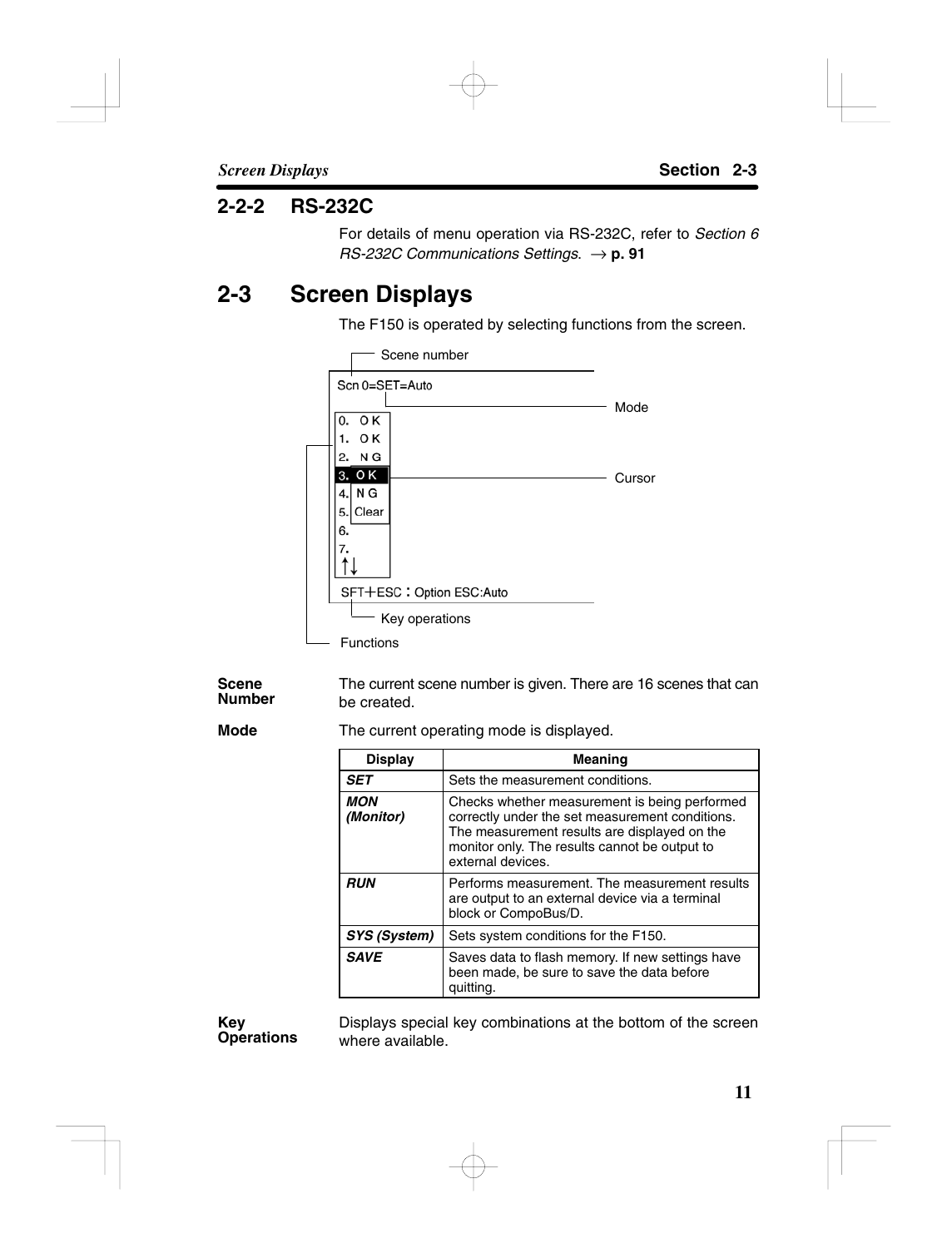## 2-2-2 RS-232C

For details of menu operation via RS-232C, refer to *Section 6 RS-232C Communications Settings*. → **p. 91**

# 2-3 Screen Displays

The F150 is operated by selecting functions from the screen.

```
   Scene number
Scn 0=SET=Auto
                        Mode
0. OK
1. OK
2. NG
3. OK                   Cursor
4. NG
5. Clear
6.
7.
↑↓
SFT+ESC：Option ESC:Auto
   Key operations
Functions
```

**Scene Number** The current scene number is given. There are 16 scenes that can be created.

**Mode** The current operating mode is displayed.

| Display | Meaning |
|---|---|
| ***SET*** | Sets the measurement conditions. |
| ***MON (Monitor)*** | Checks whether measurement is being performed correctly under the set measurement conditions. The measurement results are displayed on the monitor only. The results cannot be output to external devices. |
| ***RUN*** | Performs measurement. The measurement results are output to an external device via a terminal block or CompoBus/D. |
| ***SYS (System)*** | Sets system conditions for the F150. |
| ***SAVE*** | Saves data to flash memory. If new settings have been made, be sure to save the data before quitting. |

**Key Operations** Displays special key combinations at the bottom of the screen where available.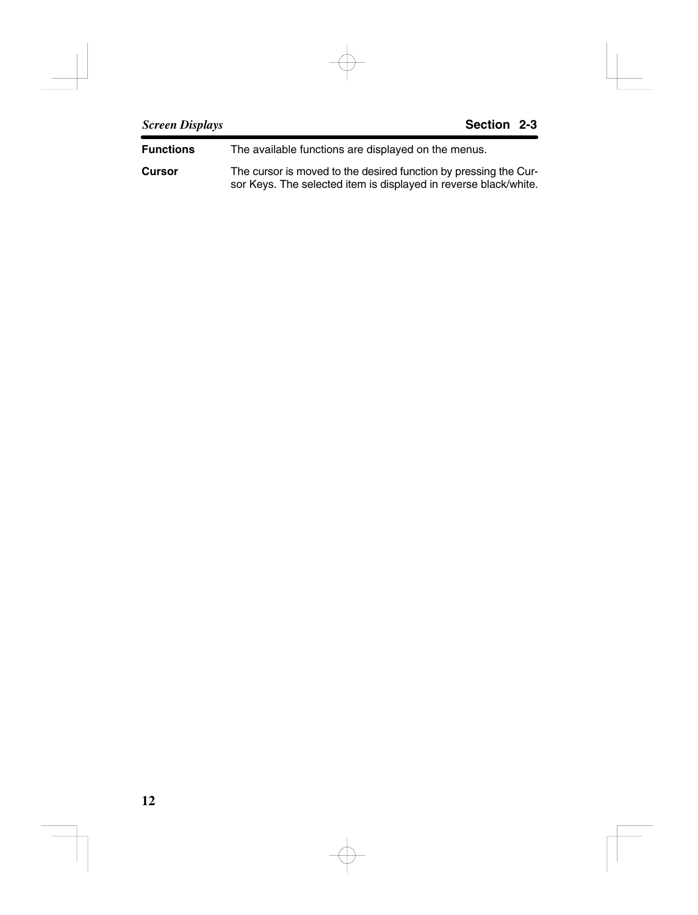**Functions** The available functions are displayed on the menus.

**Cursor** The cursor is moved to the desired function by pressing the Cursor Keys. The selected item is displayed in reverse black/white.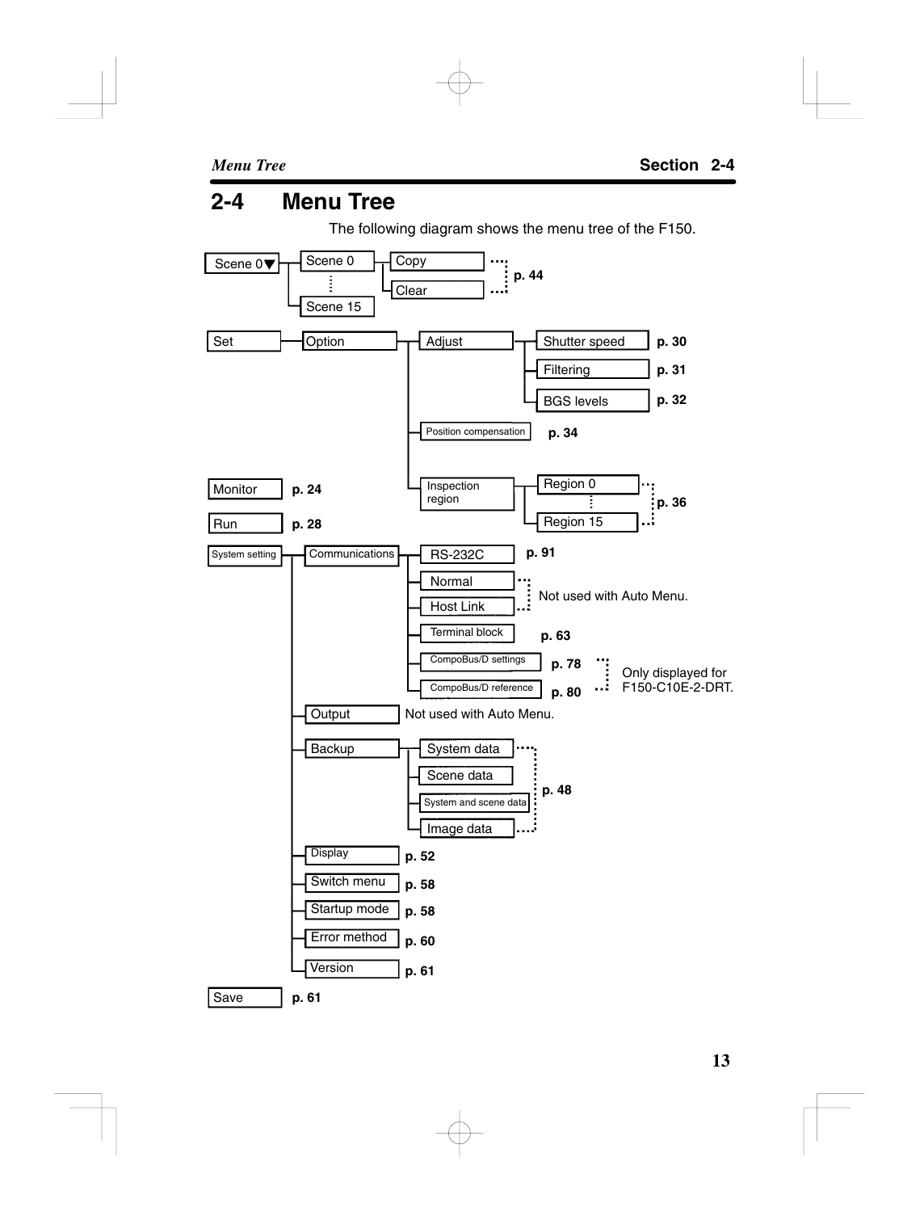## 2-4 Menu Tree

The following diagram shows the menu tree of the F150.

- Scene 0▼
  - Scene 0 … Scene 15
    - Copy (p. 44)
    - Clear (p. 44)
- Set
  - Option
    - Adjust
      - Shutter speed (p. 30)
      - Filtering (p. 31)
      - BGS levels (p. 32)
    - Position compensation (p. 34)
    - Inspection region
      - Region 0 … Region 15 (p. 36)
- Monitor (p. 24)
- Run (p. 28)
- System setting
  - Communications
    - RS-232C (p. 91)
    - Normal (Not used with Auto Menu.)
    - Host Link (Not used with Auto Menu.)
    - Terminal block (p. 63)
    - CompoBus/D settings (p. 78) (Only displayed for F150-C10E-2-DRT.)
    - CompoBus/D reference (p. 80) (Only displayed for F150-C10E-2-DRT.)
  - Output (Not used with Auto Menu.)
  - Backup
    - System data (p. 48)
    - Scene data (p. 48)
    - System and scene data (p. 48)
    - Image data (p. 48)
  - Display (p. 52)
  - Switch menu (p. 58)
  - Startup mode (p. 58)
  - Error method (p. 60)
  - Version (p. 61)
- Save (p. 61)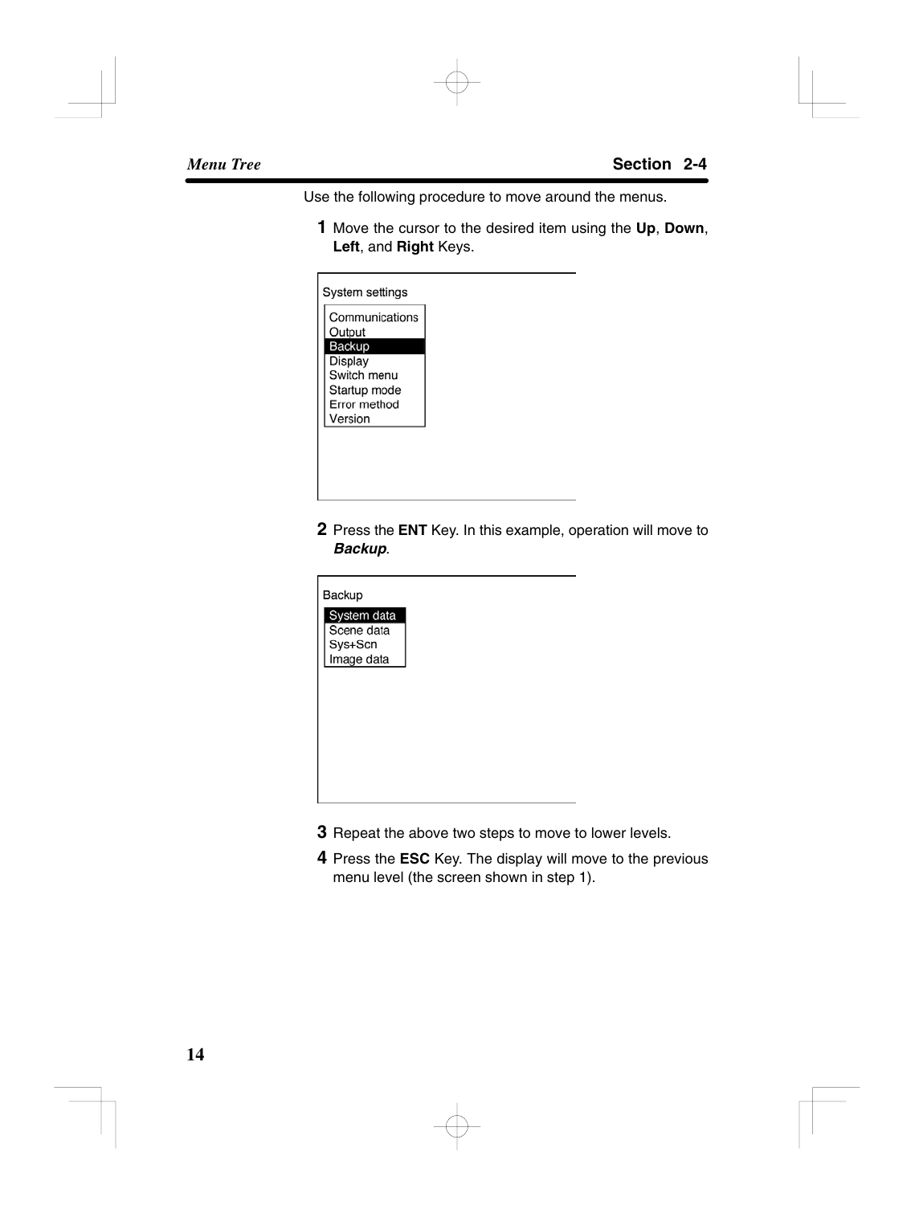Use the following procedure to move around the menus.

**1** Move the cursor to the desired item using the **Up**, **Down**, **Left**, and **Right** Keys.

```
System settings

Communications
Output
Backup
Display
Switch menu
Startup mode
Error method
Version
```

**2** Press the **ENT** Key. In this example, operation will move to ***Backup***.

```
Backup

System data
Scene data
Sys+Scn
Image data
```

**3** Repeat the above two steps to move to lower levels.

**4** Press the **ESC** Key. The display will move to the previous menu level (the screen shown in step 1).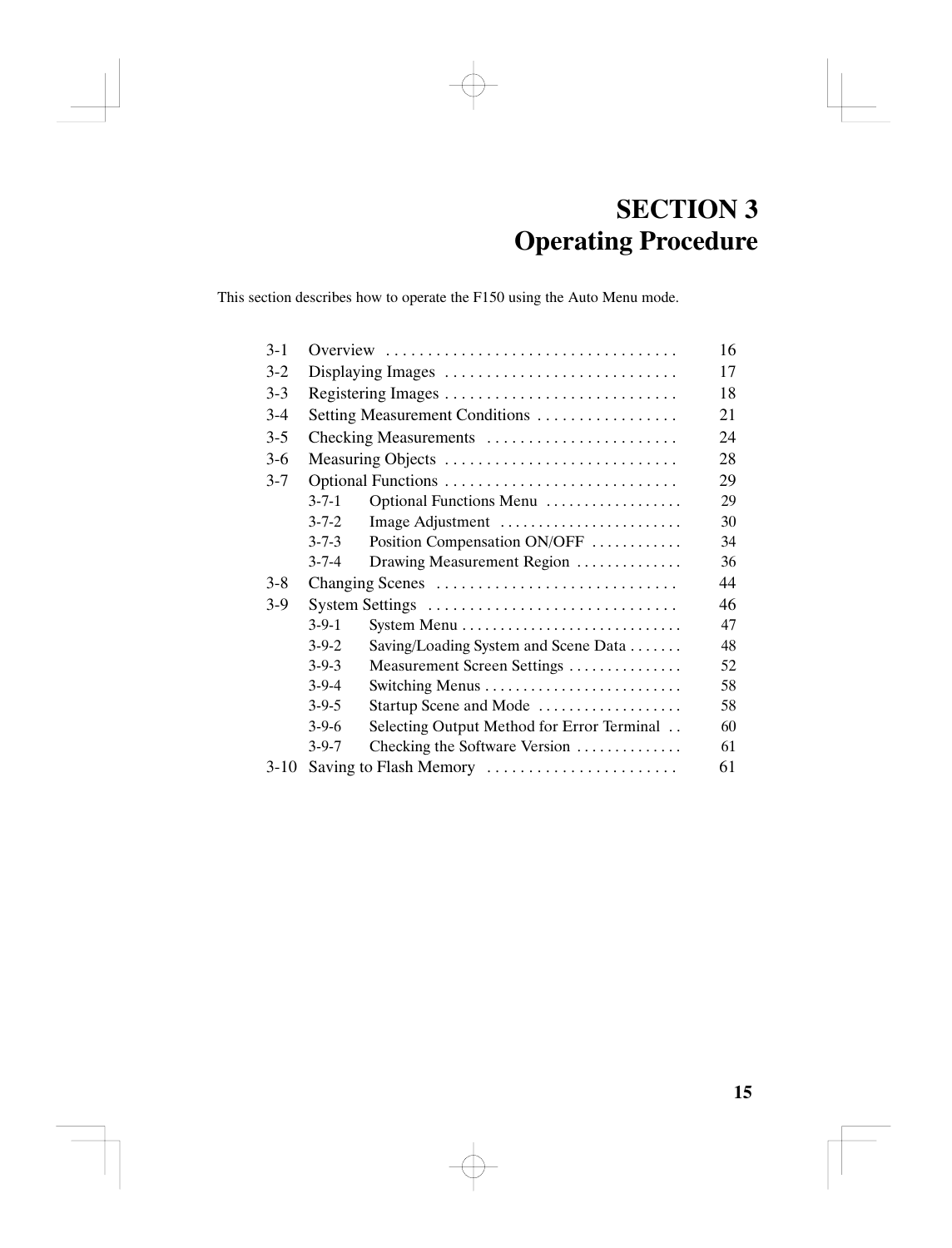# SECTION 3
# Operating Procedure

This section describes how to operate the F150 using the Auto Menu mode.

| | | |
|---|---|---|
| 3-1 | Overview | 16 |
| 3-2 | Displaying Images | 17 |
| 3-3 | Registering Images | 18 |
| 3-4 | Setting Measurement Conditions | 21 |
| 3-5 | Checking Measurements | 24 |
| 3-6 | Measuring Objects | 28 |
| 3-7 | Optional Functions | 29 |
| | 3-7-1 Optional Functions Menu | 29 |
| | 3-7-2 Image Adjustment | 30 |
| | 3-7-3 Position Compensation ON/OFF | 34 |
| | 3-7-4 Drawing Measurement Region | 36 |
| 3-8 | Changing Scenes | 44 |
| 3-9 | System Settings | 46 |
| | 3-9-1 System Menu | 47 |
| | 3-9-2 Saving/Loading System and Scene Data | 48 |
| | 3-9-3 Measurement Screen Settings | 52 |
| | 3-9-4 Switching Menus | 58 |
| | 3-9-5 Startup Scene and Mode | 58 |
| | 3-9-6 Selecting Output Method for Error Terminal | 60 |
| | 3-9-7 Checking the Software Version | 61 |
| 3-10 | Saving to Flash Memory | 61 |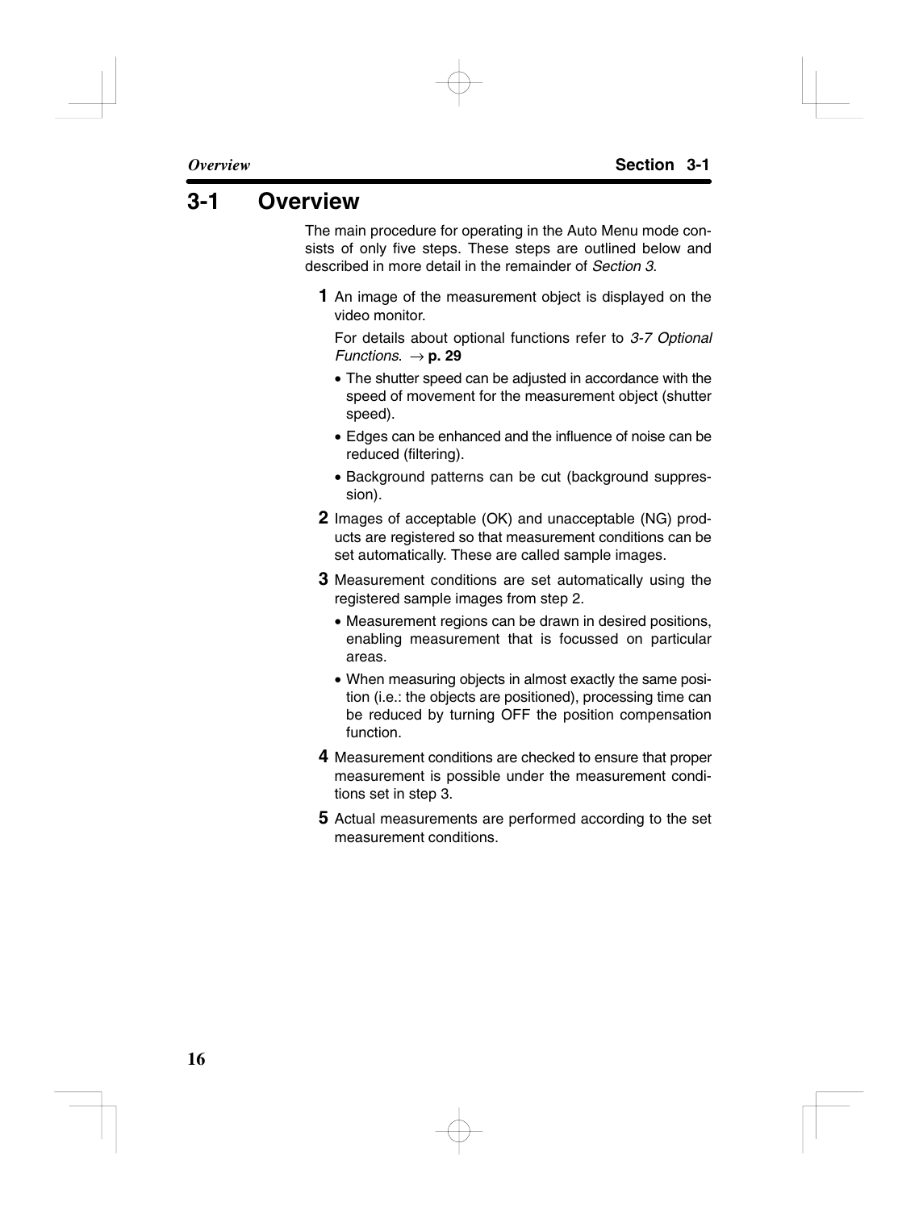## 3-1 Overview

The main procedure for operating in the Auto Menu mode consists of only five steps. These steps are outlined below and described in more detail in the remainder of *Section 3*.

**1** An image of the measurement object is displayed on the video monitor.

For details about optional functions refer to *3-7 Optional Functions*. → **p. 29**

- The shutter speed can be adjusted in accordance with the speed of movement for the measurement object (shutter speed).
- Edges can be enhanced and the influence of noise can be reduced (filtering).
- Background patterns can be cut (background suppression).

**2** Images of acceptable (OK) and unacceptable (NG) products are registered so that measurement conditions can be set automatically. These are called sample images.

**3** Measurement conditions are set automatically using the registered sample images from step 2.

- Measurement regions can be drawn in desired positions, enabling measurement that is focussed on particular areas.
- When measuring objects in almost exactly the same position (i.e.: the objects are positioned), processing time can be reduced by turning OFF the position compensation function.

**4** Measurement conditions are checked to ensure that proper measurement is possible under the measurement conditions set in step 3.

**5** Actual measurements are performed according to the set measurement conditions.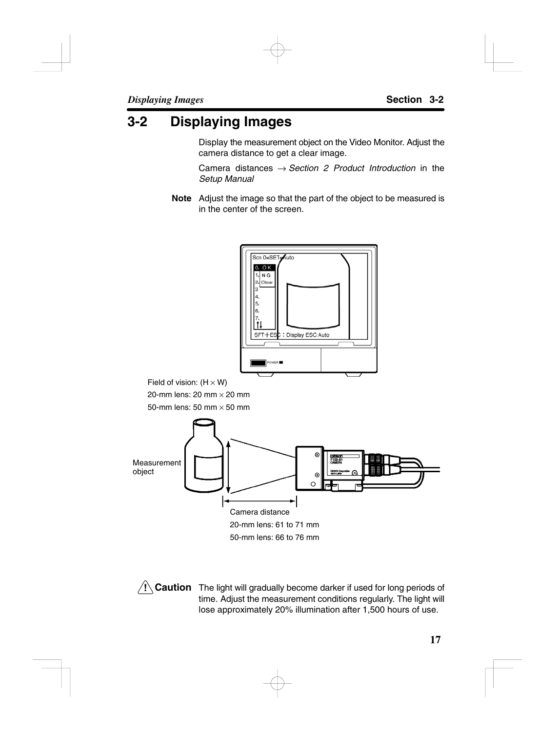## 3-2 Displaying Images

Display the measurement object on the Video Monitor. Adjust the camera distance to get a clear image.

Camera distances → *Section 2 Product Introduction* in the *Setup Manual*

**Note** Adjust the image so that the part of the object to be measured is in the center of the screen.

Field of vision: (H × W)
20-mm lens: 20 mm × 20 mm
50-mm lens: 50 mm × 50 mm

Measurement object

Camera distance
20-mm lens: 61 to 71 mm
50-mm lens: 66 to 76 mm

**Caution** The light will gradually become darker if used for long periods of time. Adjust the measurement conditions regularly. The light will lose approximately 20% illumination after 1,500 hours of use.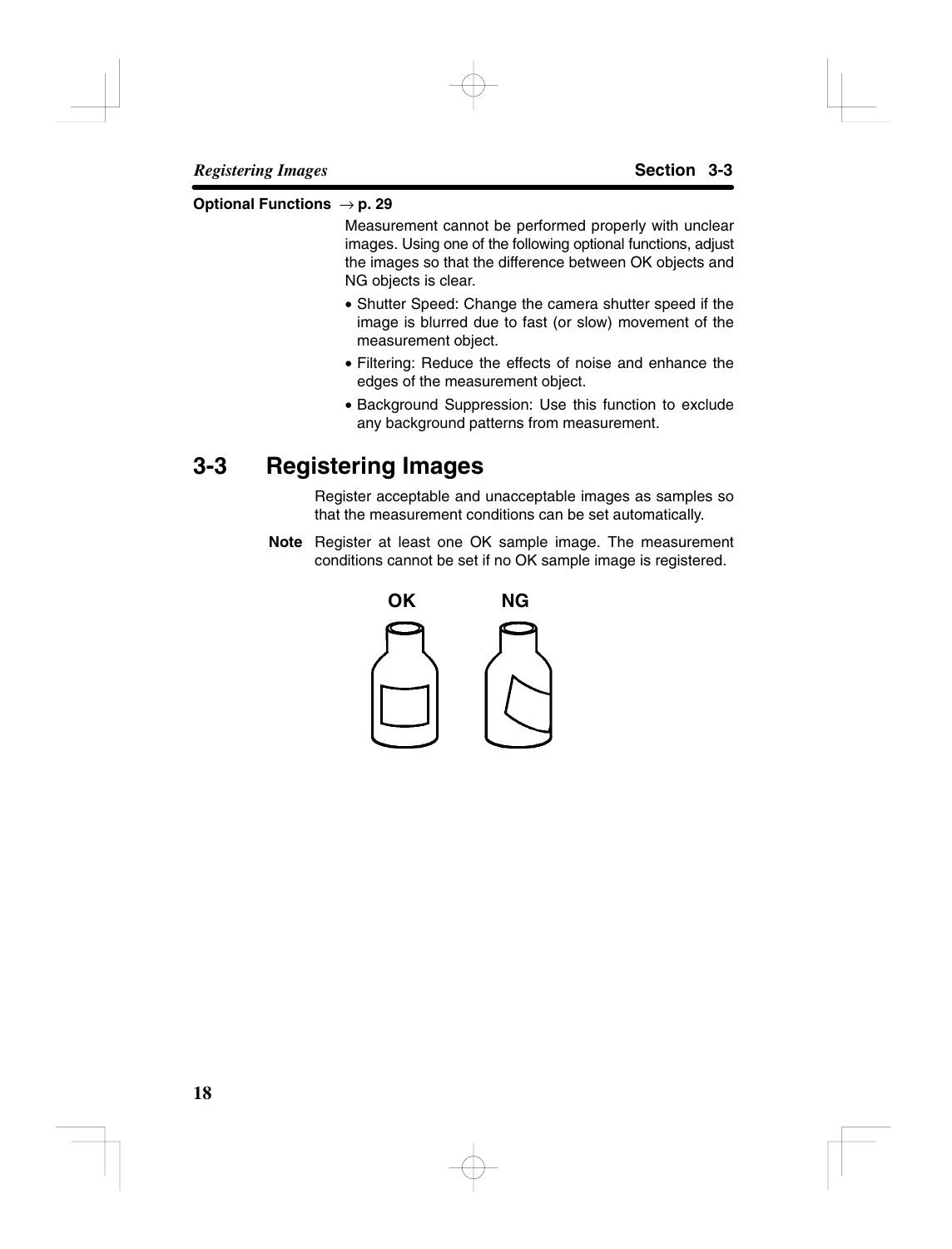**Optional Functions** → **p. 29**

Measurement cannot be performed properly with unclear images. Using one of the following optional functions, adjust the images so that the difference between OK objects and NG objects is clear.

- Shutter Speed: Change the camera shutter speed if the image is blurred due to fast (or slow) movement of the measurement object.
- Filtering: Reduce the effects of noise and enhance the edges of the measurement object.
- Background Suppression: Use this function to exclude any background patterns from measurement.

## 3-3 Registering Images

Register acceptable and unacceptable images as samples so that the measurement conditions can be set automatically.

**Note** Register at least one OK sample image. The measurement conditions cannot be set if no OK sample image is registered.

OK NG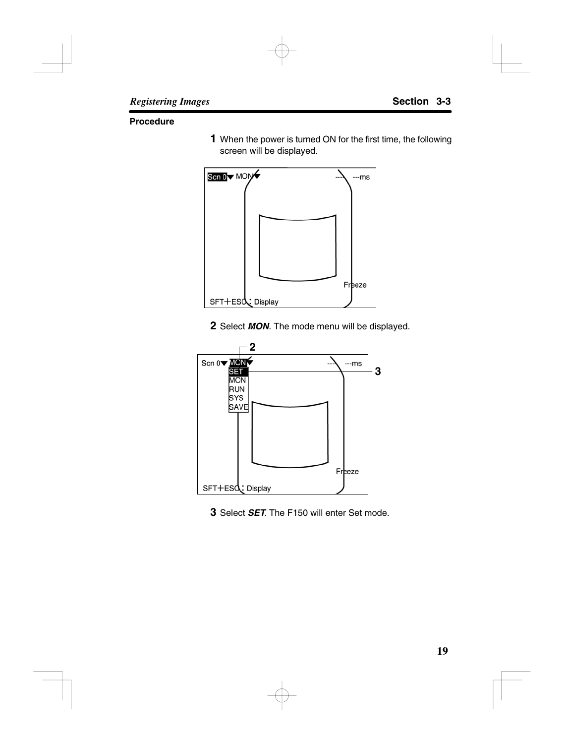### Procedure

**1** When the power is turned ON for the first time, the following screen will be displayed.

**2** Select ***MON***. The mode menu will be displayed.

**3** Select ***SET***. The F150 will enter Set mode.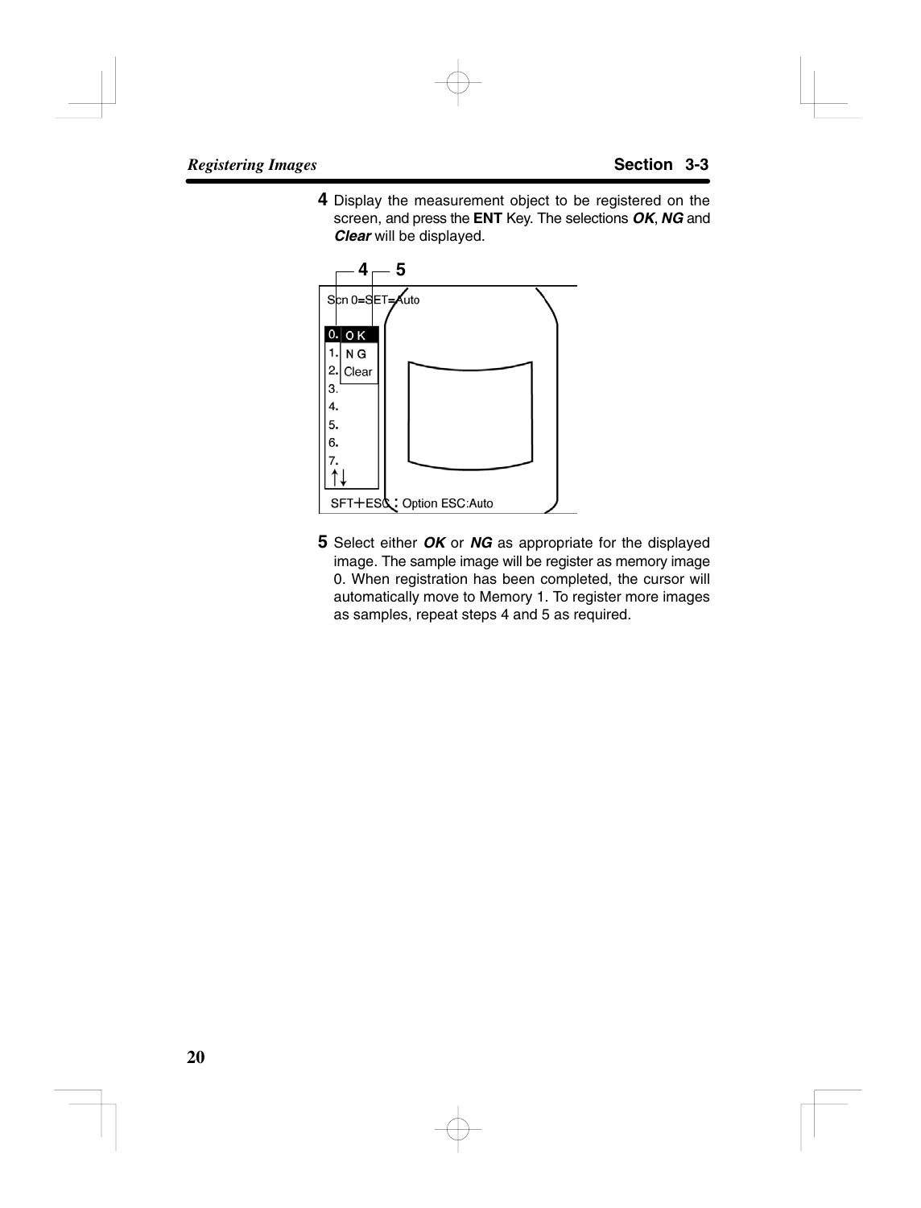**4** Display the measurement object to be registered on the screen, and press the **ENT** Key. The selections ***OK***, ***NG*** and ***Clear*** will be displayed.

**5** Select either ***OK*** or ***NG*** as appropriate for the displayed image. The sample image will be register as memory image 0. When registration has been completed, the cursor will automatically move to Memory 1. To register more images as samples, repeat steps 4 and 5 as required.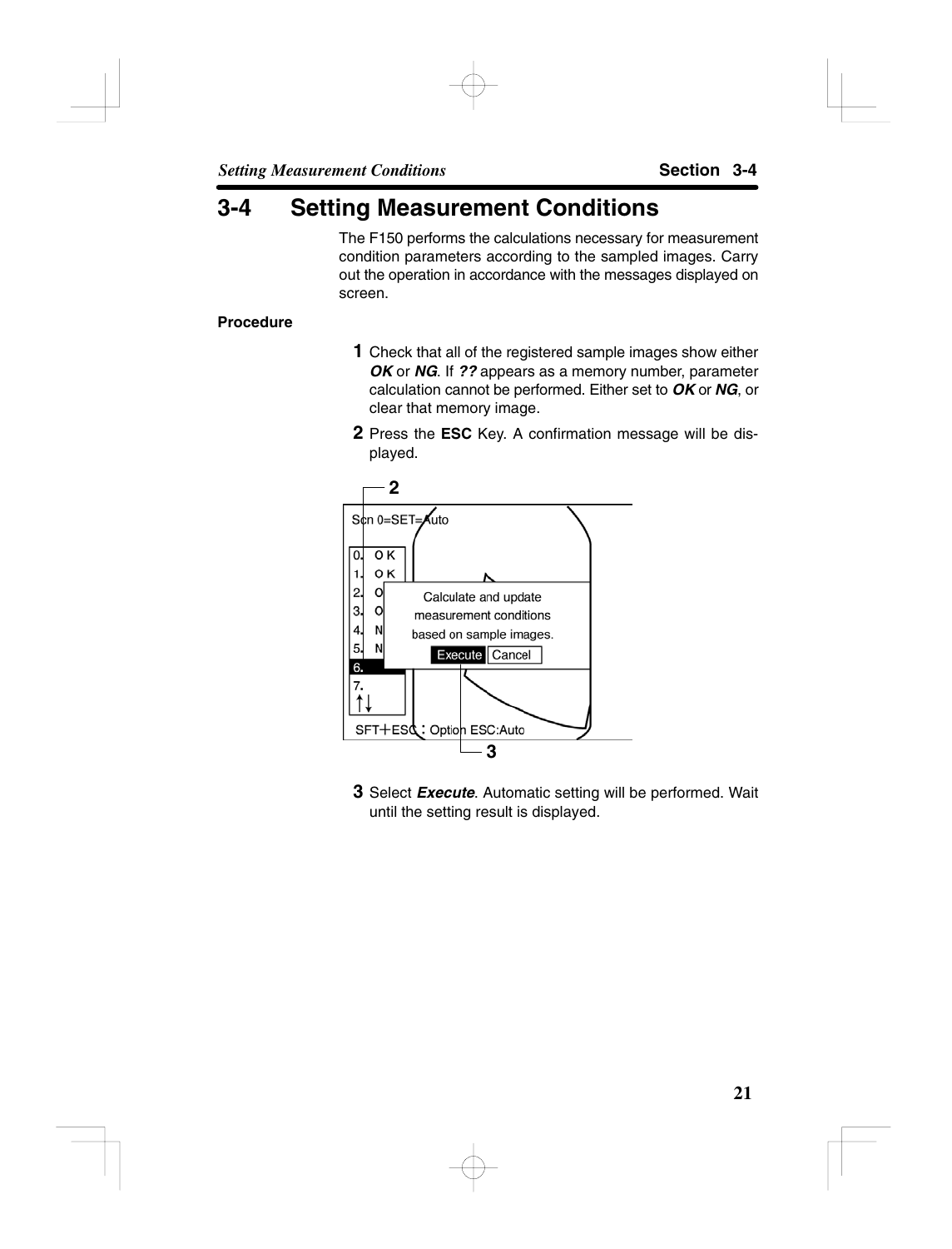# 3-4 Setting Measurement Conditions

The F150 performs the calculations necessary for measurement condition parameters according to the sampled images. Carry out the operation in accordance with the messages displayed on screen.

**Procedure**

**1** Check that all of the registered sample images show either ***OK*** or ***NG***. If ***??*** appears as a memory number, parameter calculation cannot be performed. Either set to ***OK*** or ***NG***, or clear that memory image.

**2** Press the **ESC** Key. A confirmation message will be displayed.

**3** Select ***Execute***. Automatic setting will be performed. Wait until the setting result is displayed.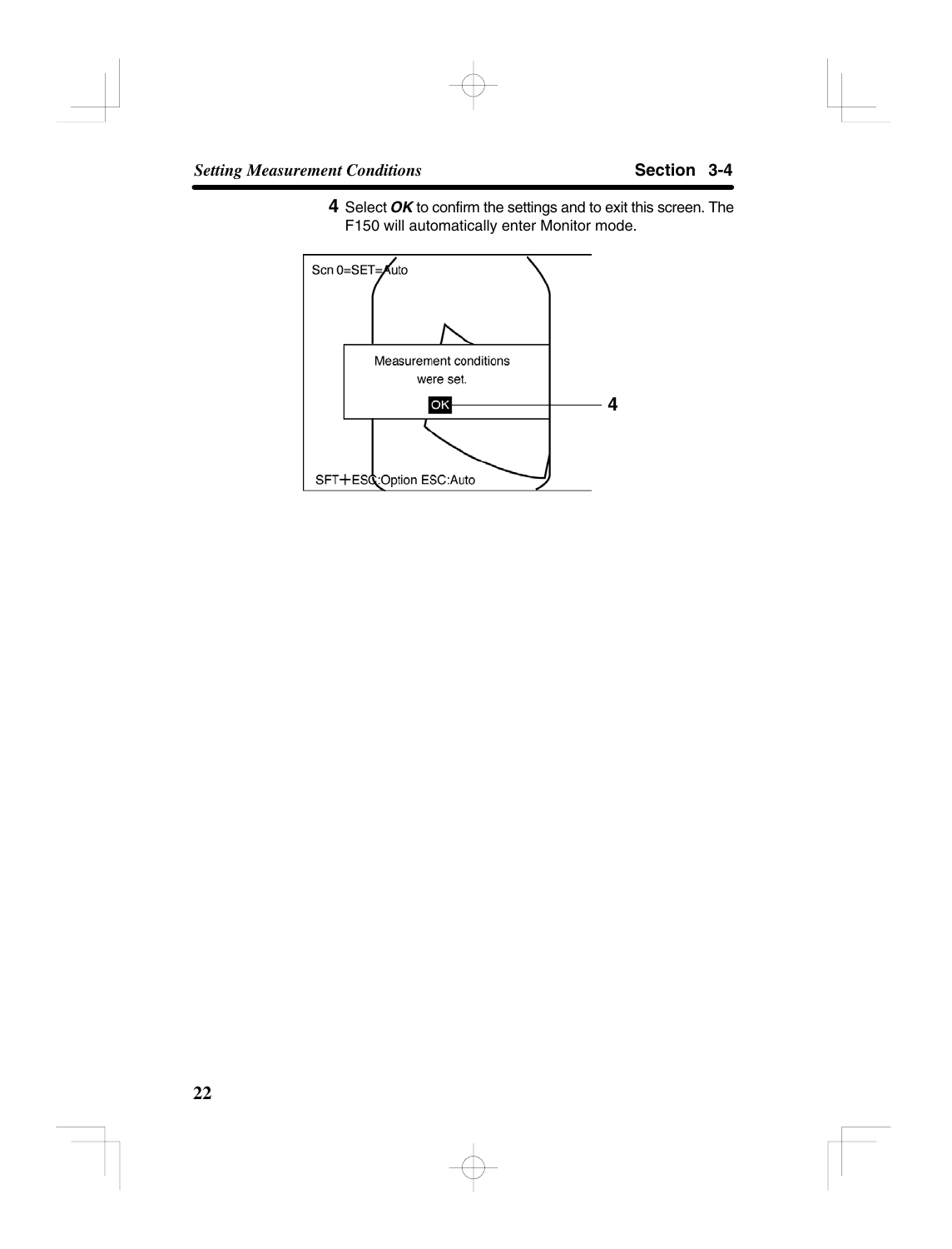**4** Select ***OK*** to confirm the settings and to exit this screen. The F150 will automatically enter Monitor mode.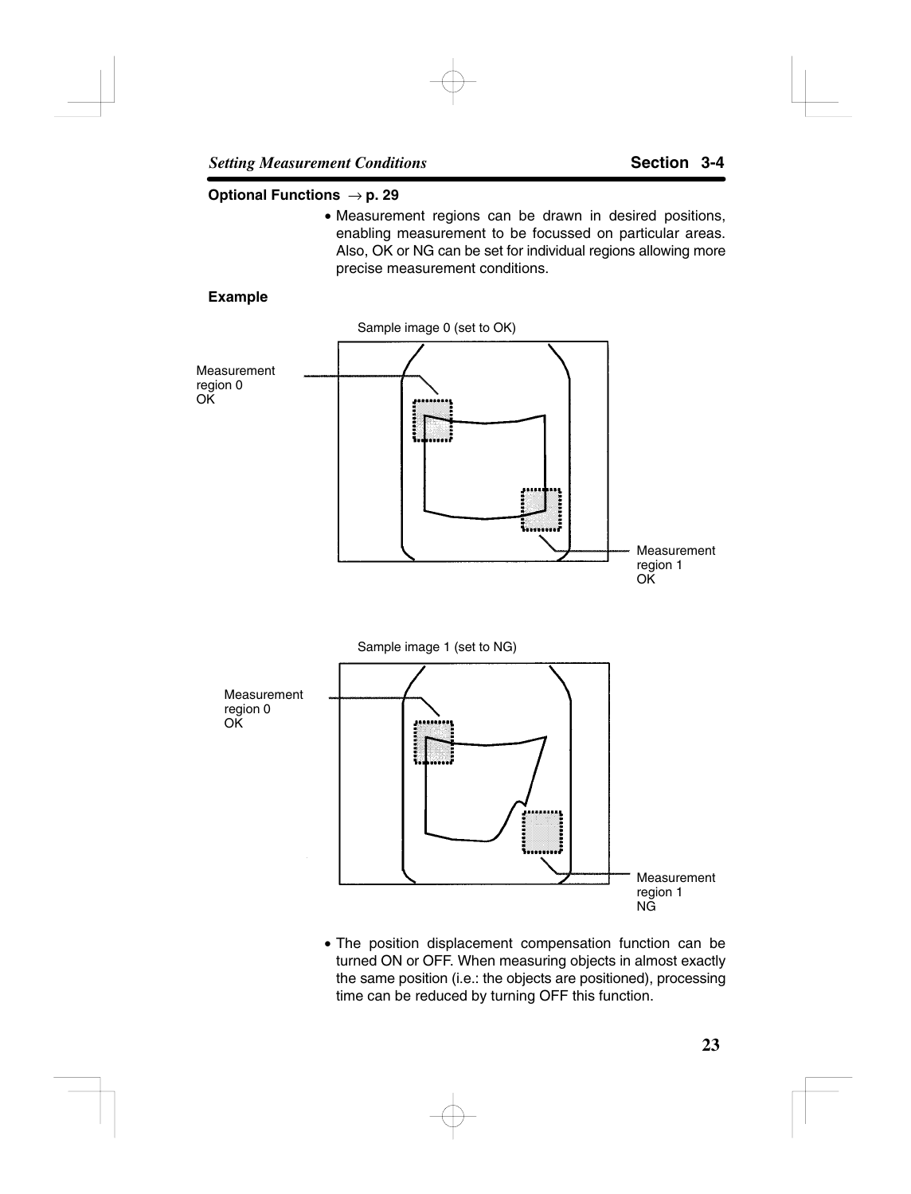### Optional Functions → p. 29

- Measurement regions can be drawn in desired positions, enabling measurement to be focussed on particular areas. Also, OK or NG can be set for individual regions allowing more precise measurement conditions.

**Example**

Sample image 0 (set to OK)

Measurement region 0 OK

Measurement region 1 OK

Sample image 1 (set to NG)

Measurement region 0 OK

Measurement region 1 NG

- The position displacement compensation function can be turned ON or OFF. When measuring objects in almost exactly the same position (i.e.: the objects are positioned), processing time can be reduced by turning OFF this function.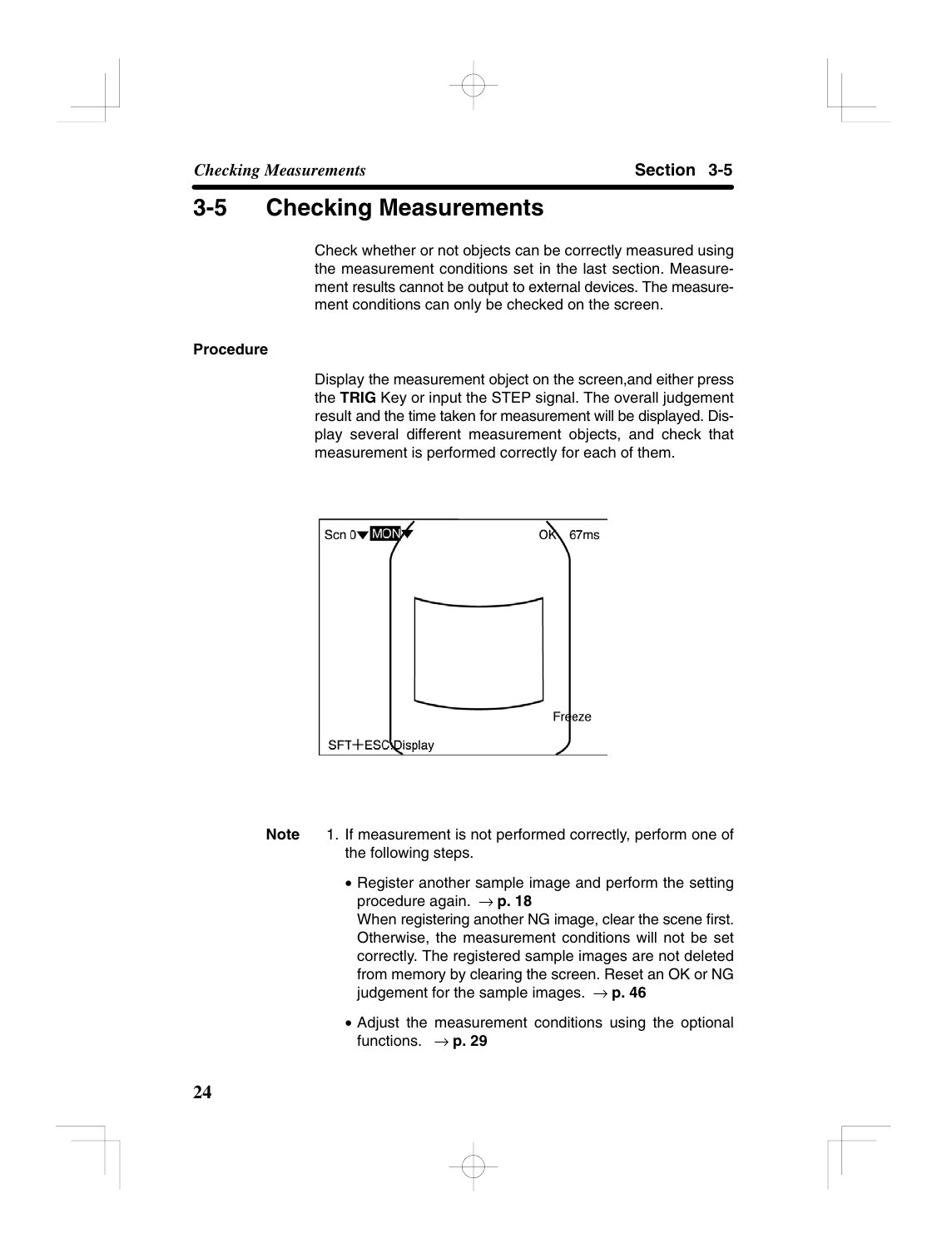# 3-5 Checking Measurements

Check whether or not objects can be correctly measured using the measurement conditions set in the last section. Measurement results cannot be output to external devices. The measurement conditions can only be checked on the screen.

**Procedure**

Display the measurement object on the screen,and either press the **TRIG** Key or input the STEP signal. The overall judgement result and the time taken for measurement will be displayed. Display several different measurement objects, and check that measurement is performed correctly for each of them.

Scn 0▼ MON▼ OK 67ms

Freeze

SFT+ESC:Display

**Note**

1. If measurement is not performed correctly, perform one of the following steps.

   - Register another sample image and perform the setting procedure again. → **p. 18**
     When registering another NG image, clear the scene first. Otherwise, the measurement conditions will not be set correctly. The registered sample images are not deleted from memory by clearing the screen. Reset an OK or NG judgement for the sample images. → **p. 46**
   - Adjust the measurement conditions using the optional functions. → **p. 29**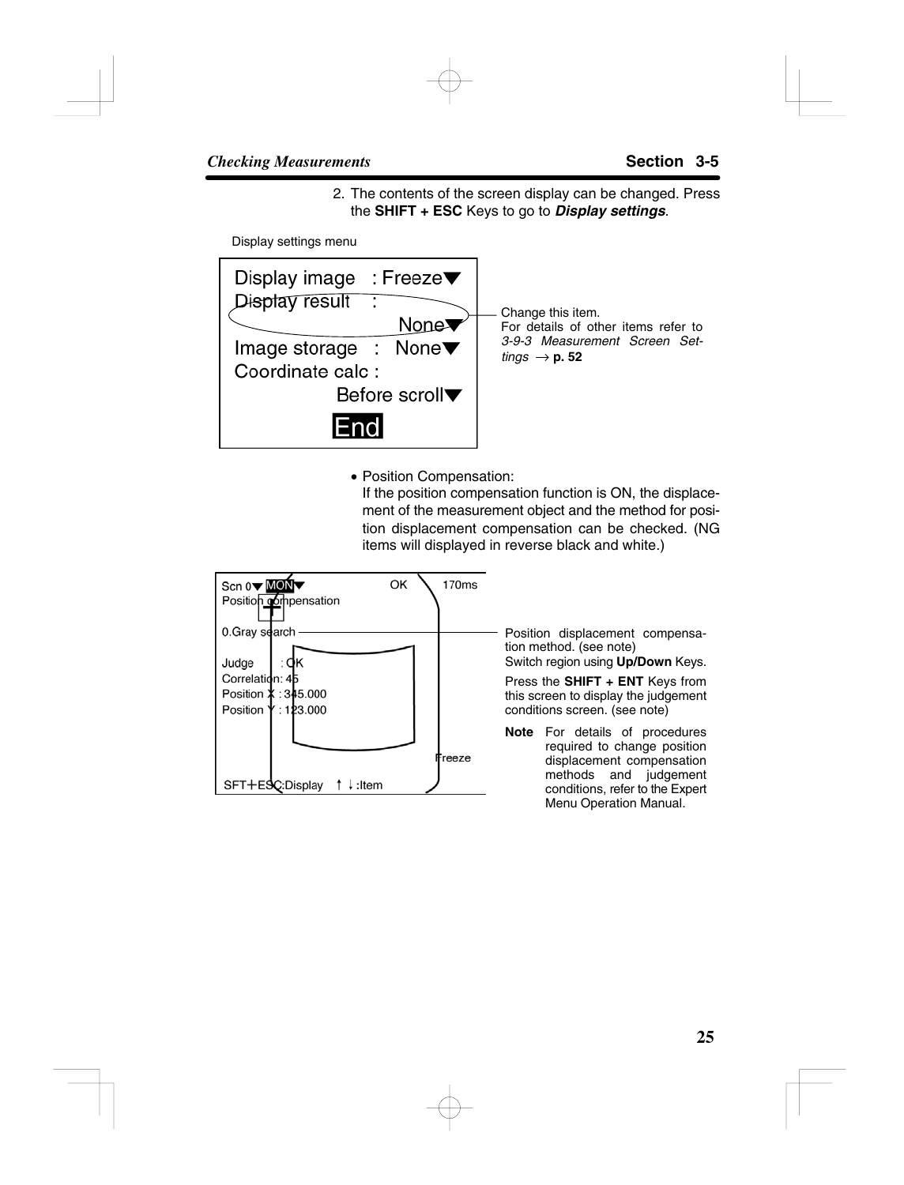2. The contents of the screen display can be changed. Press the **SHIFT + ESC** Keys to go to ***Display settings***.

Display settings menu

```
Display image   : Freeze▼
Display result  :
                     None▼
Image storage   :   None▼
Coordinate calc :
             Before scroll▼
            End
```

Change this item.
For details of other items refer to *3-9-3 Measurement Screen Settings* → **p. 52**

- Position Compensation:
  If the position compensation function is ON, the displacement of the measurement object and the method for position displacement compensation can be checked. (NG items will displayed in reverse black and white.)

```
Scn 0▼ MON▼            OK      170ms
Position compensation

0.Gray search

Judge       : OK
Correlation: 45
Position X : 345.000
Position Y : 123.000

                               Freeze
SFT+ESC:Display   ↑ ↓:Item
```

Position displacement compensation method. (see note)
Switch region using **Up/Down** Keys.

Press the **SHIFT + ENT** Keys from this screen to display the judgement conditions screen. (see note)

**Note** For details of procedures required to change position displacement compensation methods and judgement conditions, refer to the Expert Menu Operation Manual.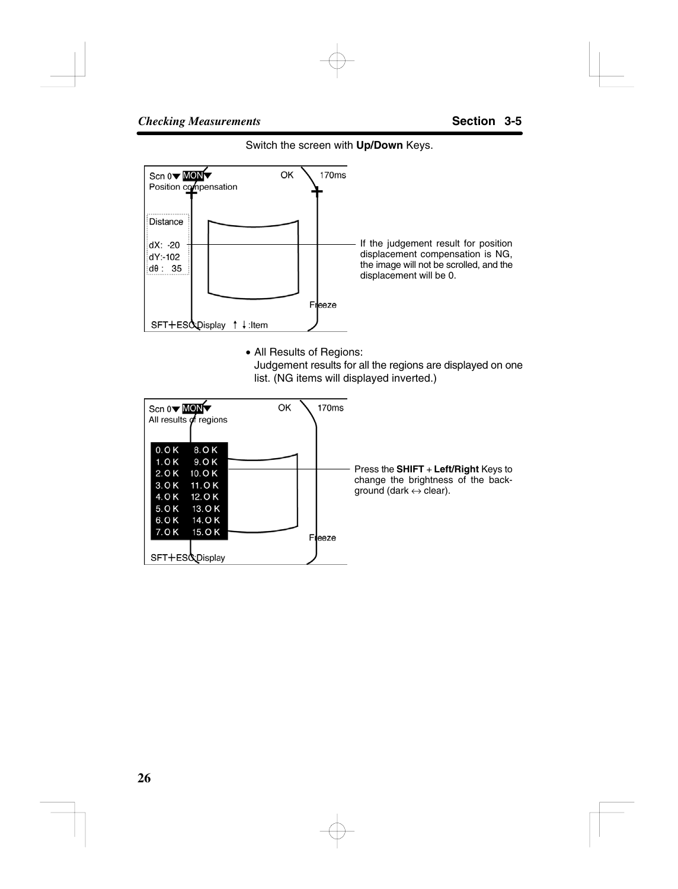Switch the screen with **Up/Down** Keys.

Scn 0▼ MON▼ OK 170ms
Position compensation

Distance

dX: -20
dY:-102
dθ : 35

Freeze

SFT+ESC:Display ↑ ↓:Item

If the judgement result for position displacement compensation is NG, the image will not be scrolled, and the displacement will be 0.

- All Results of Regions:
  Judgement results for all the regions are displayed on one list. (NG items will displayed inverted.)

Scn 0▼ MON▼ OK 170ms
All results of regions

| | |
|---|---|
| 0.OK | 8.OK |
| 1.OK | 9.OK |
| 2.OK | 10.OK |
| 3.OK | 11.OK |
| 4.OK | 12.OK |
| 5.OK | 13.OK |
| 6.OK | 14.OK |
| 7.OK | 15.OK |

Freeze

SFT+ESC:Display

Press the **SHIFT** + **Left/Right** Keys to change the brightness of the background (dark ↔ clear).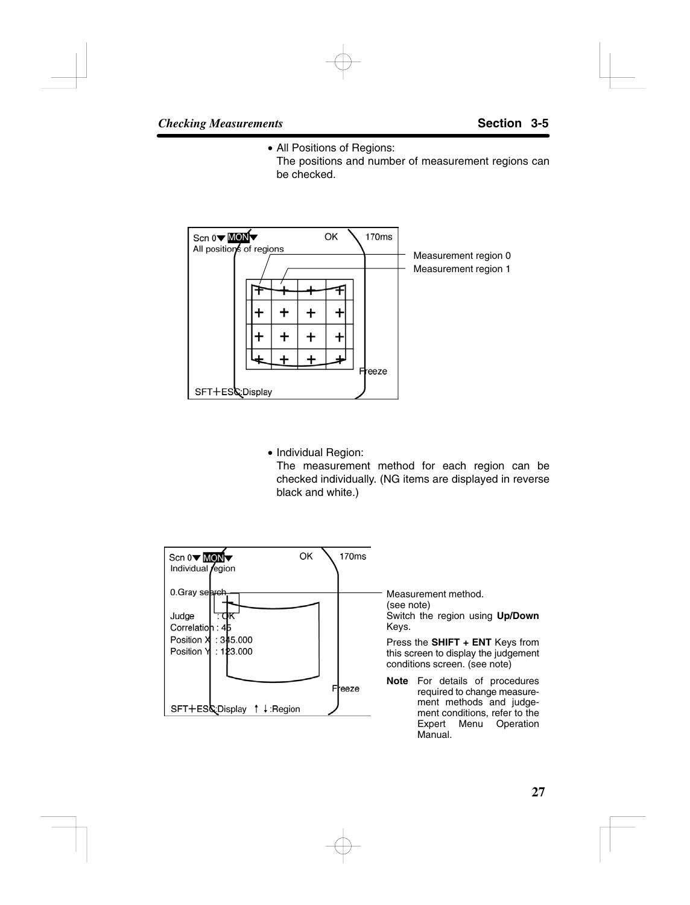- All Positions of Regions:
  The positions and number of measurement regions can be checked.

```
Scn 0▼ MON▼                    OK        170ms
All positions of regions
                                                   Measurement region 0
                                                   Measurement region 1
                                        Freeze
SFT+ESC:Display
```

- Individual Region:
  The measurement method for each region can be checked individually. (NG items are displayed in reverse black and white.)

```
Scn 0▼ MON▼                 OK        170ms
Individual region

0.Gray search
Judge        : OK
Correlation : 45
Position X  : 345.000
Position Y  : 123.000

                                     Freeze
SFT+ESC:Display  ↑ ↓:Region
```

Measurement method. (see note)
Switch the region using **Up/Down** Keys.

Press the **SHIFT + ENT** Keys from this screen to display the judgement conditions screen. (see note)

**Note** For details of procedures required to change measurement methods and judgement conditions, refer to the Expert Menu Operation Manual.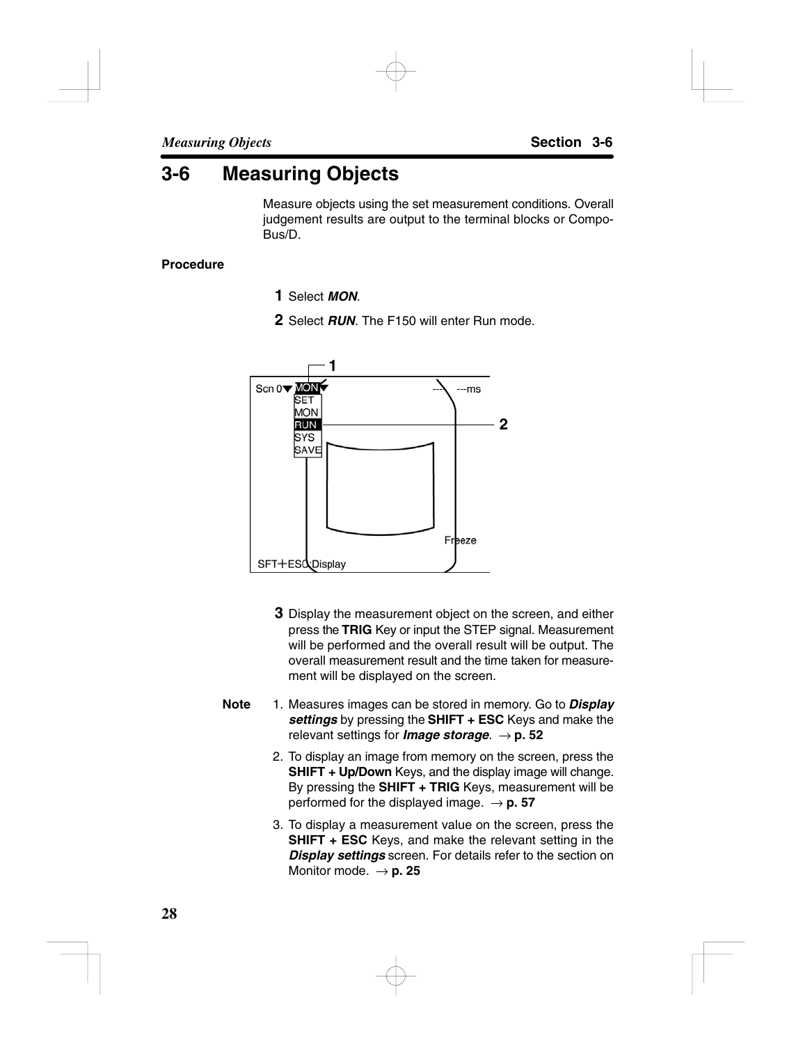# 3-6 Measuring Objects

Measure objects using the set measurement conditions. Overall judgement results are output to the terminal blocks or CompoBus/D.

**Procedure**

**1** Select ***MON***.

**2** Select ***RUN***. The F150 will enter Run mode.

**3** Display the measurement object on the screen, and either press the **TRIG** Key or input the STEP signal. Measurement will be performed and the overall result will be output. The overall measurement result and the time taken for measurement will be displayed on the screen.

**Note**

1. Measures images can be stored in memory. Go to ***Display settings*** by pressing the **SHIFT + ESC** Keys and make the relevant settings for ***Image storage***. → **p. 52**
2. To display an image from memory on the screen, press the **SHIFT + Up/Down** Keys, and the display image will change. By pressing the **SHIFT + TRIG** Keys, measurement will be performed for the displayed image. → **p. 57**
3. To display a measurement value on the screen, press the **SHIFT + ESC** Keys, and make the relevant setting in the ***Display settings*** screen. For details refer to the section on Monitor mode. → **p. 25**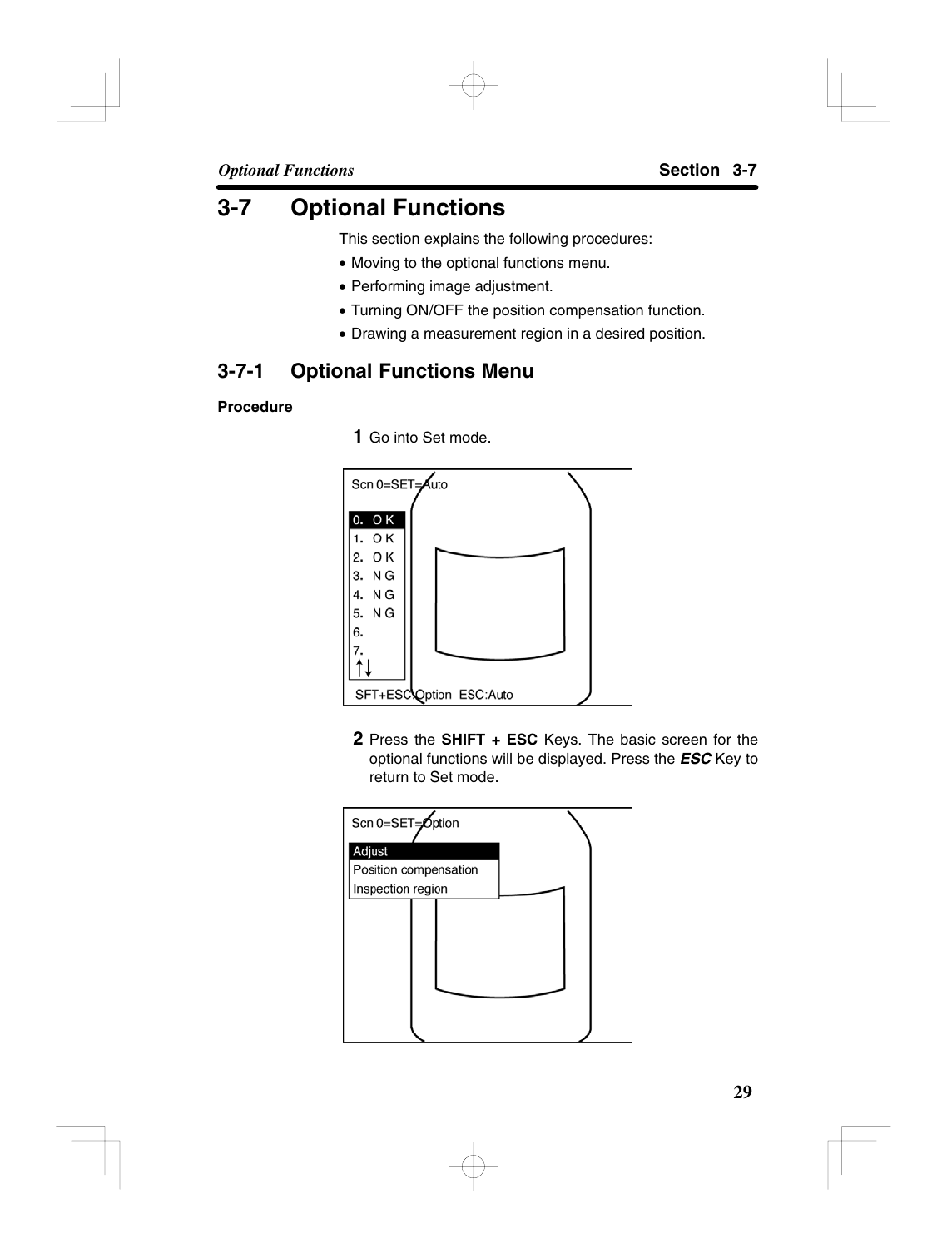# 3-7 Optional Functions

This section explains the following procedures:

- Moving to the optional functions menu.
- Performing image adjustment.
- Turning ON/OFF the position compensation function.
- Drawing a measurement region in a desired position.

## 3-7-1 Optional Functions Menu

**Procedure**

**1** Go into Set mode.

Scn 0=SET=Auto

0. OK
1. OK
2. OK
3. NG
4. NG
5. NG
6.
7.

SFT+ESC:Option ESC:Auto

**2** Press the **SHIFT + ESC** Keys. The basic screen for the optional functions will be displayed. Press the ***ESC*** Key to return to Set mode.

Scn 0=SET=Option

Adjust
Position compensation
Inspection region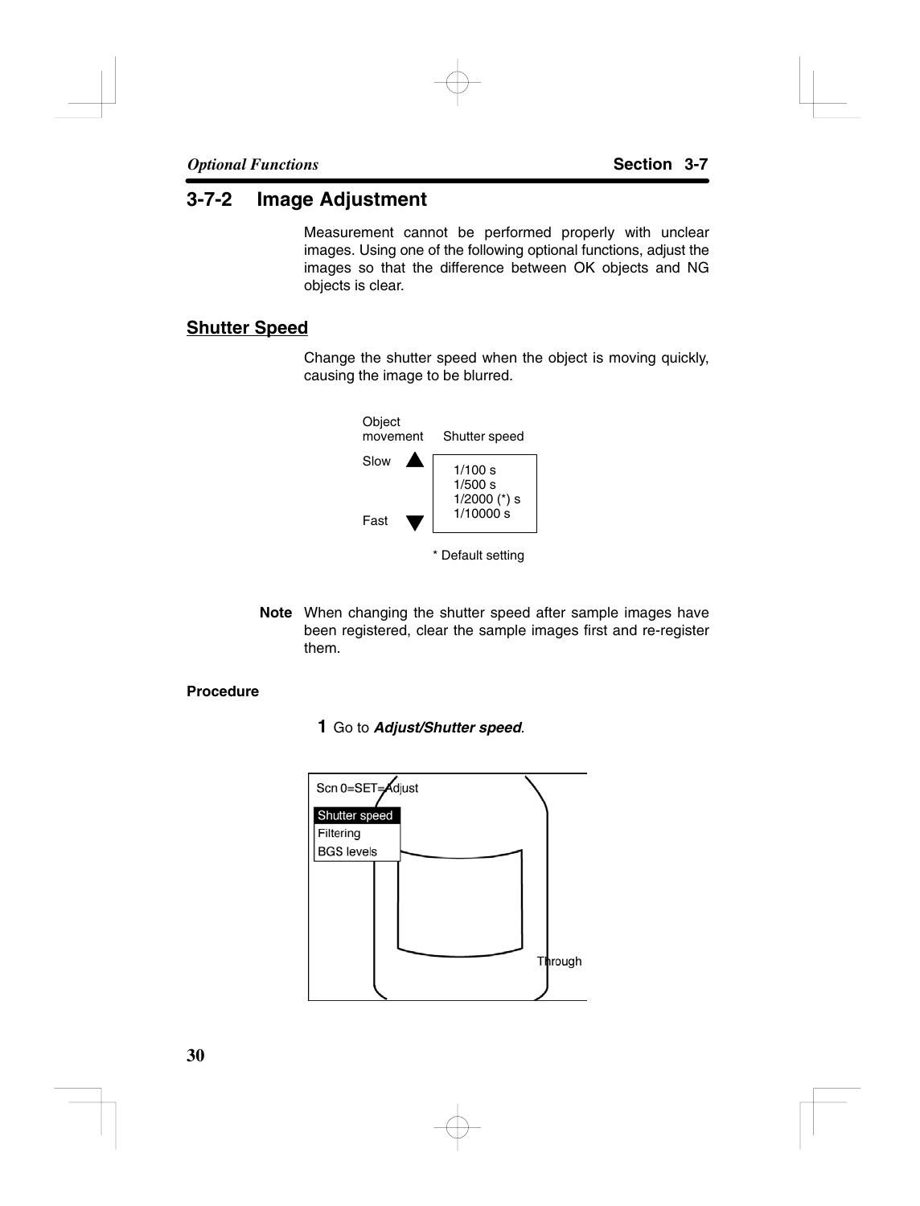## 3-7-2 Image Adjustment

Measurement cannot be performed properly with unclear images. Using one of the following optional functions, adjust the images so that the difference between OK objects and NG objects is clear.

### Shutter Speed

Change the shutter speed when the object is moving quickly, causing the image to be blurred.

| Object movement | Shutter speed |
| --- | --- |
| Slow ▲ | 1/100 s |
| | 1/500 s |
| | 1/2000 (*) s |
| Fast ▼ | 1/10000 s |

\* Default setting

**Note** When changing the shutter speed after sample images have been registered, clear the sample images first and re-register them.

**Procedure**

**1** Go to ***Adjust/Shutter speed***.

Scn 0=SET=Adjust

- Shutter speed
- Filtering
- BGS levels

Through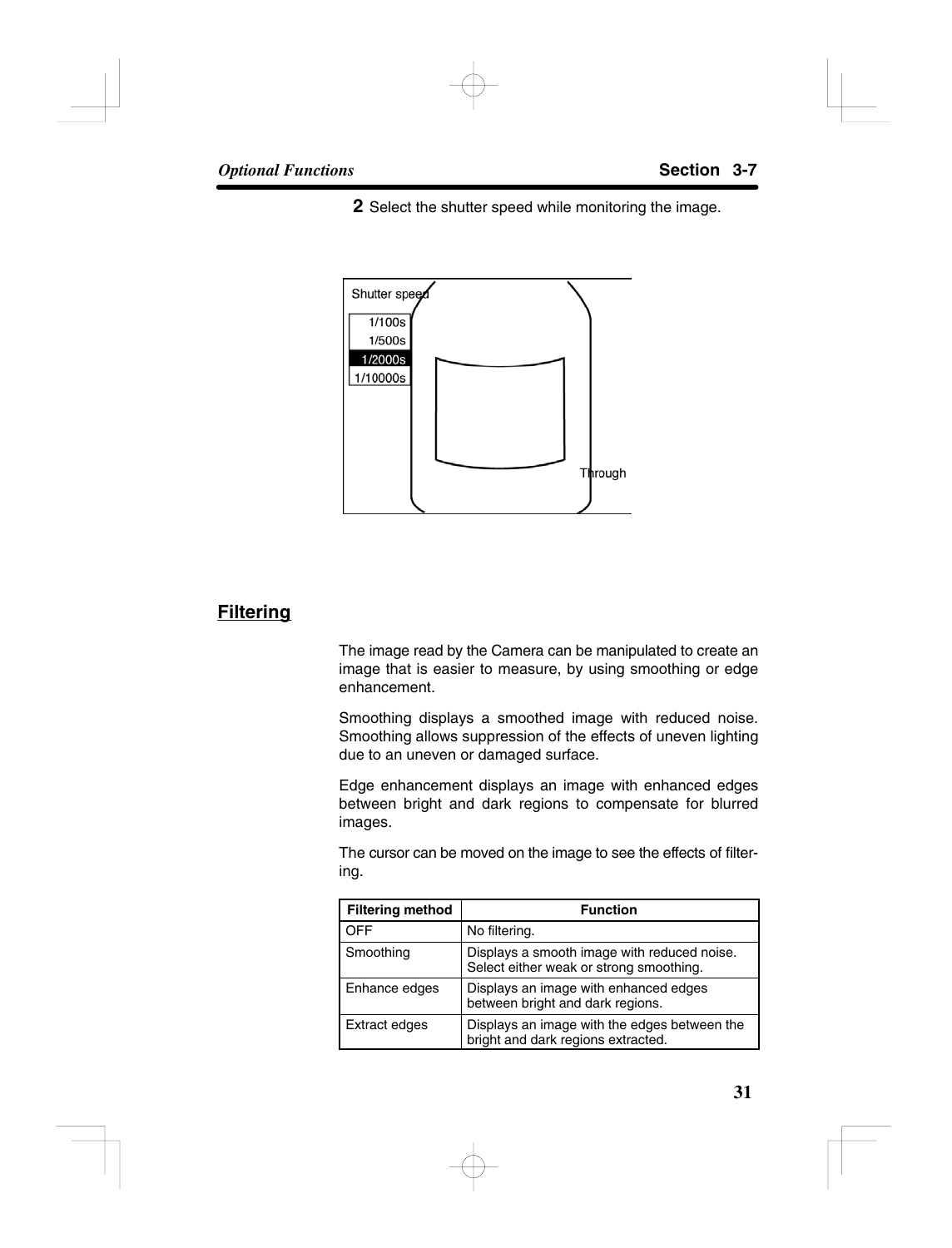**2** Select the shutter speed while monitoring the image.

## Filtering

The image read by the Camera can be manipulated to create an image that is easier to measure, by using smoothing or edge enhancement.

Smoothing displays a smoothed image with reduced noise. Smoothing allows suppression of the effects of uneven lighting due to an uneven or damaged surface.

Edge enhancement displays an image with enhanced edges between bright and dark regions to compensate for blurred images.

The cursor can be moved on the image to see the effects of filtering.

| Filtering method | Function |
|---|---|
| OFF | No filtering. |
| Smoothing | Displays a smooth image with reduced noise. Select either weak or strong smoothing. |
| Enhance edges | Displays an image with enhanced edges between bright and dark regions. |
| Extract edges | Displays an image with the edges between the bright and dark regions extracted. |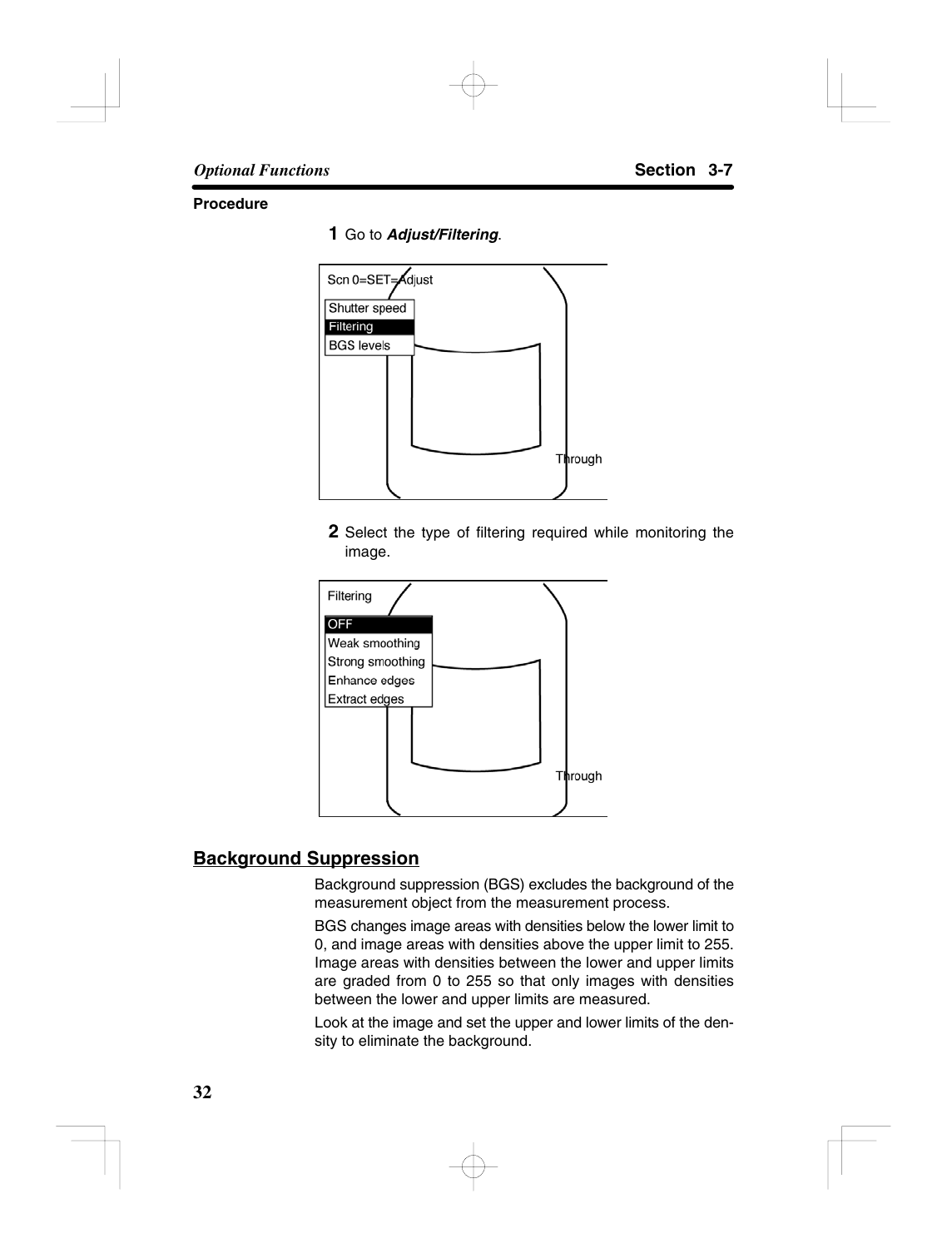**Procedure**

**1** Go to ***Adjust/Filtering***.

**2** Select the type of filtering required while monitoring the image.

## Background Suppression

Background suppression (BGS) excludes the background of the measurement object from the measurement process.

BGS changes image areas with densities below the lower limit to 0, and image areas with densities above the upper limit to 255. Image areas with densities between the lower and upper limits are graded from 0 to 255 so that only images with densities between the lower and upper limits are measured.

Look at the image and set the upper and lower limits of the density to eliminate the background.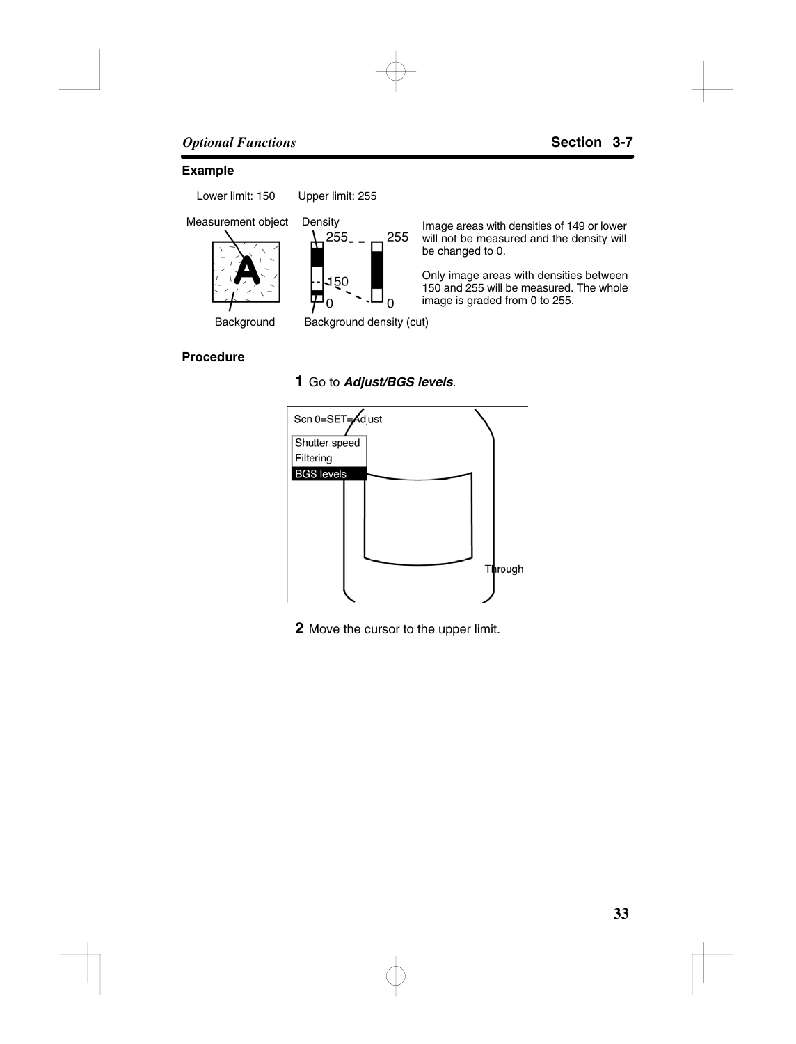**Example**

Lower limit: 150 Upper limit: 255

Measurement object Density

255 255

150

0 0

Background Background density (cut)

Image areas with densities of 149 or lower will not be measured and the density will be changed to 0.

Only image areas with densities between 150 and 255 will be measured. The whole image is graded from 0 to 255.

**Procedure**

**1** Go to ***Adjust/BGS levels***.

Scn 0=SET=Adjust

Shutter speed
Filtering
BGS levels

Through

**2** Move the cursor to the upper limit.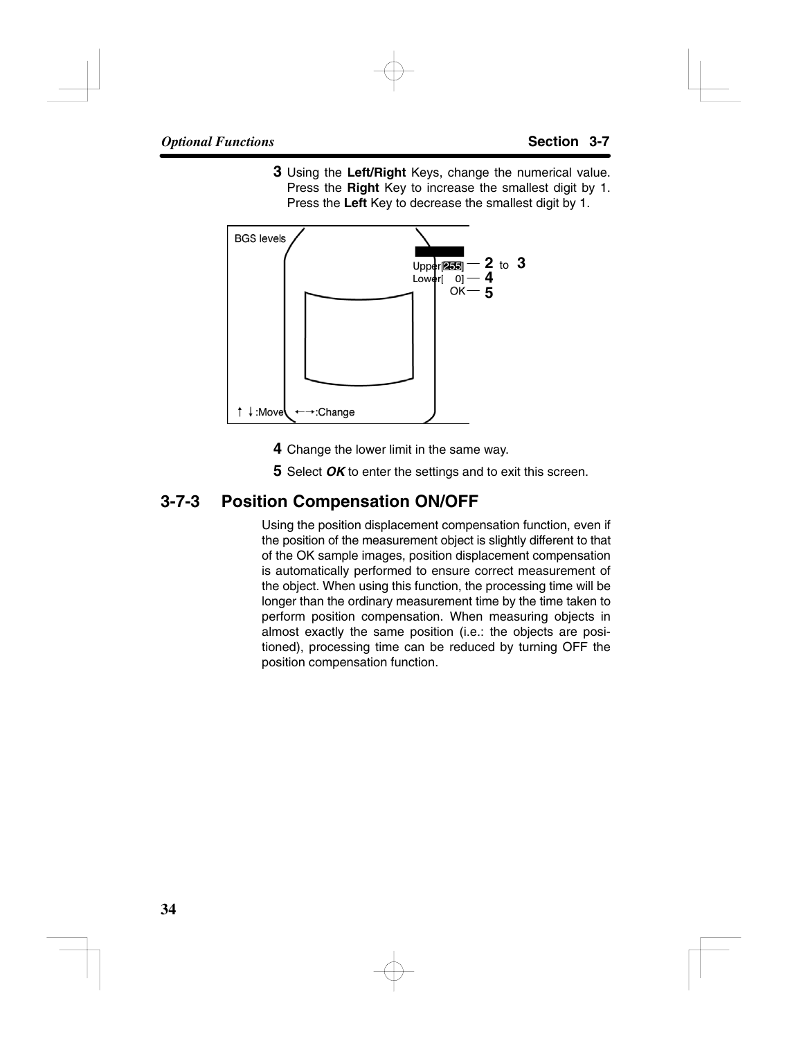**3** Using the **Left/Right** Keys, change the numerical value. Press the **Right** Key to increase the smallest digit by 1. Press the **Left** Key to decrease the smallest digit by 1.

BGS levels

Upper[255] — **2** to **3**
Lower[ 0] — **4**
OK — **5**

↑ ↓:Move ←→:Change

**4** Change the lower limit in the same way.

**5** Select ***OK*** to enter the settings and to exit this screen.

## 3-7-3 Position Compensation ON/OFF

Using the position displacement compensation function, even if the position of the measurement object is slightly different to that of the OK sample images, position displacement compensation is automatically performed to ensure correct measurement of the object. When using this function, the processing time will be longer than the ordinary measurement time by the time taken to perform position compensation. When measuring objects in almost exactly the same position (i.e.: the objects are positioned), processing time can be reduced by turning OFF the position compensation function.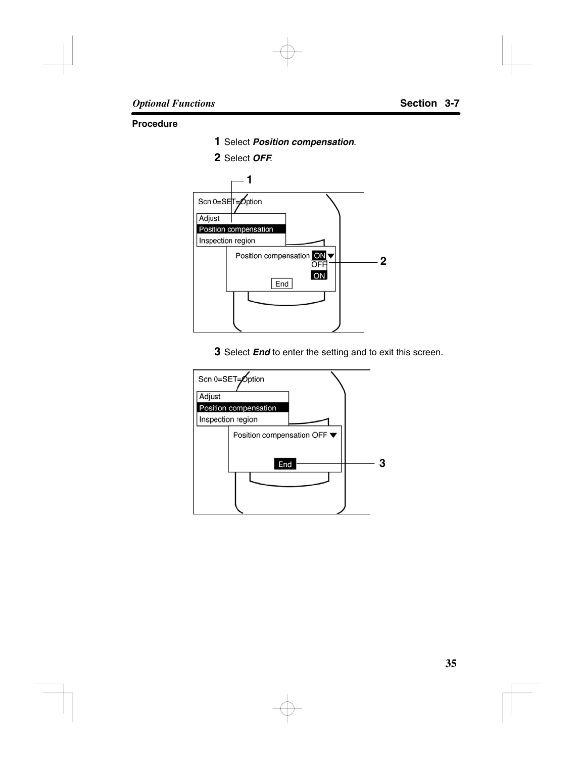### Procedure

**1** Select ***Position compensation***.

**2** Select ***OFF***.

**3** Select ***End*** to enter the setting and to exit this screen.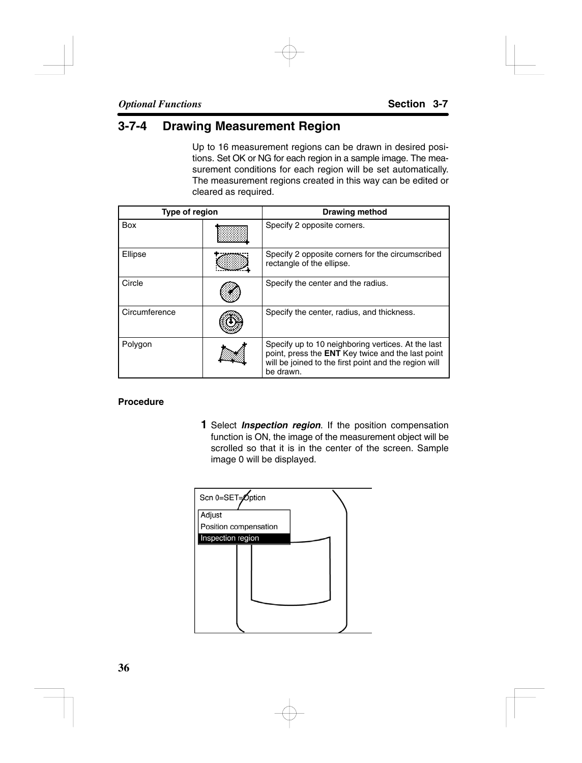## 3-7-4 Drawing Measurement Region

Up to 16 measurement regions can be drawn in desired positions. Set OK or NG for each region in a sample image. The measurement conditions for each region will be set automatically. The measurement regions created in this way can be edited or cleared as required.

| Type of region | | Drawing method |
|---|---|---|
| Box | | Specify 2 opposite corners. |
| Ellipse | | Specify 2 opposite corners for the circumscribed rectangle of the ellipse. |
| Circle | | Specify the center and the radius. |
| Circumference | | Specify the center, radius, and thickness. |
| Polygon | | Specify up to 10 neighboring vertices. At the last point, press the **ENT** Key twice and the last point will be joined to the first point and the region will be drawn. |

**Procedure**

**1** Select ***Inspection region***. If the position compensation function is ON, the image of the measurement object will be scrolled so that it is in the center of the screen. Sample image 0 will be displayed.

Scn 0=SET=Option
Adjust
Position compensation
Inspection region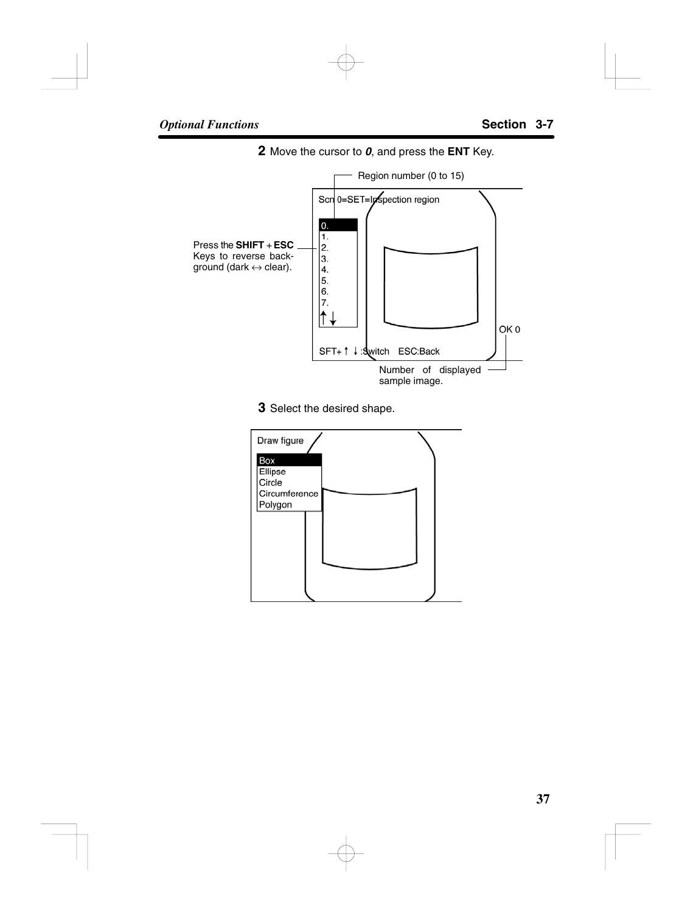**2** Move the cursor to ***0***, and press the **ENT** Key.

Region number (0 to 15)

Scn 0=SET=Inspection region

0.
1.
2.
3.
4.
5.
6.
7.

Press the **SHIFT** + **ESC** Keys to reverse background (dark ↔ clear).

OK 0

SFT+↑ ↓:Switch ESC:Back

Number of displayed sample image.

**3** Select the desired shape.

Draw figure

Box
Ellipse
Circle
Circumference
Polygon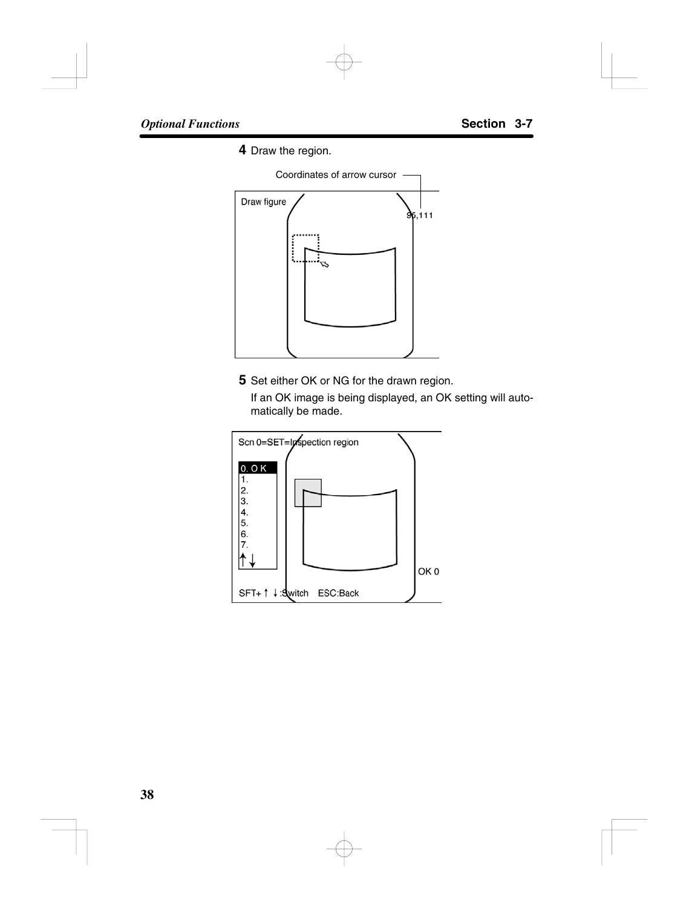**4** Draw the region.

Coordinates of arrow cursor

Draw figure

96,111

**5** Set either OK or NG for the drawn region.

If an OK image is being displayed, an OK setting will automatically be made.

Scn 0=SET=Inspection region

0. O K
1.
2.
3.
4.
5.
6.
7.

OK 0

SFT+ ↑ ↓ :Switch ESC:Back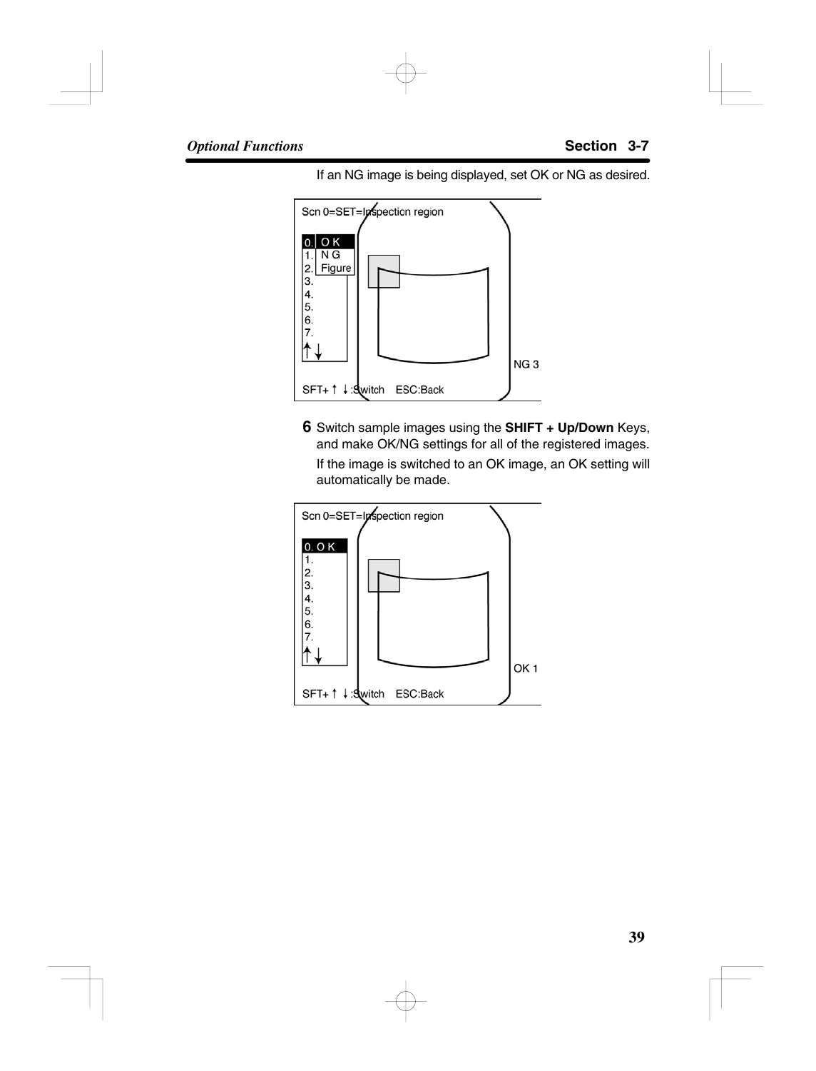If an NG image is being displayed, set OK or NG as desired.

```
Scn 0=SET=Inspection region

0. O K
1. N G
2. Figure
3.
4.
5.
6.
7.
↑↓
                                    NG 3
SFT+ ↑ ↓:Switch    ESC:Back
```

**6** Switch sample images using the **SHIFT + Up/Down** Keys, and make OK/NG settings for all of the registered images.

If the image is switched to an OK image, an OK setting will automatically be made.

```
Scn 0=SET=Inspection region

0. O K
1.
2.
3.
4.
5.
6.
7.
↑↓
                                    OK 1
SFT+ ↑ ↓:Switch    ESC:Back
```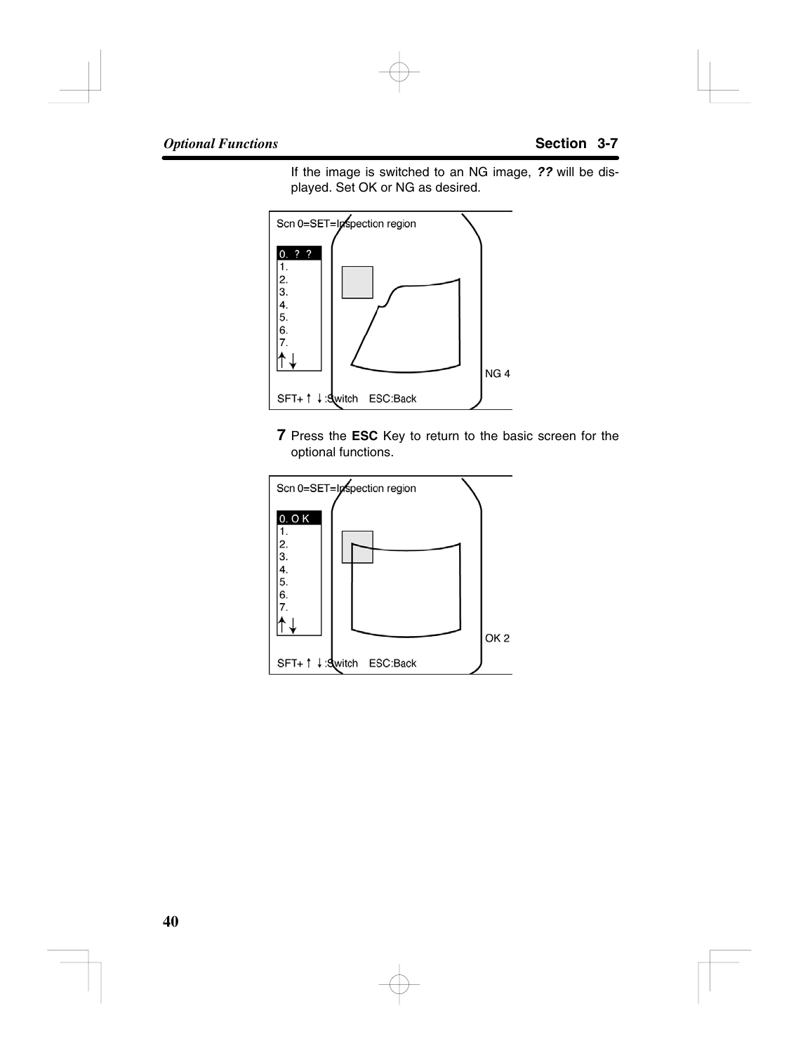If the image is switched to an NG image, ***??*** will be displayed. Set OK or NG as desired.

```
Scn 0=SET=Inspection region

0. ? ?
1.
2.
3.
4.
5.
6.
7.
↑↓
                                        NG 4
SFT+↑ ↓:Switch   ESC:Back
```

**7** Press the **ESC** Key to return to the basic screen for the optional functions.

```
Scn 0=SET=Inspection region

0. O K
1.
2.
3.
4.
5.
6.
7.
↑↓
                                        OK 2
SFT+↑ ↓:Switch   ESC:Back
```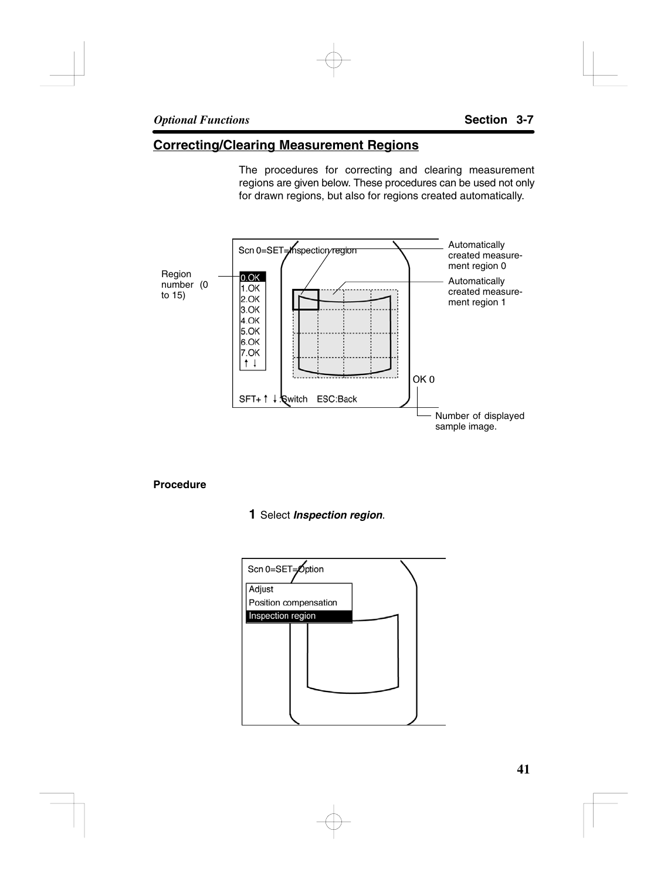## Correcting/Clearing Measurement Regions

The procedures for correcting and clearing measurement regions are given below. These procedures can be used not only for drawn regions, but also for regions created automatically.

Scn 0=SET=Inspection region

Region number (0 to 15)

0.OK
1.OK
2.OK
3.OK
4.OK
5.OK
6.OK
7.OK

Automatically created measurement region 0

Automatically created measurement region 1

OK 0

SFT+↑ ↓:Switch ESC:Back

Number of displayed sample image.

**Procedure**

**1** Select ***Inspection region***.

Scn 0=SET=Option

Adjust
Position compensation
Inspection region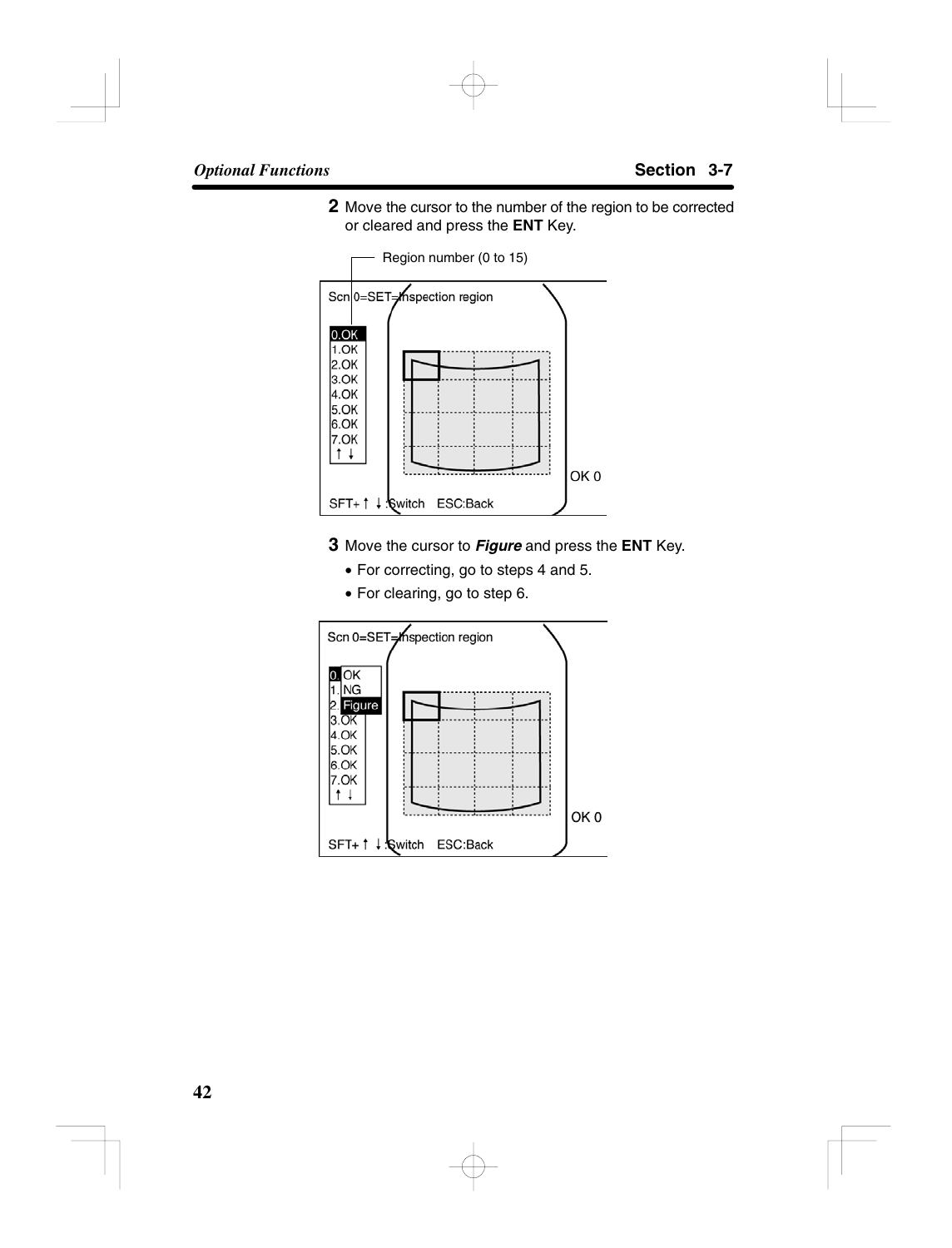**2** Move the cursor to the number of the region to be corrected or cleared and press the **ENT** Key.

Region number (0 to 15)

Scn 0=SET=Inspection region

0.OK
1.OK
2.OK
3.OK
4.OK
5.OK
6.OK
7.OK
↑ ↓

OK 0

SFT+ ↑ ↓ :Switch   ESC:Back

**3** Move the cursor to ***Figure*** and press the **ENT** Key.

- For correcting, go to steps 4 and 5.
- For clearing, go to step 6.

Scn 0=SET=Inspection region

0. OK
1. NG
2. Figure
3.OK
4.OK
5.OK
6.OK
7.OK
↑ ↓

OK 0

SFT+ ↑ ↓ :Switch   ESC:Back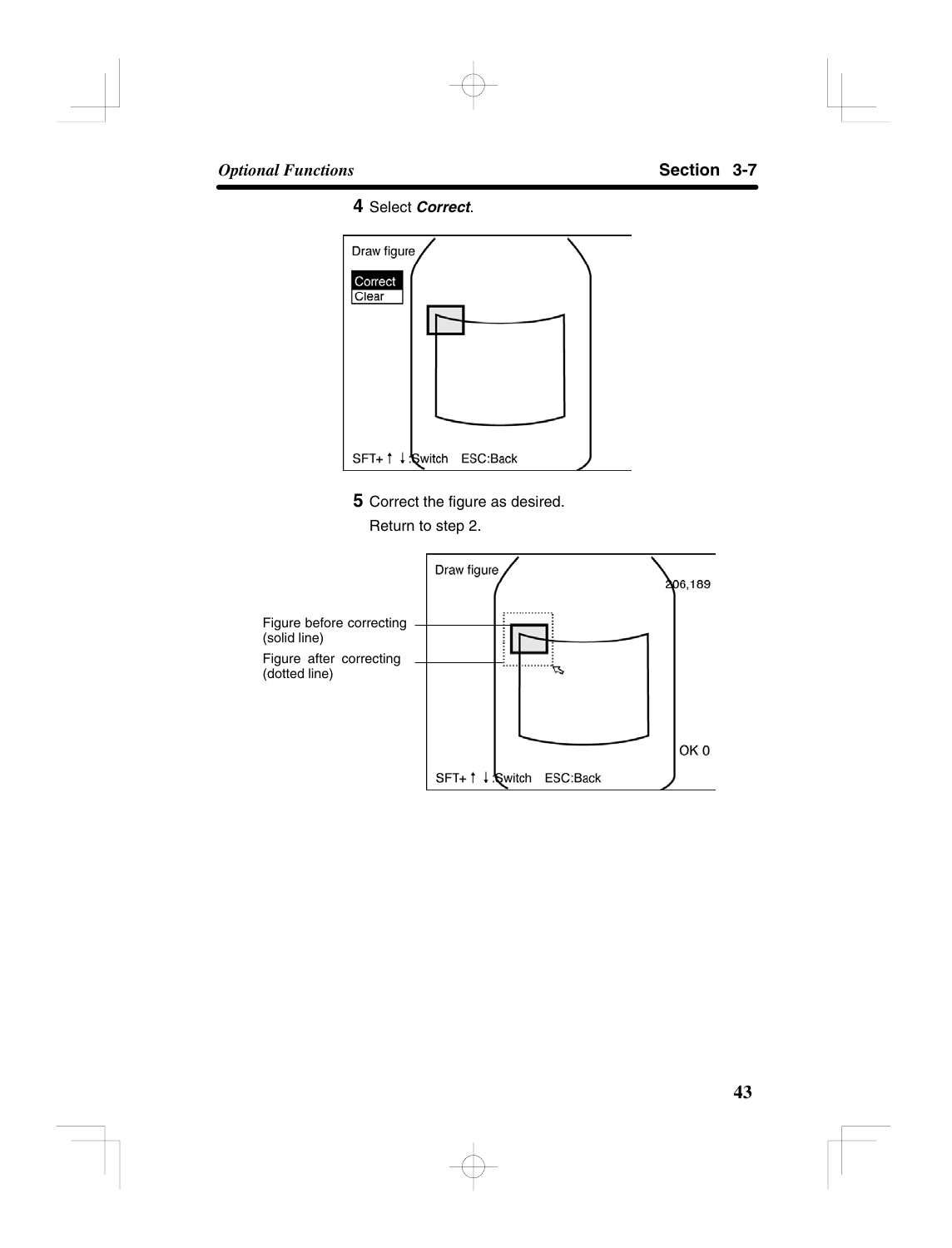**4** Select ***Correct***.

Draw figure

Correct
Clear

SFT+↑ ↓:Switch ESC:Back

**5** Correct the figure as desired.

Return to step 2.

Draw figure

206,189

Figure before correcting (solid line)

Figure after correcting (dotted line)

OK 0

SFT+↑ ↓:Switch ESC:Back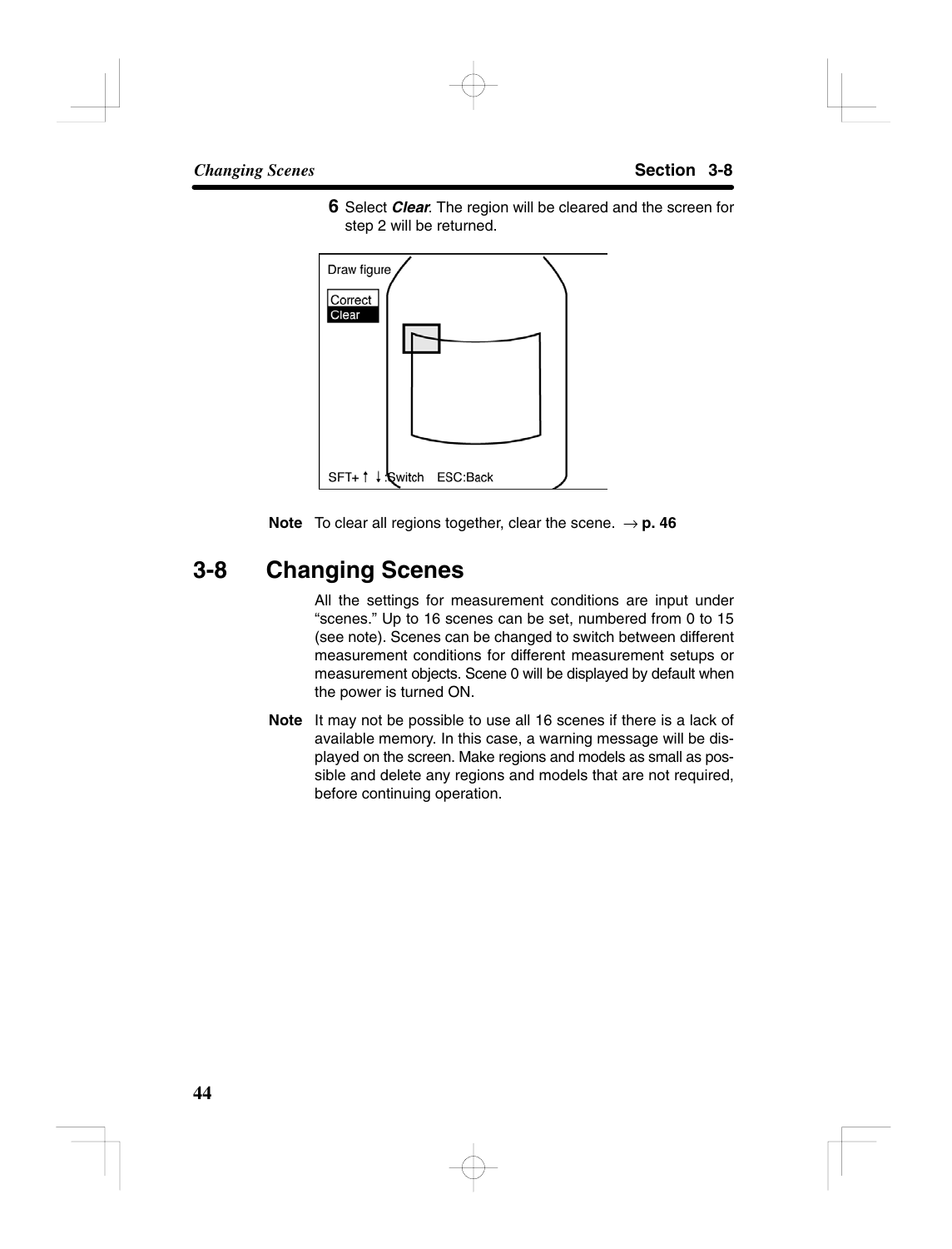**6** Select ***Clear***. The region will be cleared and the screen for step 2 will be returned.

**Note** To clear all regions together, clear the scene. → **p. 46**

## 3-8 Changing Scenes

All the settings for measurement conditions are input under "scenes." Up to 16 scenes can be set, numbered from 0 to 15 (see note). Scenes can be changed to switch between different measurement conditions for different measurement setups or measurement objects. Scene 0 will be displayed by default when the power is turned ON.

**Note** It may not be possible to use all 16 scenes if there is a lack of available memory. In this case, a warning message will be displayed on the screen. Make regions and models as small as possible and delete any regions and models that are not required, before continuing operation.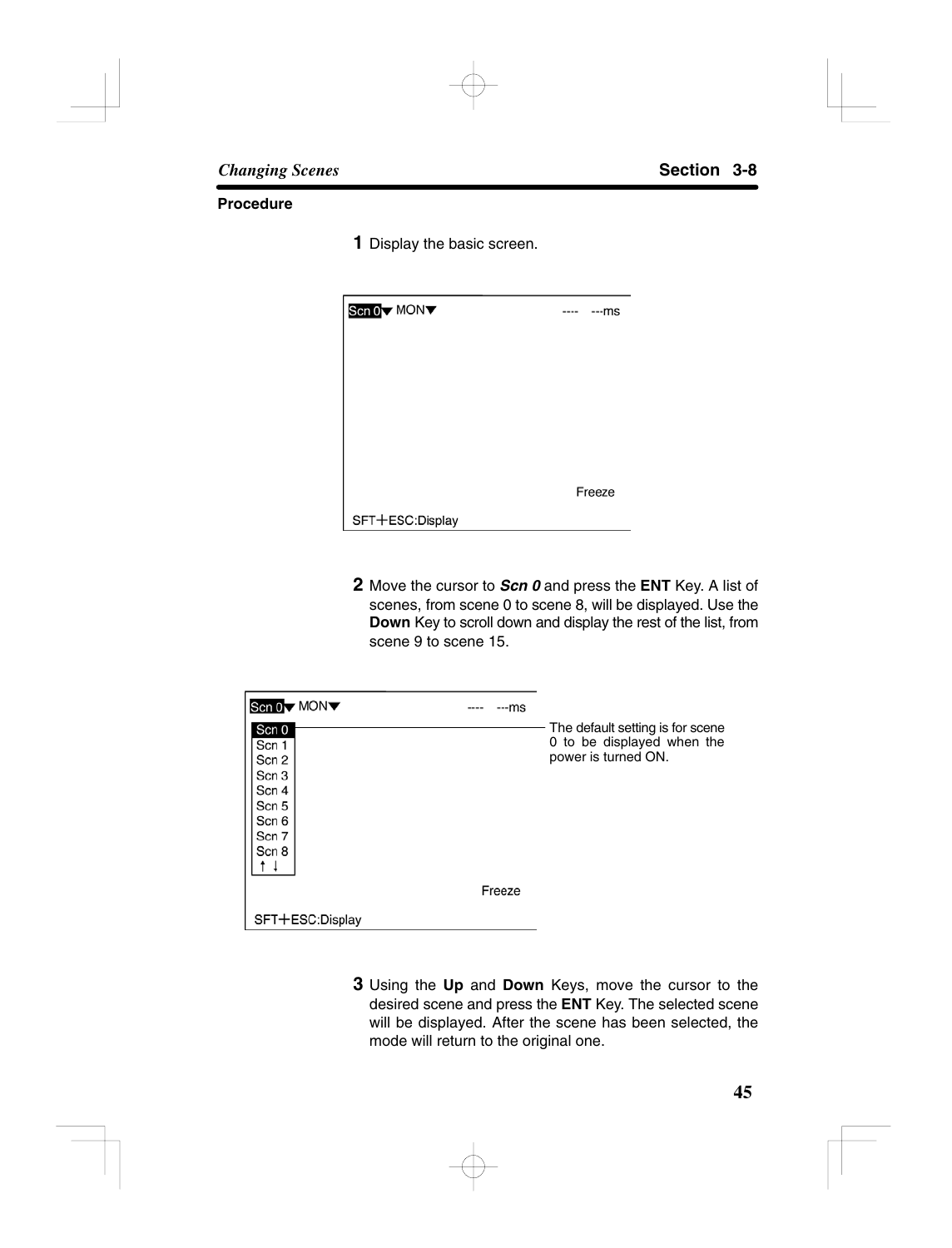**Procedure**

**1** Display the basic screen.

```
Scn 0▼ MON▼                    ----   ---ms





                                 Freeze
SFT+ESC:Display
```

**2** Move the cursor to ***Scn 0*** and press the **ENT** Key. A list of scenes, from scene 0 to scene 8, will be displayed. Use the **Down** Key to scroll down and display the rest of the list, from scene 9 to scene 15.

```
Scn 0▼ MON▼                    ----   ---ms
 Scn 0
 Scn 1
 Scn 2
 Scn 3
 Scn 4
 Scn 5
 Scn 6
 Scn 7
 Scn 8
 ↑ ↓
                                 Freeze
SFT+ESC:Display
```

The default setting is for scene 0 to be displayed when the power is turned ON.

**3** Using the **Up** and **Down** Keys, move the cursor to the desired scene and press the **ENT** Key. The selected scene will be displayed. After the scene has been selected, the mode will return to the original one.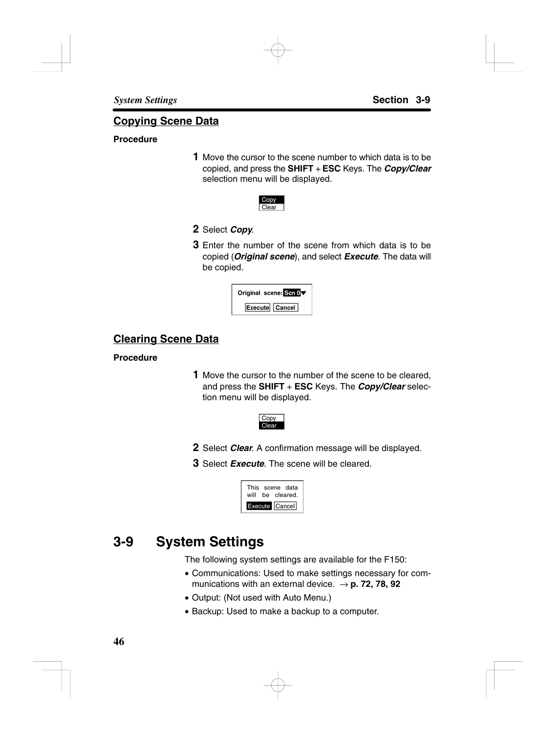## Copying Scene Data

**Procedure**

**1** Move the cursor to the scene number to which data is to be copied, and press the **SHIFT** + **ESC** Keys. The ***Copy/Clear*** selection menu will be displayed.

Copy
Clear

**2** Select ***Copy***.

**3** Enter the number of the scene from which data is to be copied (***Original scene***), and select ***Execute***. The data will be copied.

Original scene: Scn 0
Execute Cancel

## Clearing Scene Data

**Procedure**

**1** Move the cursor to the number of the scene to be cleared, and press the **SHIFT** + **ESC** Keys. The ***Copy/Clear*** selection menu will be displayed.

Copy
Clear

**2** Select ***Clear***. A confirmation message will be displayed.

**3** Select ***Execute***. The scene will be cleared.

This scene data will be cleared.
Execute Cancel

# 3-9 System Settings

The following system settings are available for the F150:

- Communications: Used to make settings necessary for communications with an external device. → **p. 72, 78, 92**
- Output: (Not used with Auto Menu.)
- Backup: Used to make a backup to a computer.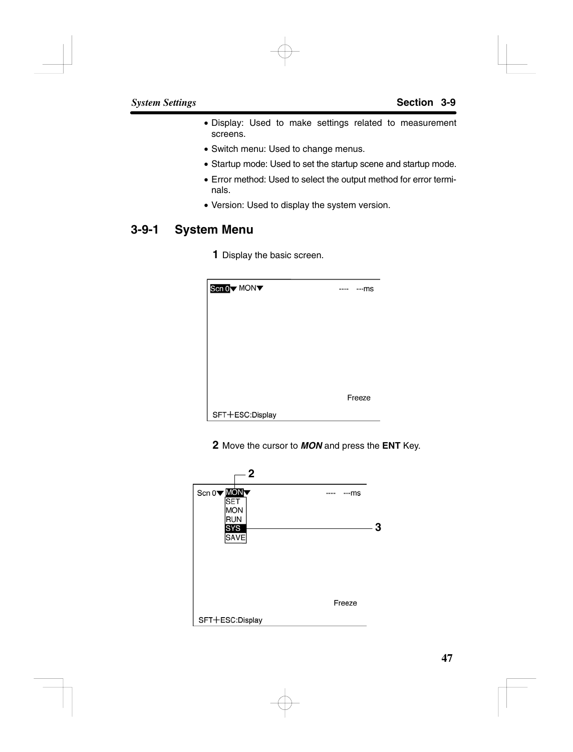- Display: Used to make settings related to measurement screens.
- Switch menu: Used to change menus.
- Startup mode: Used to set the startup scene and startup mode.
- Error method: Used to select the output method for error terminals.
- Version: Used to display the system version.

## 3-9-1 System Menu

**1** Display the basic screen.

```
Scn 0▼ MON▼                          ----   ---ms






                                        Freeze
SFT+ESC:Display
```

**2** Move the cursor to ***MON*** and press the **ENT** Key.

```
        2
Scn 0▼ MON▼                          ----   ---ms
       SET
       MON
       RUN
       SYS ------------------------------------ 3
       SAVE



                                        Freeze
SFT+ESC:Display
```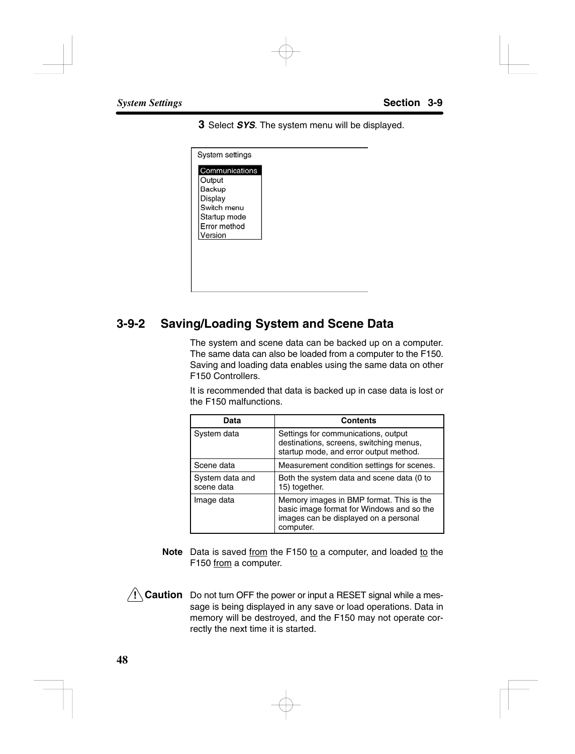**3** Select ***SYS***. The system menu will be displayed.

```
System settings

Communications
Output
Backup
Display
Switch menu
Startup mode
Error method
Version
```

## 3-9-2 Saving/Loading System and Scene Data

The system and scene data can be backed up on a computer. The same data can also be loaded from a computer to the F150. Saving and loading data enables using the same data on other F150 Controllers.

It is recommended that data is backed up in case data is lost or the F150 malfunctions.

| Data | Contents |
|---|---|
| System data | Settings for communications, output destinations, screens, switching menus, startup mode, and error output method. |
| Scene data | Measurement condition settings for scenes. |
| System data and scene data | Both the system data and scene data (0 to 15) together. |
| Image data | Memory images in BMP format. This is the basic image format for Windows and so the images can be displayed on a personal computer. |

**Note** Data is saved from the F150 to a computer, and loaded to the F150 from a computer.

**⚠ Caution** Do not turn OFF the power or input a RESET signal while a message is being displayed in any save or load operations. Data in memory will be destroyed, and the F150 may not operate correctly the next time it is started.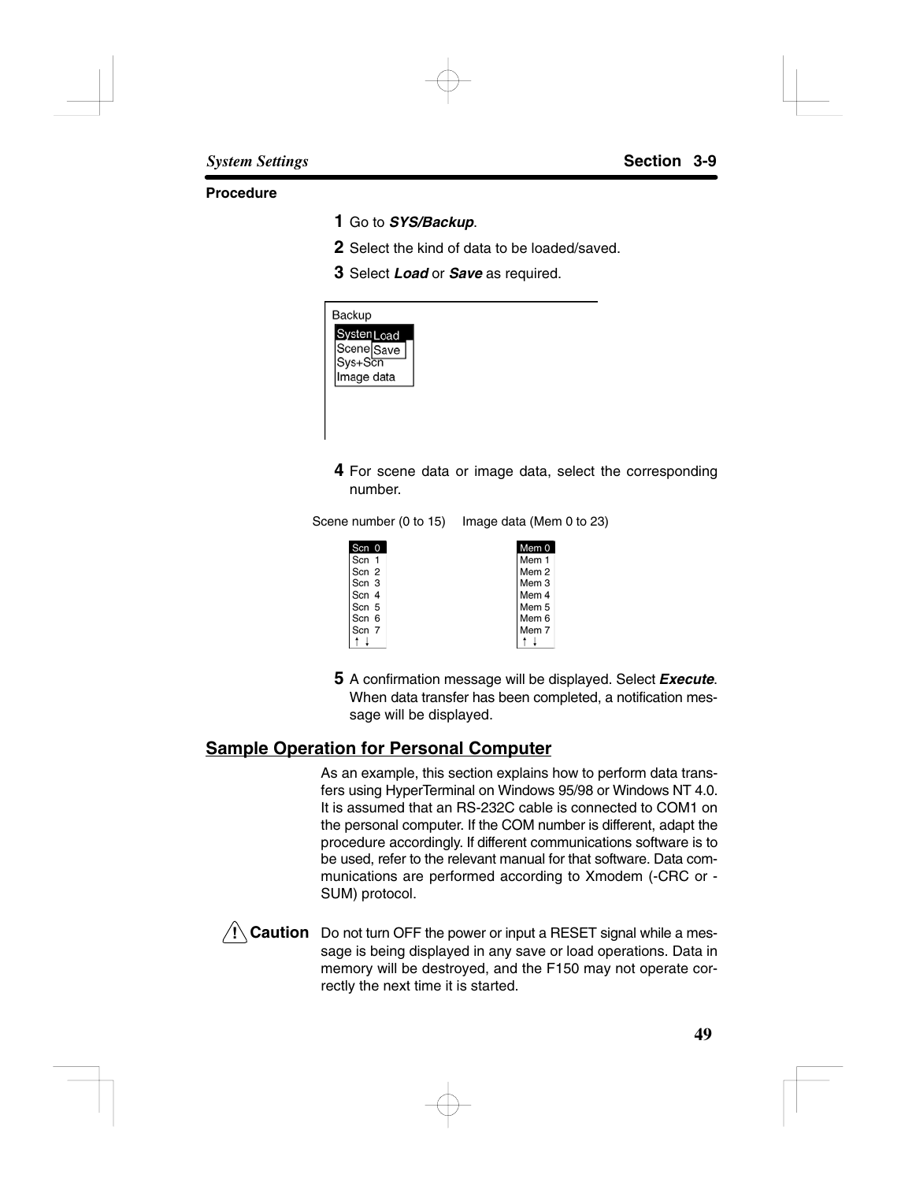**Procedure**

**1** Go to ***SYS/Backup***.

**2** Select the kind of data to be loaded/saved.

**3** Select ***Load*** or ***Save*** as required.

```
Backup
System Load
Scene  Save
Sys+Scn
Image data
```

**4** For scene data or image data, select the corresponding number.

Scene number (0 to 15)    Image data (Mem 0 to 23)

```
Scn 0        Mem 0
Scn 1        Mem 1
Scn 2        Mem 2
Scn 3        Mem 3
Scn 4        Mem 4
Scn 5        Mem 5
Scn 6        Mem 6
Scn 7        Mem 7
↑ ↓          ↑ ↓
```

**5** A confirmation message will be displayed. Select ***Execute***. When data transfer has been completed, a notification message will be displayed.

## Sample Operation for Personal Computer

As an example, this section explains how to perform data transfers using HyperTerminal on Windows 95/98 or Windows NT 4.0. It is assumed that an RS-232C cable is connected to COM1 on the personal computer. If the COM number is different, adapt the procedure accordingly. If different communications software is to be used, refer to the relevant manual for that software. Data communications are performed according to Xmodem (-CRC or -SUM) protocol.

**⚠ Caution** Do not turn OFF the power or input a RESET signal while a message is being displayed in any save or load operations. Data in memory will be destroyed, and the F150 may not operate correctly the next time it is started.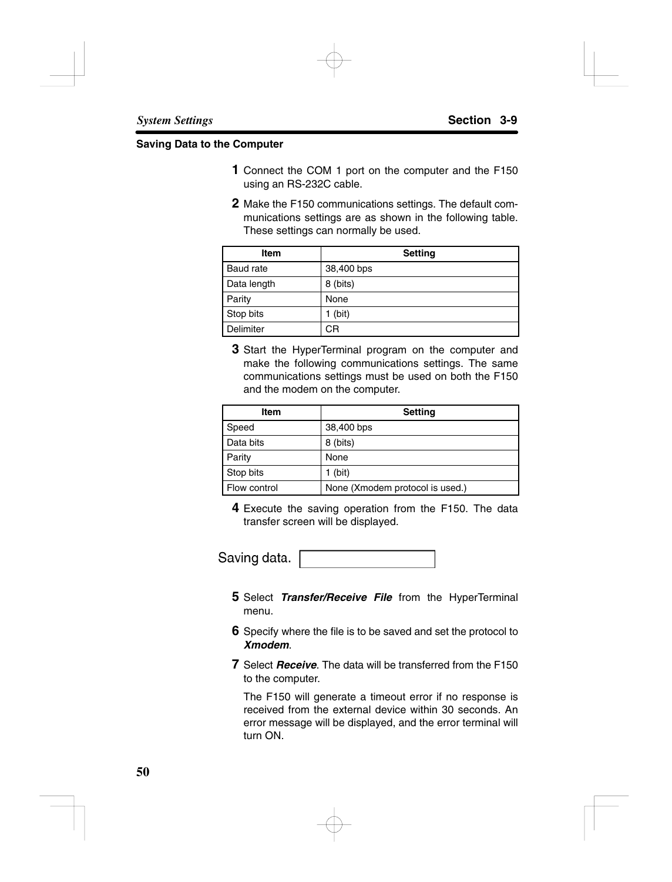### Saving Data to the Computer

**1** Connect the COM 1 port on the computer and the F150 using an RS-232C cable.

**2** Make the F150 communications settings. The default communications settings are as shown in the following table. These settings can normally be used.

| Item | Setting |
|---|---|
| Baud rate | 38,400 bps |
| Data length | 8 (bits) |
| Parity | None |
| Stop bits | 1 (bit) |
| Delimiter | CR |

**3** Start the HyperTerminal program on the computer and make the following communications settings. The same communications settings must be used on both the F150 and the modem on the computer.

| Item | Setting |
|---|---|
| Speed | 38,400 bps |
| Data bits | 8 (bits) |
| Parity | None |
| Stop bits | 1 (bit) |
| Flow control | None (Xmodem protocol is used.) |

**4** Execute the saving operation from the F150. The data transfer screen will be displayed.

Saving data.

**5** Select ***Transfer/Receive File*** from the HyperTerminal menu.

**6** Specify where the file is to be saved and set the protocol to ***Xmodem***.

**7** Select ***Receive***. The data will be transferred from the F150 to the computer.

The F150 will generate a timeout error if no response is received from the external device within 30 seconds. An error message will be displayed, and the error terminal will turn ON.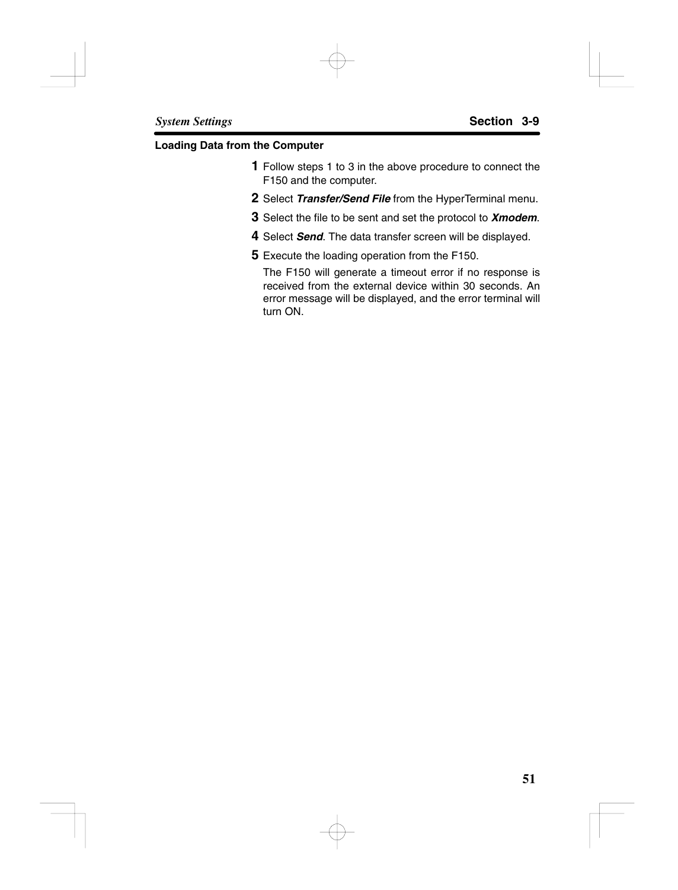### Loading Data from the Computer

1. Follow steps 1 to 3 in the above procedure to connect the F150 and the computer.
2. Select ***Transfer/Send File*** from the HyperTerminal menu.
3. Select the file to be sent and set the protocol to ***Xmodem***.
4. Select ***Send***. The data transfer screen will be displayed.
5. Execute the loading operation from the F150.

   The F150 will generate a timeout error if no response is received from the external device within 30 seconds. An error message will be displayed, and the error terminal will turn ON.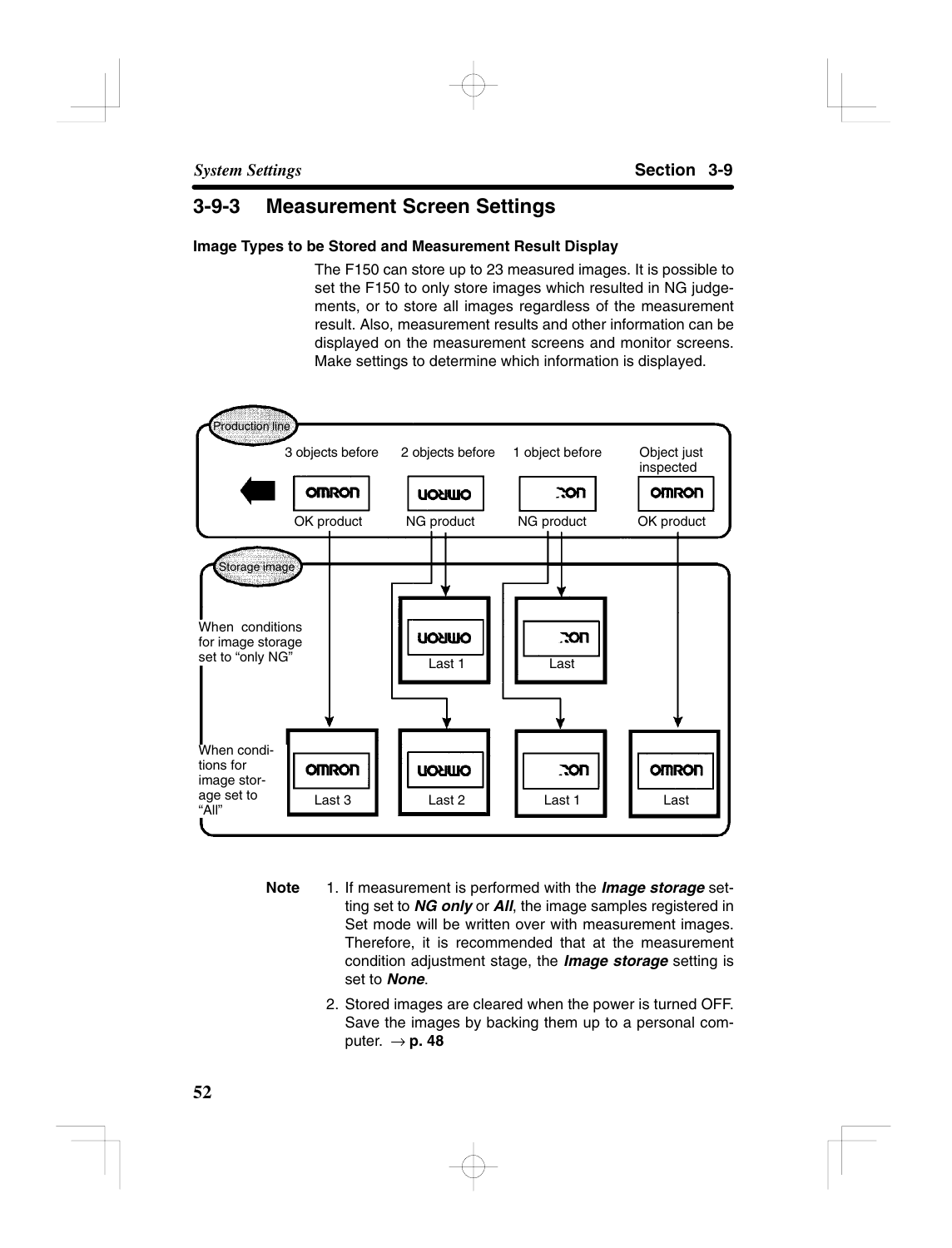## 3-9-3 Measurement Screen Settings

### Image Types to be Stored and Measurement Result Display

The F150 can store up to 23 measured images. It is possible to set the F150 to only store images which resulted in NG judgements, or to store all images regardless of the measurement result. Also, measurement results and other information can be displayed on the measurement screens and monitor screens. Make settings to determine which information is displayed.

Production line

| 3 objects before | 2 objects before | 1 object before | Object just inspected |
|---|---|---|---|
| OK product | NG product | NG product | OK product |

Storage image

When conditions for image storage set to "only NG": Last 1, Last

When conditions for image storage set to "All": Last 3, Last 2, Last 1, Last

**Note**

1. If measurement is performed with the ***Image storage*** setting set to ***NG only*** or ***All***, the image samples registered in Set mode will be written over with measurement images. Therefore, it is recommended that at the measurement condition adjustment stage, the ***Image storage*** setting is set to ***None***.
2. Stored images are cleared when the power is turned OFF. Save the images by backing them up to a personal computer. → **p. 48**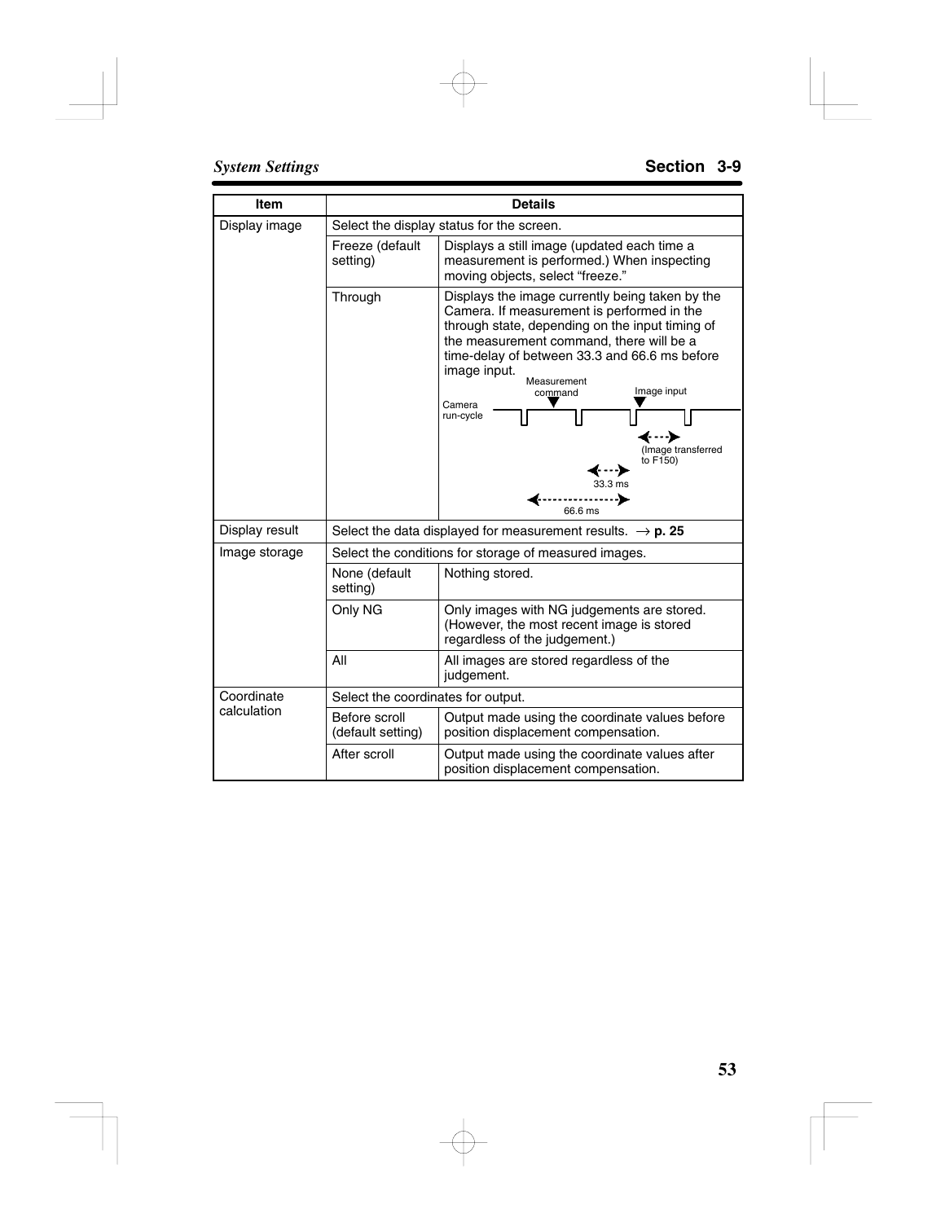| Item | Details | |
|---|---|---|
| Display image | Select the display status for the screen. | |
| | Freeze (default setting) | Displays a still image (updated each time a measurement is performed.) When inspecting moving objects, select "freeze." |
| | Through | Displays the image currently being taken by the Camera. If measurement is performed in the through state, depending on the input timing of the measurement command, there will be a time-delay of between 33.3 and 66.6 ms before image input. Measurement command; Image input; Camera run-cycle; (Image transferred to F150); 33.3 ms; 66.6 ms |
| Display result | Select the data displayed for measurement results. → **p. 25** | |
| Image storage | Select the conditions for storage of measured images. | |
| | None (default setting) | Nothing stored. |
| | Only NG | Only images with NG judgements are stored. (However, the most recent image is stored regardless of the judgement.) |
| | All | All images are stored regardless of the judgement. |
| Coordinate calculation | Select the coordinates for output. | |
| | Before scroll (default setting) | Output made using the coordinate values before position displacement compensation. |
| | After scroll | Output made using the coordinate values after position displacement compensation. |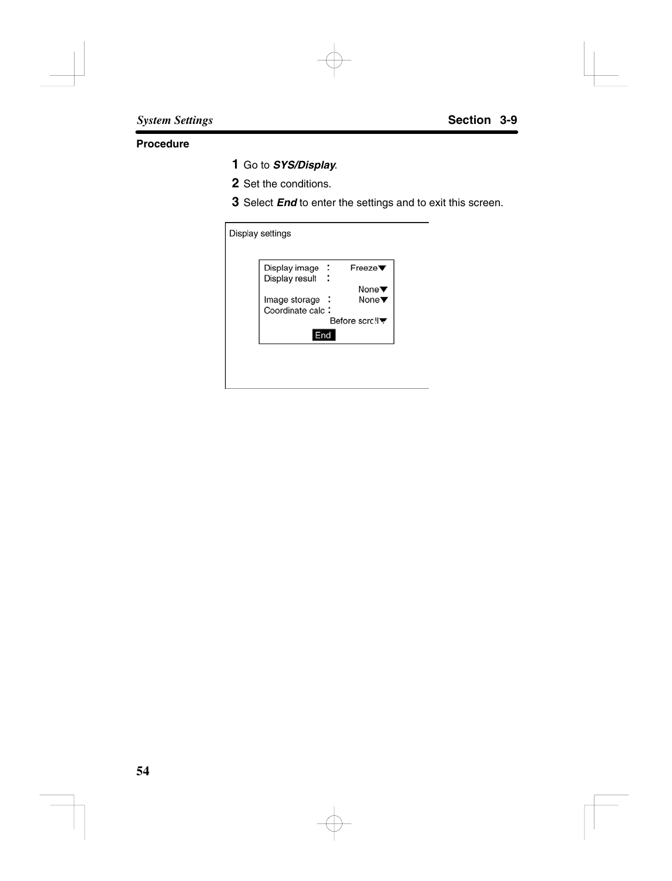**Procedure**

1. Go to ***SYS/Display***.
2. Set the conditions.
3. Select ***End*** to enter the settings and to exit this screen.

```
Display settings

  Display image  :      Freeze▼
  Display result :
                          None▼
  Image storage  :        None▼
  Coordinate calc:
                  Before scroll▼
               End
```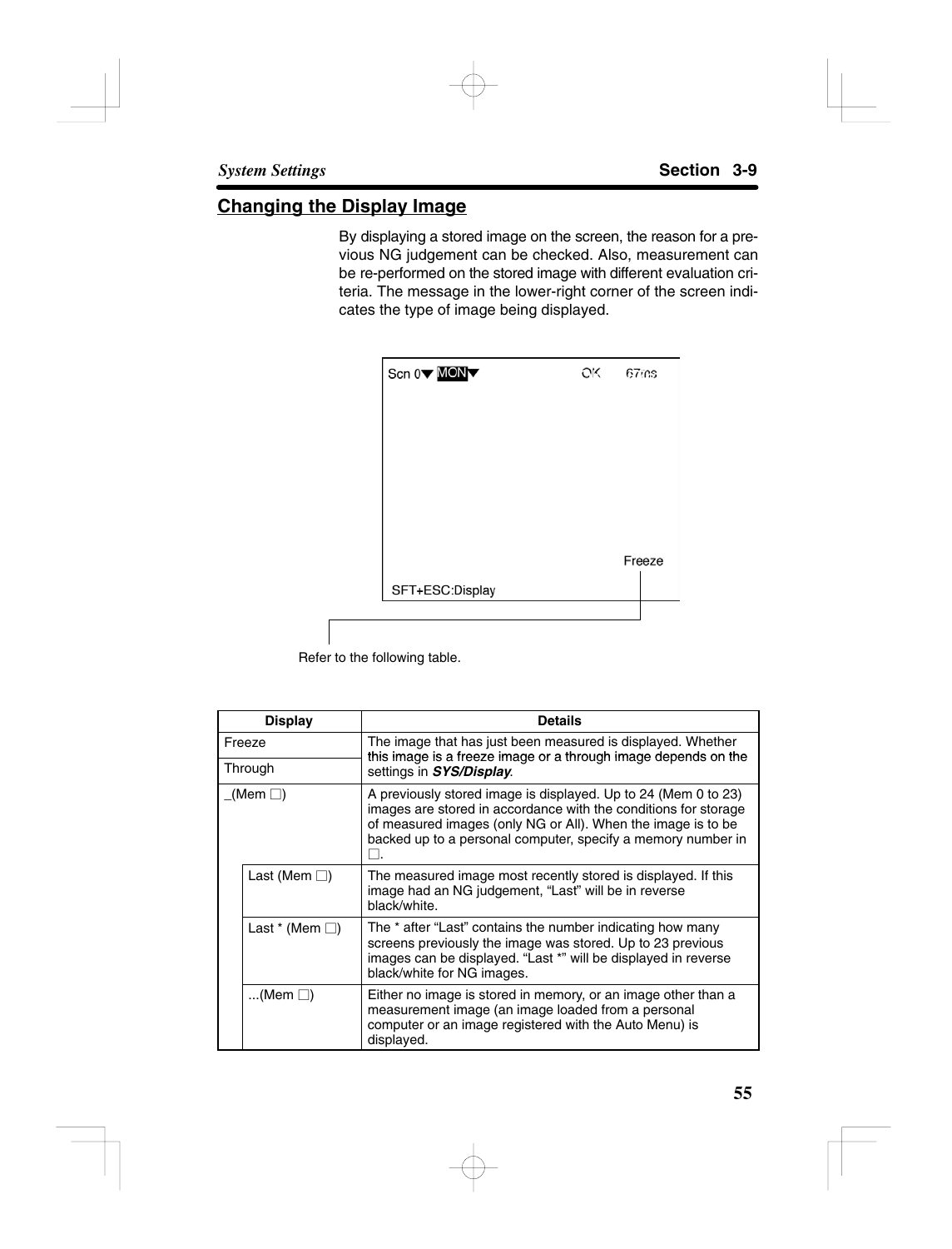## Changing the Display Image

By displaying a stored image on the screen, the reason for a previous NG judgement can be checked. Also, measurement can be re-performed on the stored image with different evaluation criteria. The message in the lower-right corner of the screen indicates the type of image being displayed.

Scn 0▼ MON▼ OK 67ms

Freeze

SFT+ESC:Display

Refer to the following table.

| Display | | Details |
|---|---|---|
| Freeze | | The image that has just been measured is displayed. Whether this image is a freeze image or a through image depends on the settings in ***SYS/Display***. |
| Through | | |
| _(Mem □) | | A previously stored image is displayed. Up to 24 (Mem 0 to 23) images are stored in accordance with the conditions for storage of measured images (only NG or All). When the image is to be backed up to a personal computer, specify a memory number in □. |
| | Last (Mem □) | The measured image most recently stored is displayed. If this image had an NG judgement, “Last” will be in reverse black/white. |
| | Last * (Mem □) | The * after “Last” contains the number indicating how many screens previously the image was stored. Up to 23 previous images can be displayed. “Last *” will be displayed in reverse black/white for NG images. |
| | ...(Mem □) | Either no image is stored in memory, or an image other than a measurement image (an image loaded from a personal computer or an image registered with the Auto Menu) is displayed. |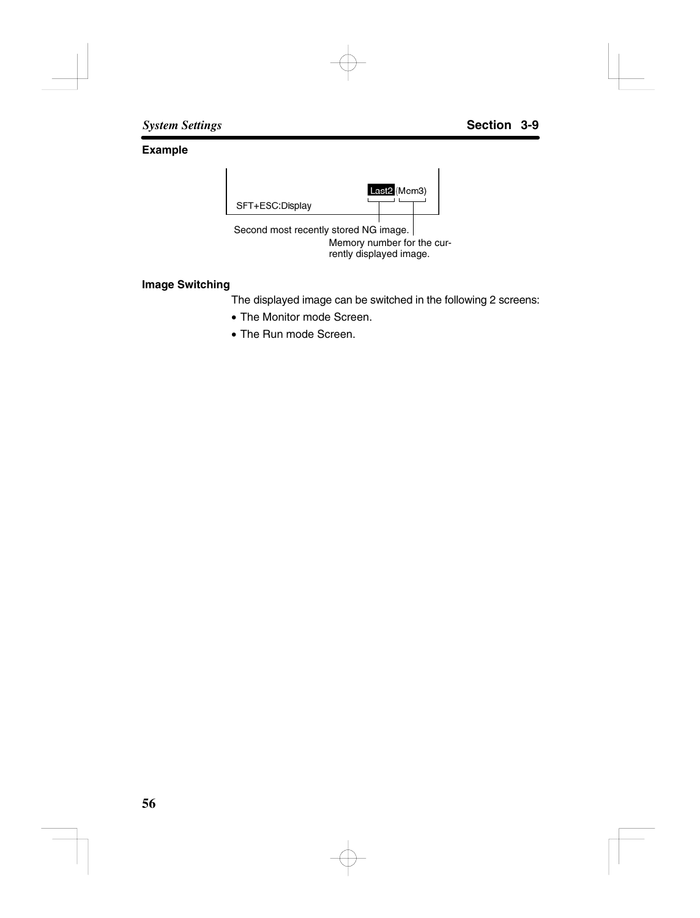**Example**

```
SFT+ESC:Display                Last2 (Mem3)
```

Second most recently stored NG image.

Memory number for the currently displayed image.

**Image Switching**

The displayed image can be switched in the following 2 screens:

- The Monitor mode Screen.
- The Run mode Screen.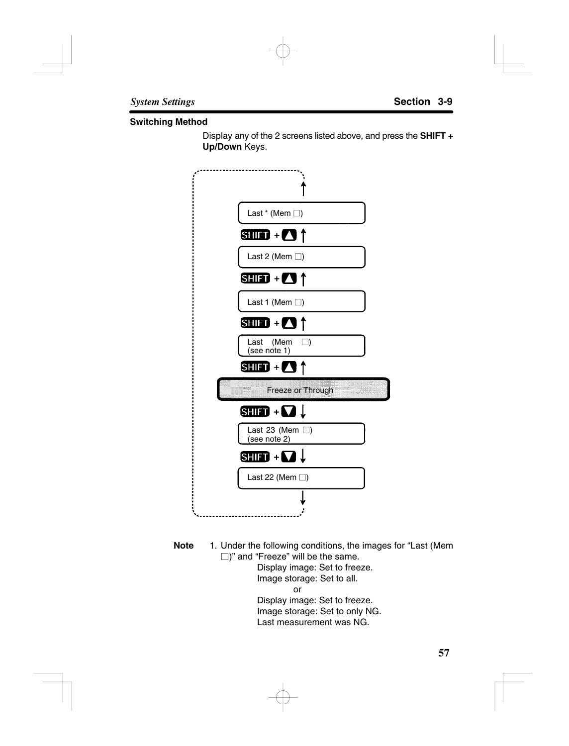### Switching Method

Display any of the 2 screens listed above, and press the **SHIFT + Up/Down** Keys.

Last * (Mem □)

SHIFT + ▲ ↑

Last 2 (Mem □)

SHIFT + ▲ ↑

Last 1 (Mem □)

SHIFT + ▲ ↑

Last (Mem □)
(see note 1)

SHIFT + ▲ ↑

Freeze or Through

SHIFT + ▼ ↓

Last 23 (Mem □)
(see note 2)

SHIFT + ▼ ↓

Last 22 (Mem □)

**Note** 1. Under the following conditions, the images for "Last (Mem □)" and "Freeze" will be the same.

Display image: Set to freeze.
Image storage: Set to all.

or

Display image: Set to freeze.
Image storage: Set to only NG.
Last measurement was NG.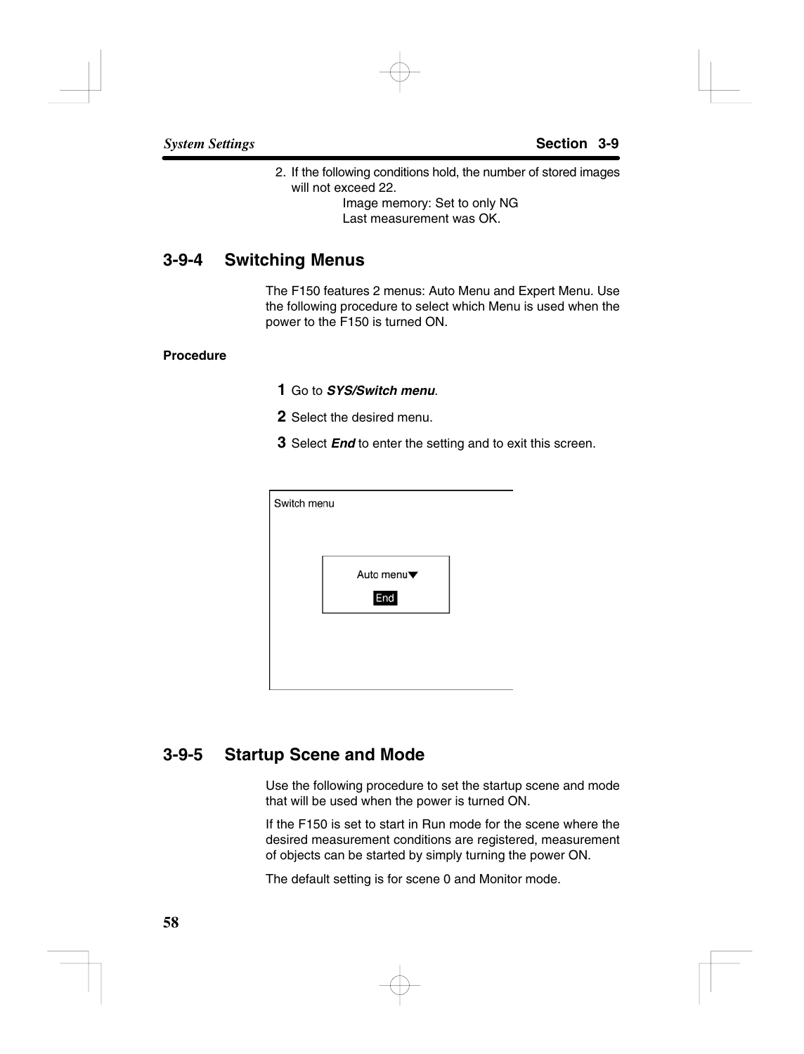2. If the following conditions hold, the number of stored images will not exceed 22.

   Image memory: Set to only NG

   Last measurement was OK.

## 3-9-4 Switching Menus

The F150 features 2 menus: Auto Menu and Expert Menu. Use the following procedure to select which Menu is used when the power to the F150 is turned ON.

**Procedure**

1. Go to ***SYS/Switch menu***.
2. Select the desired menu.
3. Select ***End*** to enter the setting and to exit this screen.

Switch menu

Auto menu▼

End

## 3-9-5 Startup Scene and Mode

Use the following procedure to set the startup scene and mode that will be used when the power is turned ON.

If the F150 is set to start in Run mode for the scene where the desired measurement conditions are registered, measurement of objects can be started by simply turning the power ON.

The default setting is for scene 0 and Monitor mode.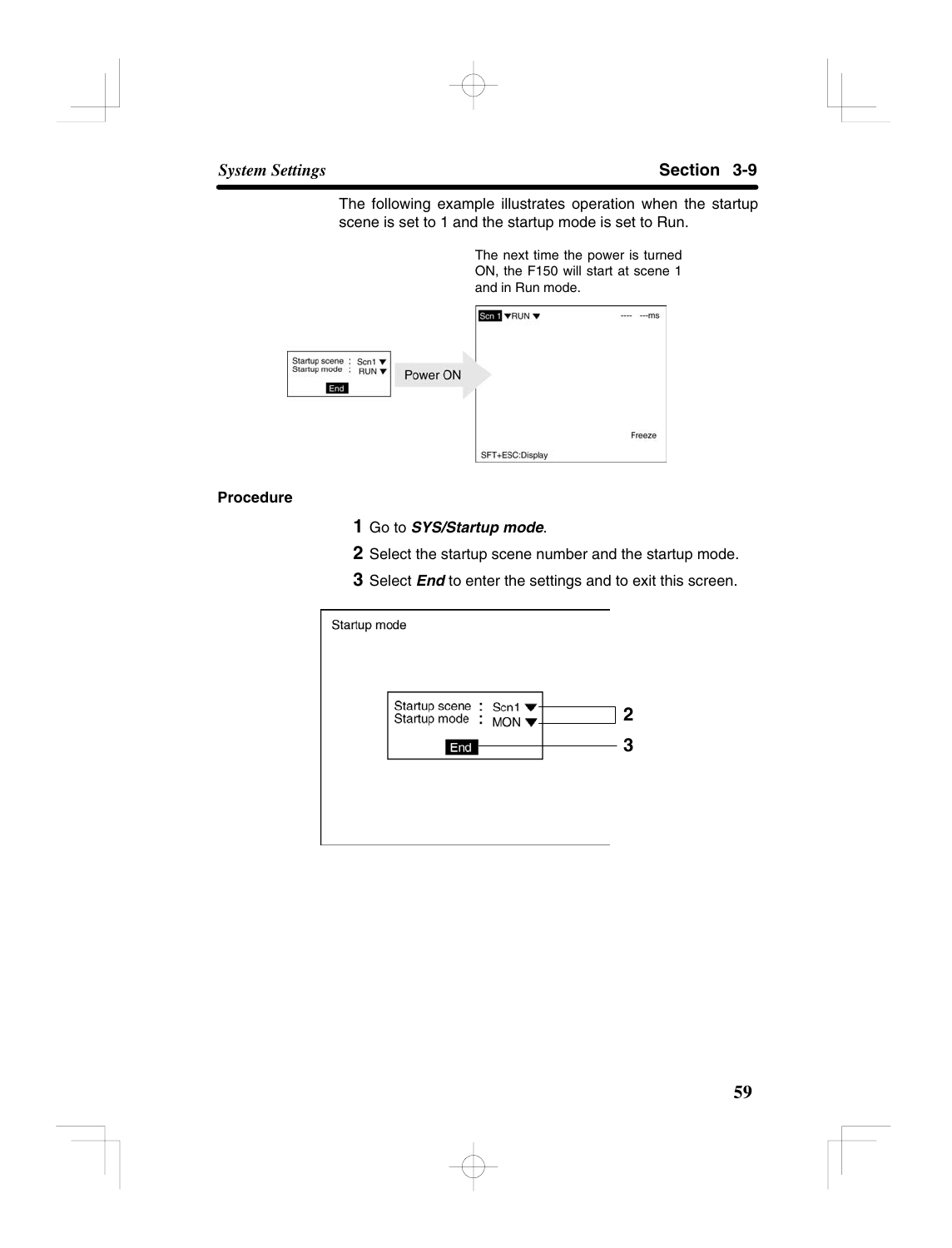The following example illustrates operation when the startup scene is set to 1 and the startup mode is set to Run.

The next time the power is turned ON, the F150 will start at scene 1 and in Run mode.

Startup scene : Scn1
Startup mode : RUN
End

Power ON

Scn 1 RUN ---- ---ms

Freeze

SFT+ESC:Display

**Procedure**

1. Go to ***SYS/Startup mode***.
2. Select the startup scene number and the startup mode.
3. Select ***End*** to enter the settings and to exit this screen.

Startup mode

Startup scene : Scn1
Startup mode : MON
End

2

3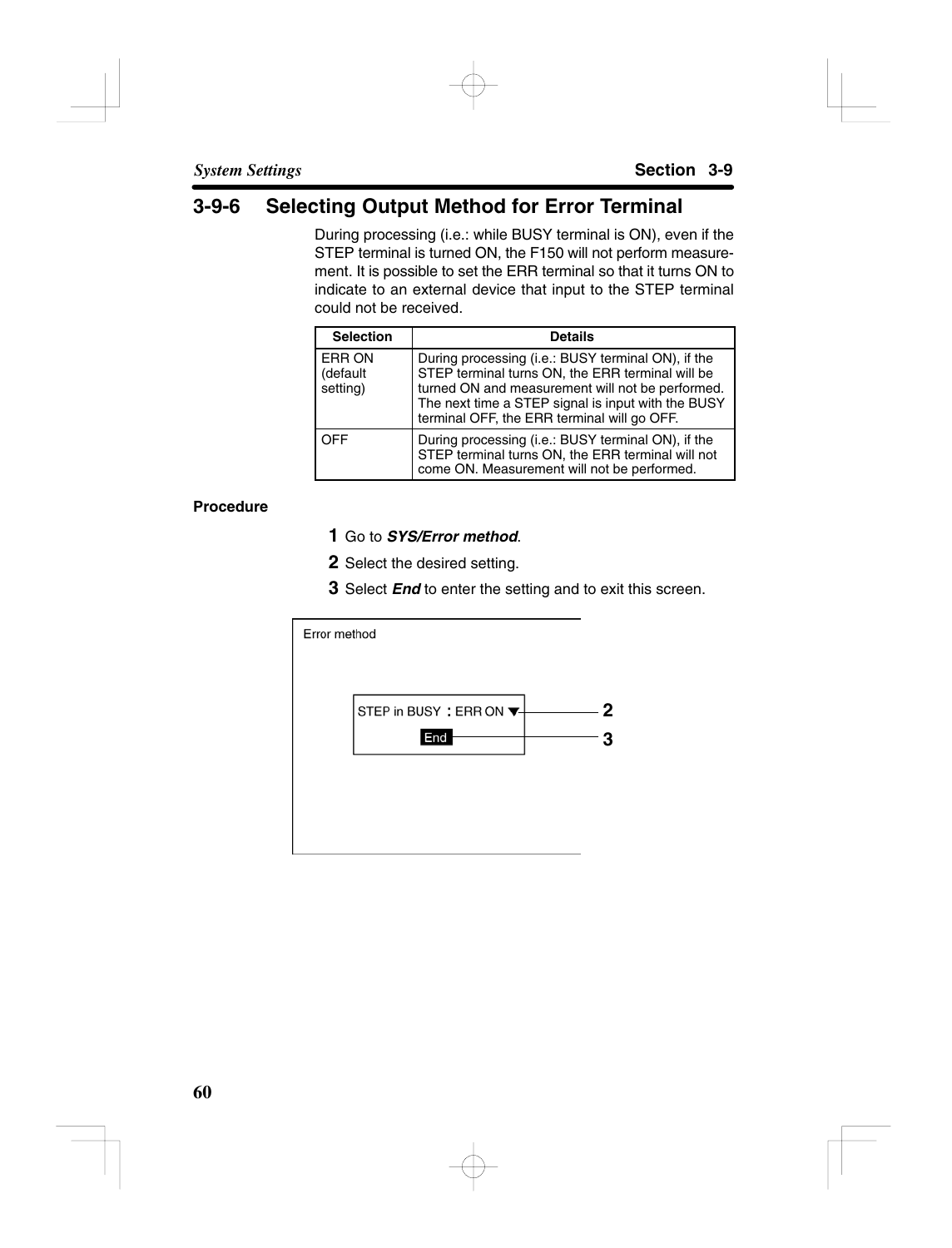## 3-9-6 Selecting Output Method for Error Terminal

During processing (i.e.: while BUSY terminal is ON), even if the STEP terminal is turned ON, the F150 will not perform measurement. It is possible to set the ERR terminal so that it turns ON to indicate to an external device that input to the STEP terminal could not be received.

| Selection | Details |
|---|---|
| ERR ON (default setting) | During processing (i.e.: BUSY terminal ON), if the STEP terminal turns ON, the ERR terminal will be turned ON and measurement will not be performed. The next time a STEP signal is input with the BUSY terminal OFF, the ERR terminal will go OFF. |
| OFF | During processing (i.e.: BUSY terminal ON), if the STEP terminal turns ON, the ERR terminal will not come ON. Measurement will not be performed. |

**Procedure**

1. Go to ***SYS/Error method***.
2. Select the desired setting.
3. Select ***End*** to enter the setting and to exit this screen.

Error method

STEP in BUSY : ERR ON ▼ — 2

End — 3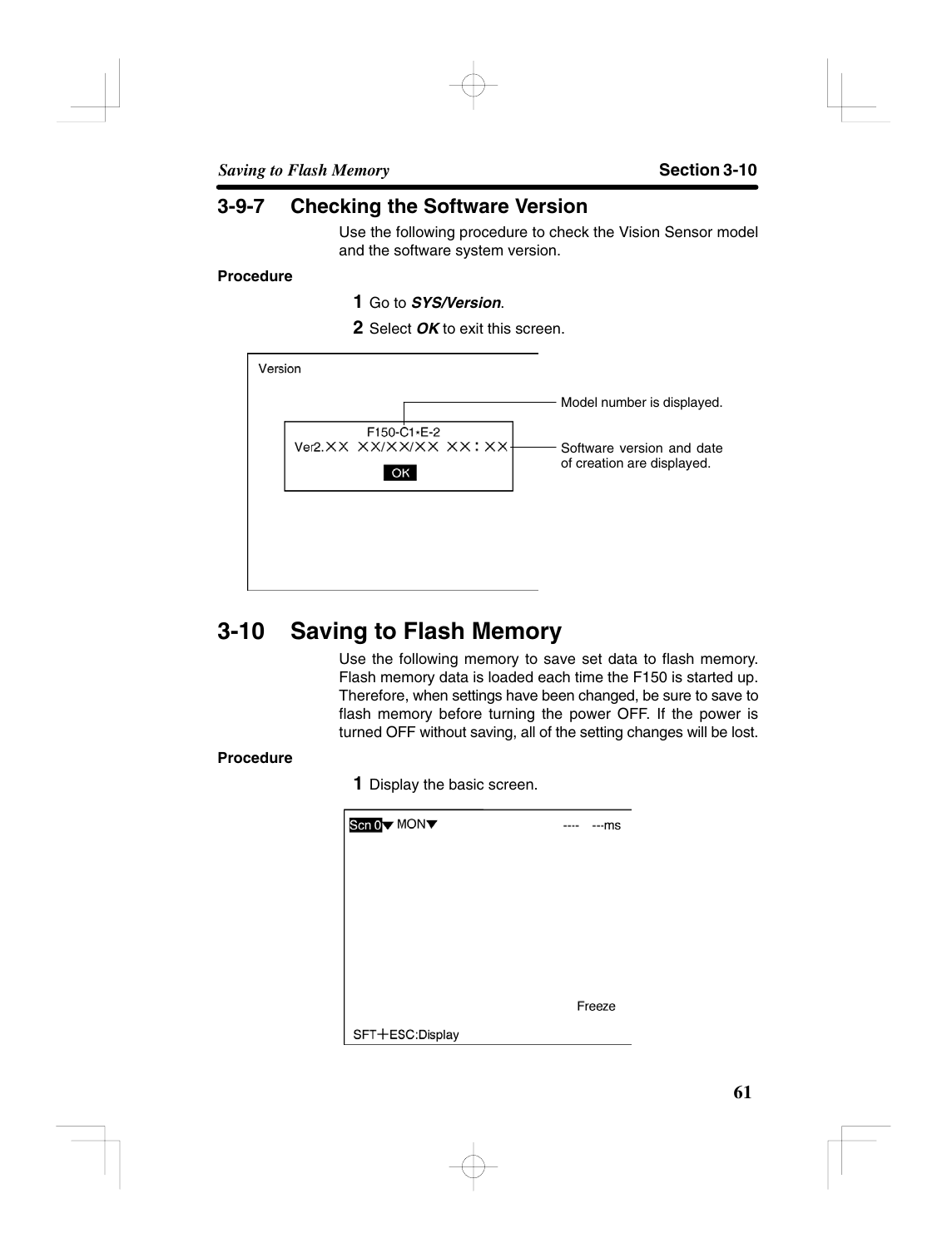## 3-9-7 Checking the Software Version

Use the following procedure to check the Vision Sensor model and the software system version.

**Procedure**

**1** Go to ***SYS/Version***.

**2** Select ***OK*** to exit this screen.

Version

F150-C1*-E-2

Ver2.XX XX/XX/XX XX : XX

OK

Model number is displayed.

Software version and date of creation are displayed.

# 3-10 Saving to Flash Memory

Use the following memory to save set data to flash memory. Flash memory data is loaded each time the F150 is started up. Therefore, when settings have been changed, be sure to save to flash memory before turning the power OFF. If the power is turned OFF without saving, all of the setting changes will be lost.

**Procedure**

**1** Display the basic screen.

Scn 0▼ MON▼ ---- ---ms

Freeze

SFT+ESC:Display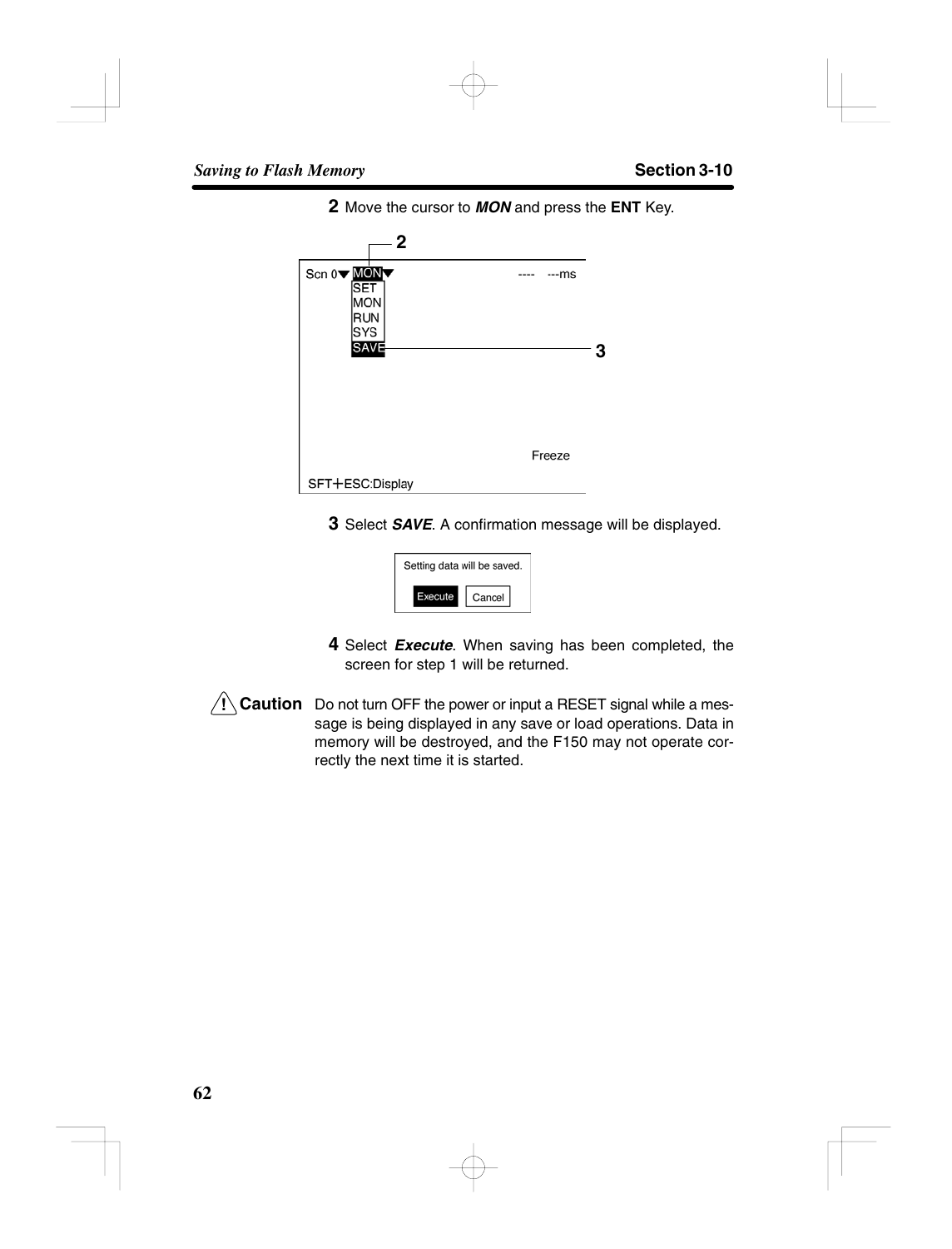**2** Move the cursor to ***MON*** and press the **ENT** Key.

```
                2
Scn 0▼ MON▼                         ----   ---ms
       SET
       MON
       RUN
       SYS
       SAVE ------------------------------------ 3



                                    Freeze
SFT+ESC:Display
```

**3** Select ***SAVE***. A confirmation message will be displayed.

```
Setting data will be saved.

   Execute    Cancel
```

**4** Select ***Execute***. When saving has been completed, the screen for step 1 will be returned.

**⚠ Caution** Do not turn OFF the power or input a RESET signal while a message is being displayed in any save or load operations. Data in memory will be destroyed, and the F150 may not operate correctly the next time it is started.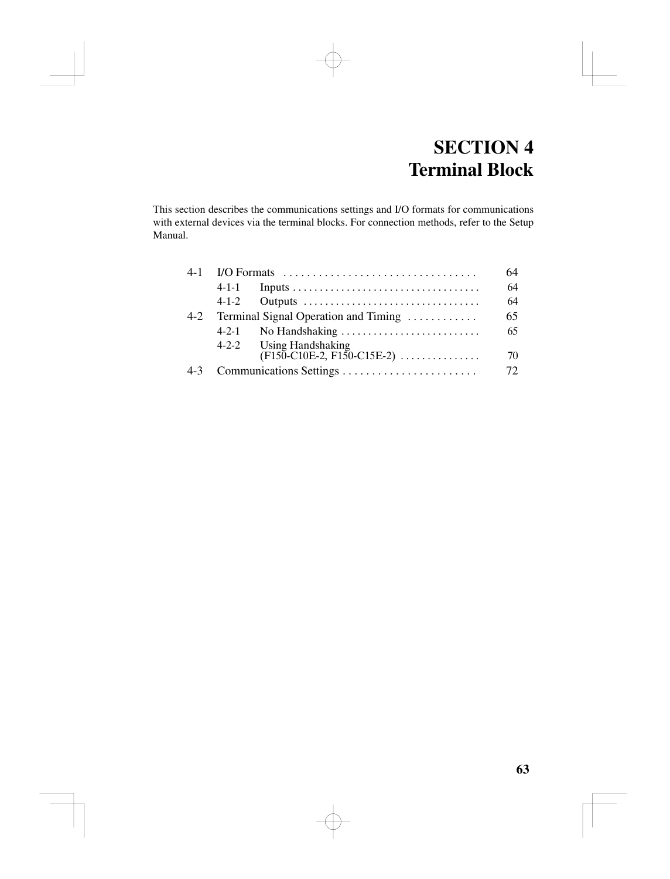# SECTION 4
# Terminal Block

This section describes the communications settings and I/O formats for communications with external devices via the terminal blocks. For connection methods, refer to the Setup Manual.

| | | |
|---|---|---|
| 4-1 | I/O Formats | 64 |
| | 4-1-1 Inputs | 64 |
| | 4-1-2 Outputs | 64 |
| 4-2 | Terminal Signal Operation and Timing | 65 |
| | 4-2-1 No Handshaking | 65 |
| | 4-2-2 Using Handshaking (F150-C10E-2, F150-C15E-2) | 70 |
| 4-3 | Communications Settings | 72 |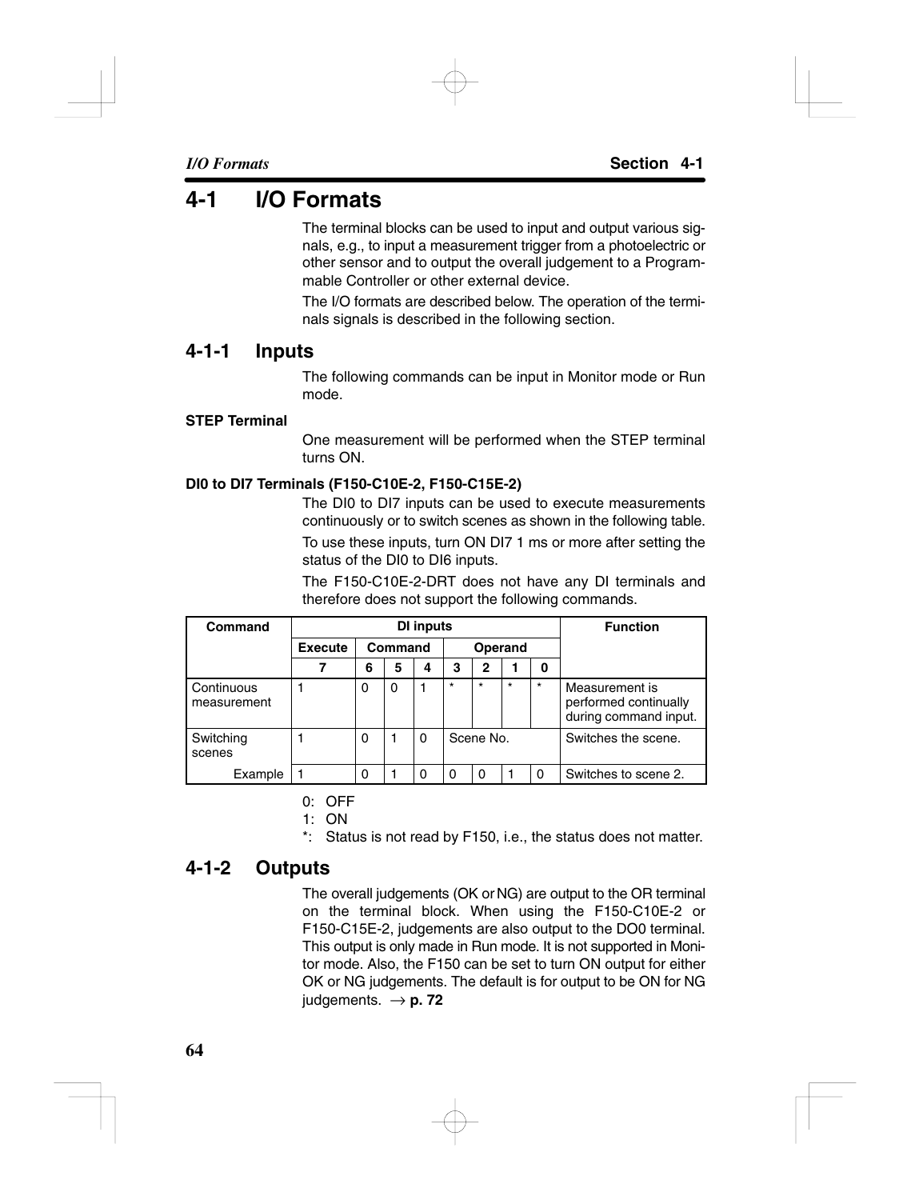# 4-1 I/O Formats

The terminal blocks can be used to input and output various signals, e.g., to input a measurement trigger from a photoelectric or other sensor and to output the overall judgement to a Programmable Controller or other external device.

The I/O formats are described below. The operation of the terminals signals is described in the following section.

## 4-1-1 Inputs

The following commands can be input in Monitor mode or Run mode.

**STEP Terminal**

One measurement will be performed when the STEP terminal turns ON.

**DI0 to DI7 Terminals (F150-C10E-2, F150-C15E-2)**

The DI0 to DI7 inputs can be used to execute measurements continuously or to switch scenes as shown in the following table.

To use these inputs, turn ON DI7 1 ms or more after setting the status of the DI0 to DI6 inputs.

The F150-C10E-2-DRT does not have any DI terminals and therefore does not support the following commands.

| Command | DI inputs | | | | | | | | Function |
|---|---|---|---|---|---|---|---|---|---|
| | Execute | Command | | | Operand | | | | |
| | 7 | 6 | 5 | 4 | 3 | 2 | 1 | 0 | |
| Continuous measurement | 1 | 0 | 0 | 1 | * | * | * | * | Measurement is performed continually during command input. |
| Switching scenes | 1 | 0 | 1 | 0 | Scene No. | | | | Switches the scene. |
| Example | 1 | 0 | 1 | 0 | 0 | 0 | 1 | 0 | Switches to scene 2. |

0: OFF
1: ON
*: Status is not read by F150, i.e., the status does not matter.

## 4-1-2 Outputs

The overall judgements (OK or NG) are output to the OR terminal on the terminal block. When using the F150-C10E-2 or F150-C15E-2, judgements are also output to the DO0 terminal. This output is only made in Run mode. It is not supported in Monitor mode. Also, the F150 can be set to turn ON output for either OK or NG judgements. The default is for output to be ON for NG judgements. → **p. 72**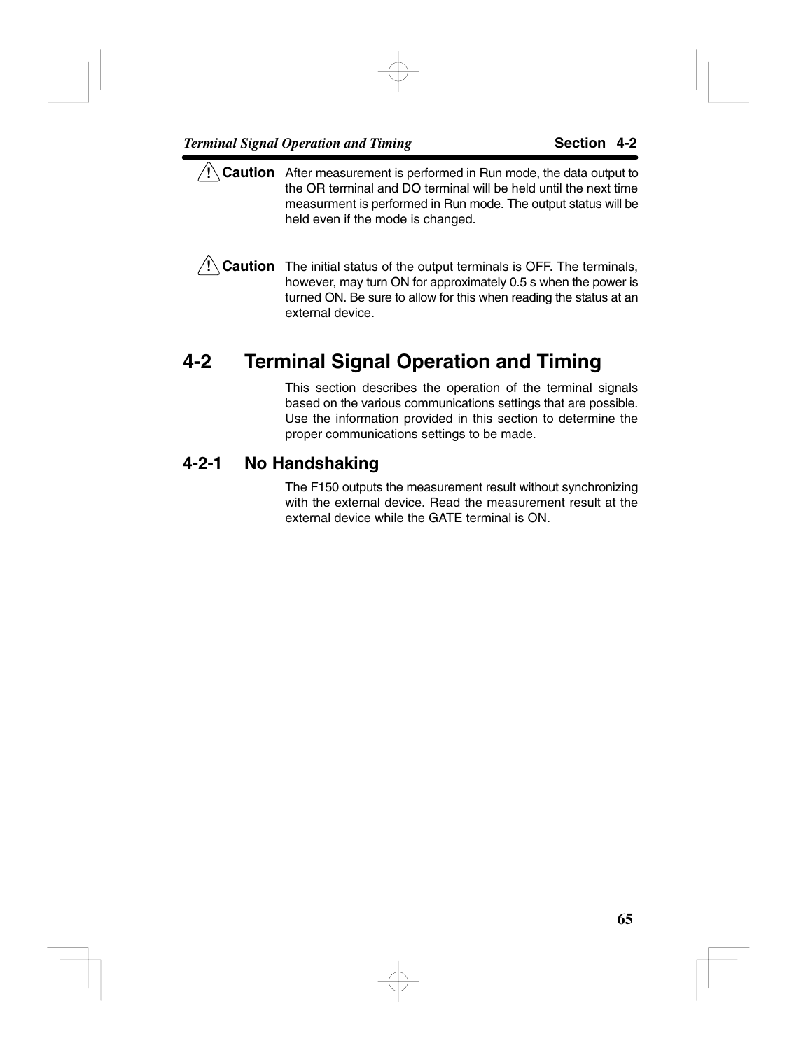**⚠ Caution** After measurement is performed in Run mode, the data output to the OR terminal and DO terminal will be held until the next time measurment is performed in Run mode. The output status will be held even if the mode is changed.

**⚠ Caution** The initial status of the output terminals is OFF. The terminals, however, may turn ON for approximately 0.5 s when the power is turned ON. Be sure to allow for this when reading the status at an external device.

## 4-2 Terminal Signal Operation and Timing

This section describes the operation of the terminal signals based on the various communications settings that are possible. Use the information provided in this section to determine the proper communications settings to be made.

### 4-2-1 No Handshaking

The F150 outputs the measurement result without synchronizing with the external device. Read the measurement result at the external device while the GATE terminal is ON.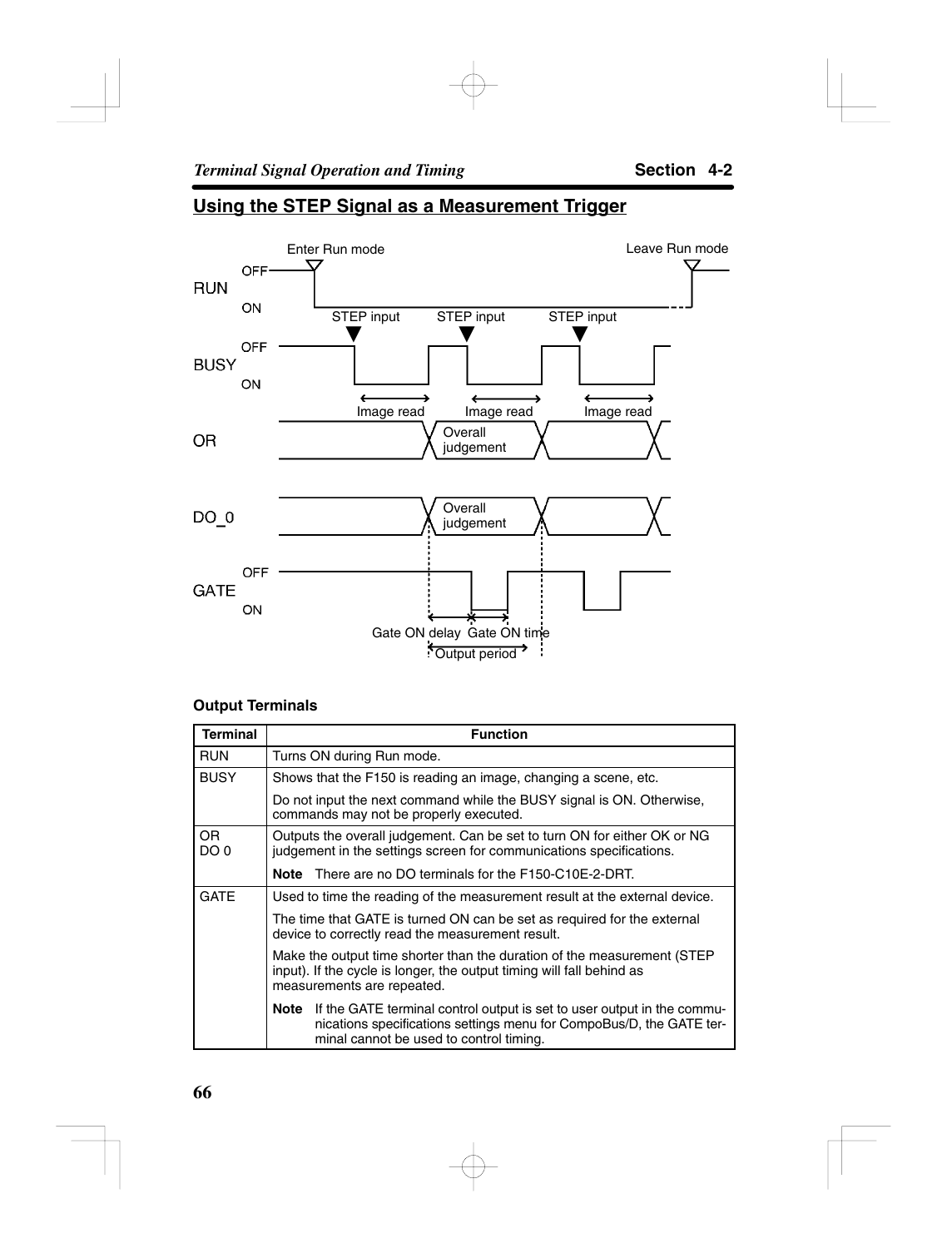## Using the STEP Signal as a Measurement Trigger

Enter Run mode

Leave Run mode

RUN OFF ON

STEP input STEP input STEP input

BUSY OFF ON

Image read Image read Image read

OR Overall judgement

DO_0 Overall judgement

GATE OFF ON

Gate ON delay Gate ON time

Output period

### Output Terminals

| Terminal | Function |
|---|---|
| RUN | Turns ON during Run mode. |
| BUSY | Shows that the F150 is reading an image, changing a scene, etc.<br><br>Do not input the next command while the BUSY signal is ON. Otherwise, commands may not be properly executed. |
| OR<br>DO 0 | Outputs the overall judgement. Can be set to turn ON for either OK or NG judgement in the settings screen for communications specifications.<br><br>**Note** There are no DO terminals for the F150-C10E-2-DRT. |
| GATE | Used to time the reading of the measurement result at the external device.<br><br>The time that GATE is turned ON can be set as required for the external device to correctly read the measurement result.<br><br>Make the output time shorter than the duration of the measurement (STEP input). If the cycle is longer, the output timing will fall behind as measurements are repeated.<br><br>**Note** If the GATE terminal control output is set to user output in the communications specifications settings menu for CompoBus/D, the GATE terminal cannot be used to control timing. |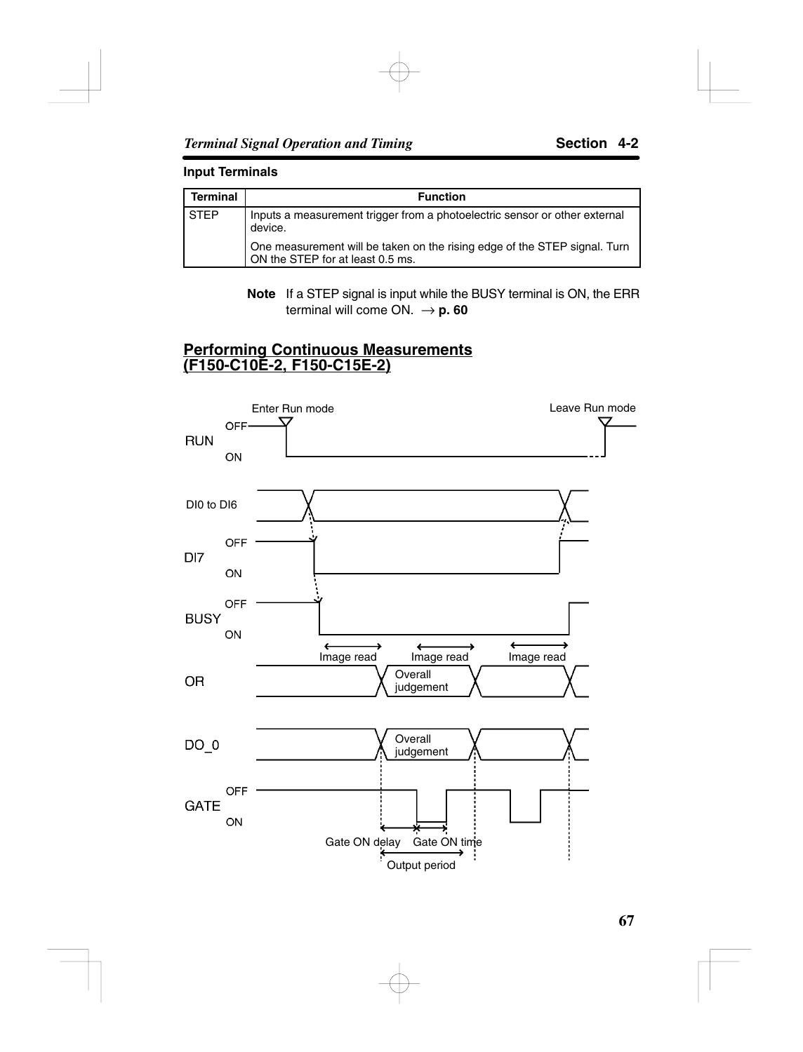### Input Terminals

| Terminal | Function |
|---|---|
| STEP | Inputs a measurement trigger from a photoelectric sensor or other external device. One measurement will be taken on the rising edge of the STEP signal. Turn ON the STEP for at least 0.5 ms. |

**Note** If a STEP signal is input while the BUSY terminal is ON, the ERR terminal will come ON. → **p. 60**

## Performing Continuous Measurements (F150-C10E-2, F150-C15E-2)

Enter Run mode

Leave Run mode

RUN OFF ON

DI0 to DI6

DI7 OFF ON

BUSY OFF ON

Image read Image read Image read

OR Overall judgement

DO_0 Overall judgement

GATE OFF ON

Gate ON delay Gate ON time

Output period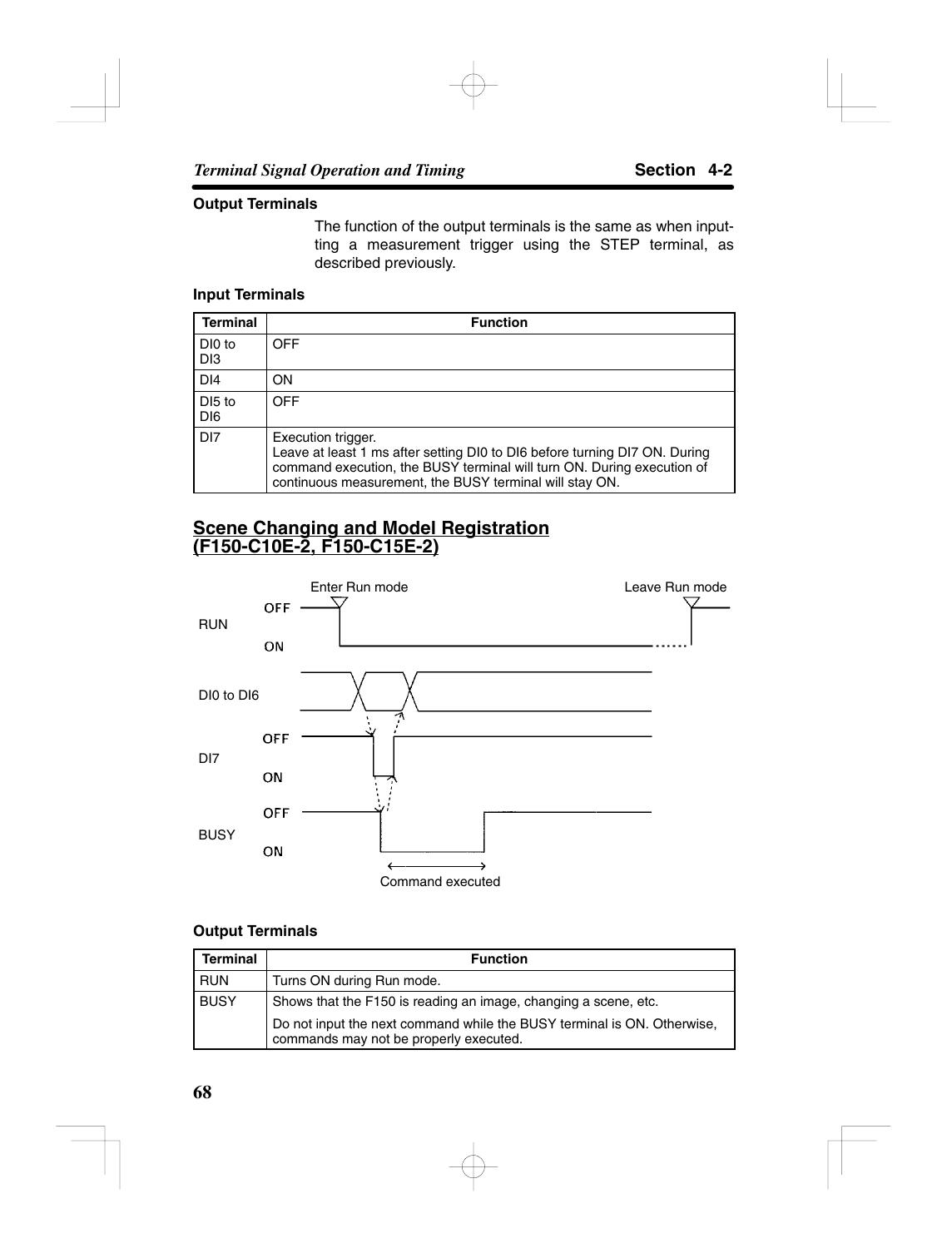**Output Terminals**

The function of the output terminals is the same as when inputting a measurement trigger using the STEP terminal, as described previously.

**Input Terminals**

| Terminal | Function |
|---|---|
| DI0 to DI3 | OFF |
| DI4 | ON |
| DI5 to DI6 | OFF |
| DI7 | Execution trigger.<br>Leave at least 1 ms after setting DI0 to DI6 before turning DI7 ON. During command execution, the BUSY terminal will turn ON. During execution of continuous measurement, the BUSY terminal will stay ON. |

## Scene Changing and Model Registration (F150-C10E-2, F150-C15E-2)

Enter Run mode    Leave Run mode

RUN OFF / ON

DI0 to DI6

DI7 OFF / ON

BUSY OFF / ON

Command executed

**Output Terminals**

| Terminal | Function |
|---|---|
| RUN | Turns ON during Run mode. |
| BUSY | Shows that the F150 is reading an image, changing a scene, etc.<br>Do not input the next command while the BUSY terminal is ON. Otherwise, commands may not be properly executed. |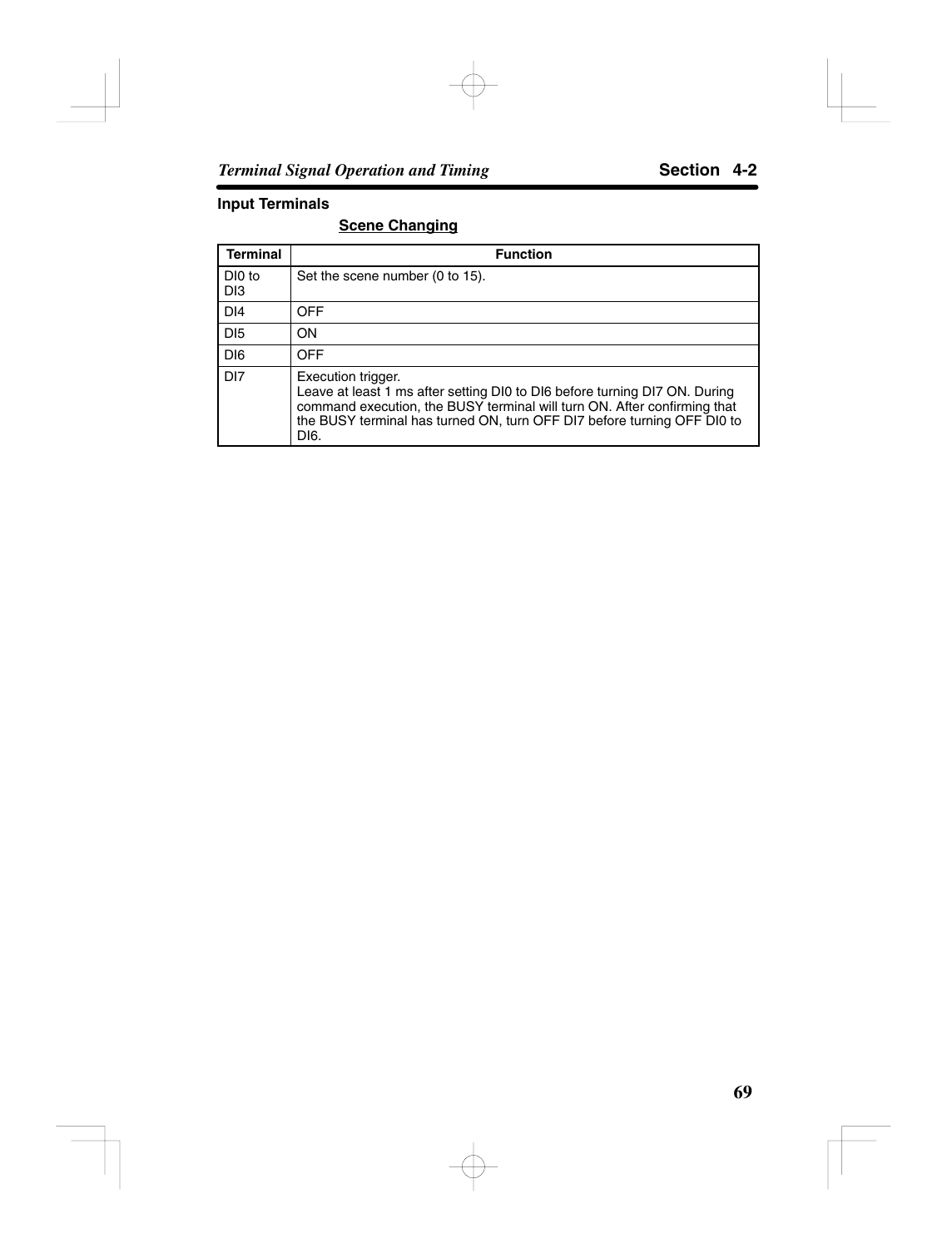### Input Terminals

#### Scene Changing

| Terminal | Function |
|---|---|
| DI0 to DI3 | Set the scene number (0 to 15). |
| DI4 | OFF |
| DI5 | ON |
| DI6 | OFF |
| DI7 | Execution trigger.<br>Leave at least 1 ms after setting DI0 to DI6 before turning DI7 ON. During command execution, the BUSY terminal will turn ON. After confirming that the BUSY terminal has turned ON, turn OFF DI7 before turning OFF DI0 to DI6. |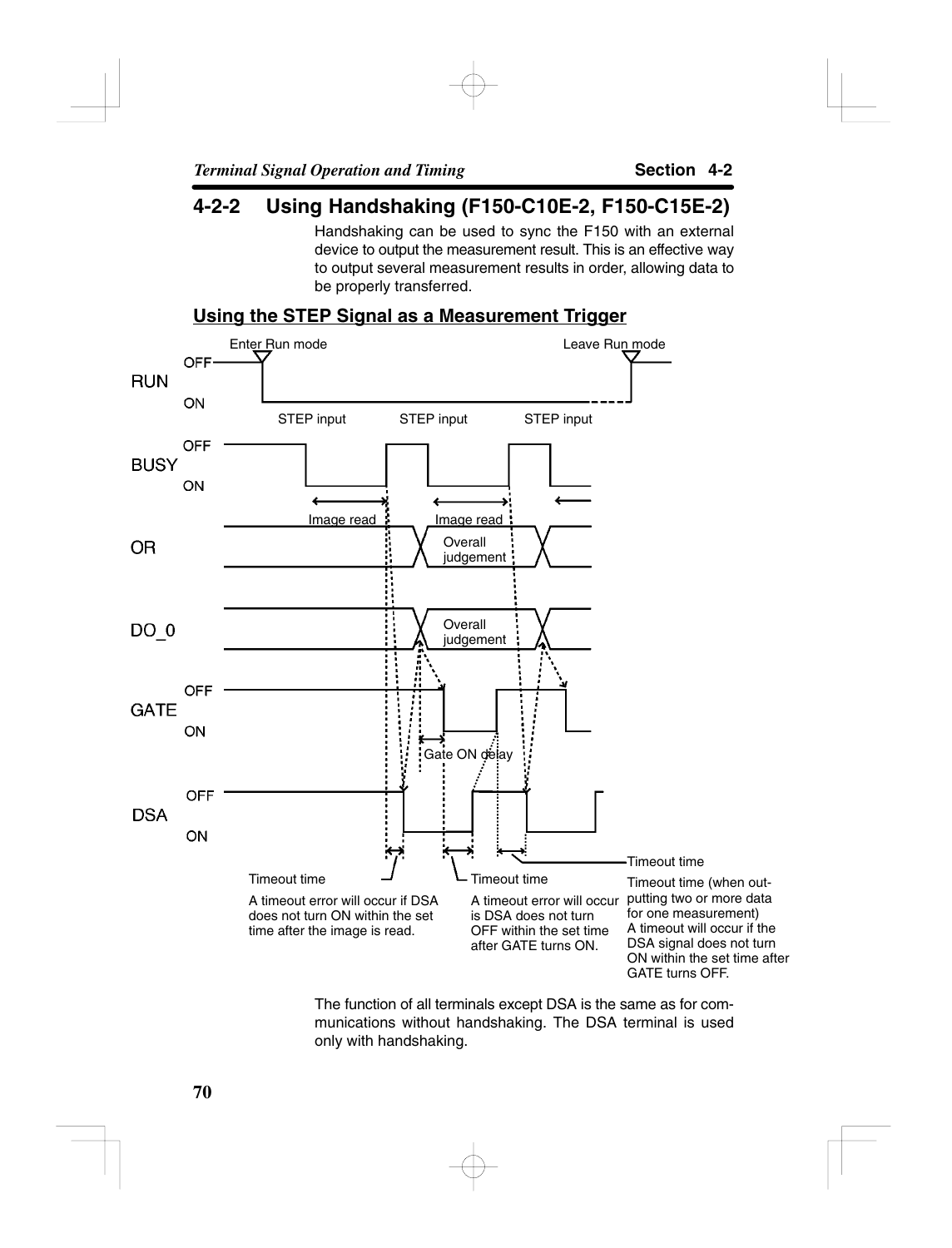## 4-2-2 Using Handshaking (F150-C10E-2, F150-C15E-2)

Handshaking can be used to sync the F150 with an external device to output the measurement result. This is an effective way to output several measurement results in order, allowing data to be properly transferred.

### Using the STEP Signal as a Measurement Trigger

Enter Run mode

Leave Run mode

RUN OFF ON

STEP input STEP input STEP input

BUSY OFF ON

Image read Image read

OR

Overall judgement

DO_0

Overall judgement

GATE OFF ON

Gate ON delay

DSA OFF ON

Timeout time

A timeout error will occur if DSA does not turn ON within the set time after the image is read.

Timeout time

A timeout error will occur is DSA does not turn OFF within the set time after GATE turns ON.

Timeout time

Timeout time (when outputting two or more data for one measurement)
A timeout will occur if the DSA signal does not turn ON within the set time after GATE turns OFF.

The function of all terminals except DSA is the same as for communications without handshaking. The DSA terminal is used only with handshaking.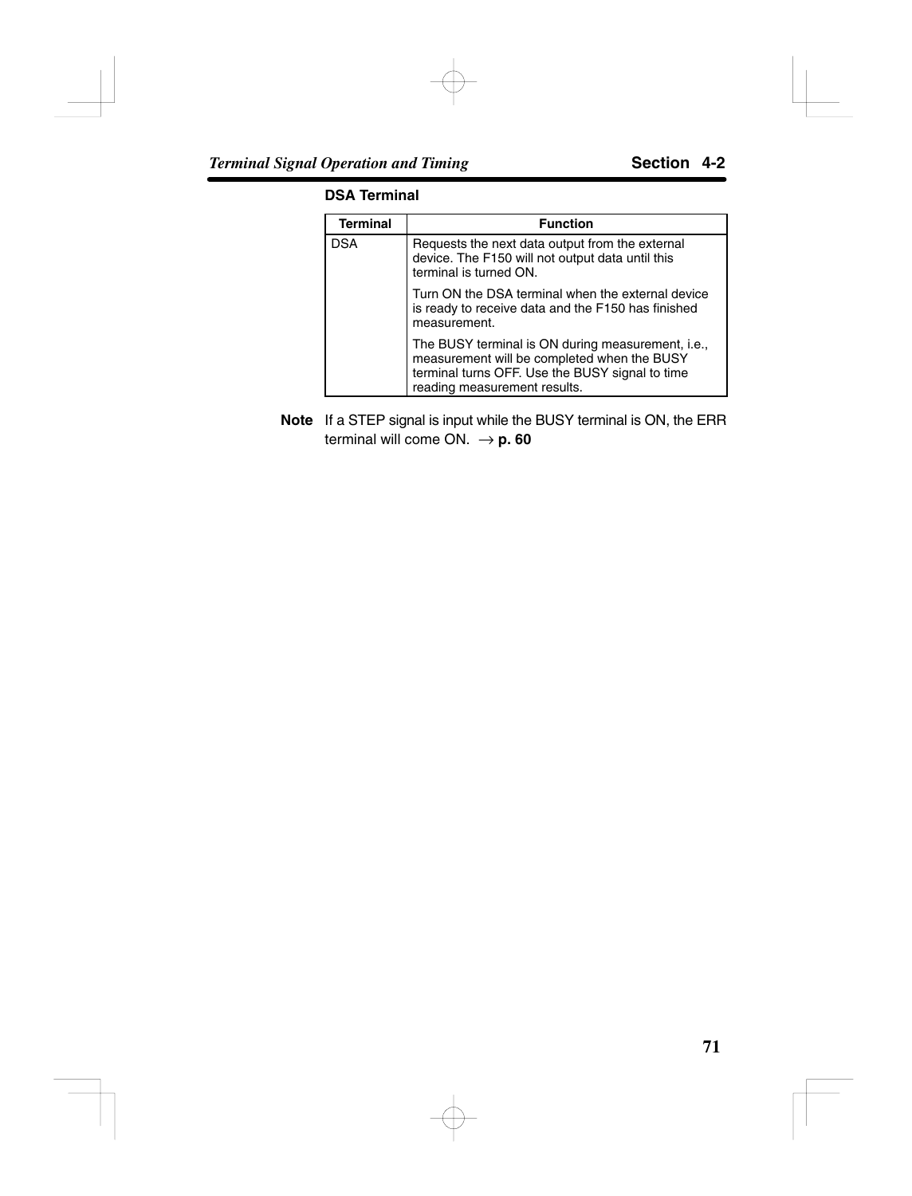### DSA Terminal

| Terminal | Function |
|---|---|
| DSA | Requests the next data output from the external device. The F150 will not output data until this terminal is turned ON.<br><br>Turn ON the DSA terminal when the external device is ready to receive data and the F150 has finished measurement.<br><br>The BUSY terminal is ON during measurement, i.e., measurement will be completed when the BUSY terminal turns OFF. Use the BUSY signal to time reading measurement results. |

**Note** If a STEP signal is input while the BUSY terminal is ON, the ERR terminal will come ON. → **p. 60**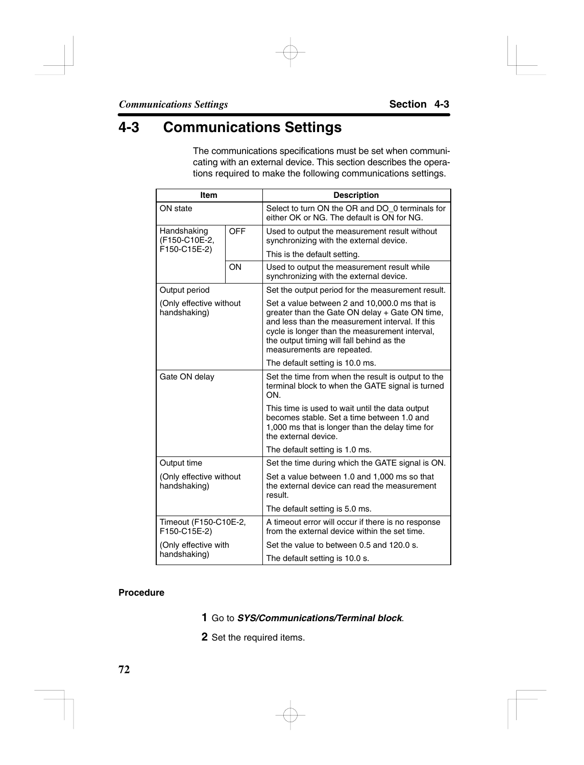# 4-3 Communications Settings

The communications specifications must be set when communicating with an external device. This section describes the operations required to make the following communications settings.

| Item | | Description |
|---|---|---|
| ON state | | Select to turn ON the OR and DO_0 terminals for either OK or NG. The default is ON for NG. |
| Handshaking (F150-C10E-2, F150-C15E-2) | OFF | Used to output the measurement result without synchronizing with the external device.<br>This is the default setting. |
| | ON | Used to output the measurement result while synchronizing with the external device. |
| Output period<br>(Only effective without handshaking) | | Set the output period for the measurement result.<br>Set a value between 2 and 10,000.0 ms that is greater than the Gate ON delay + Gate ON time, and less than the measurement interval. If this cycle is longer than the measurement interval, the output timing will fall behind as the measurements are repeated.<br>The default setting is 10.0 ms. |
| Gate ON delay | | Set the time from when the result is output to the terminal block to when the GATE signal is turned ON.<br>This time is used to wait until the data output becomes stable. Set a time between 1.0 and 1,000 ms that is longer than the delay time for the external device.<br>The default setting is 1.0 ms. |
| Output time<br>(Only effective without handshaking) | | Set the time during which the GATE signal is ON.<br>Set a value between 1.0 and 1,000 ms so that the external device can read the measurement result.<br>The default setting is 5.0 ms. |
| Timeout (F150-C10E-2, F150-C15E-2)<br>(Only effective with handshaking) | | A timeout error will occur if there is no response from the external device within the set time.<br>Set the value to between 0.5 and 120.0 s.<br>The default setting is 10.0 s. |

**Procedure**

**1** Go to ***SYS/Communications/Terminal block***.

**2** Set the required items.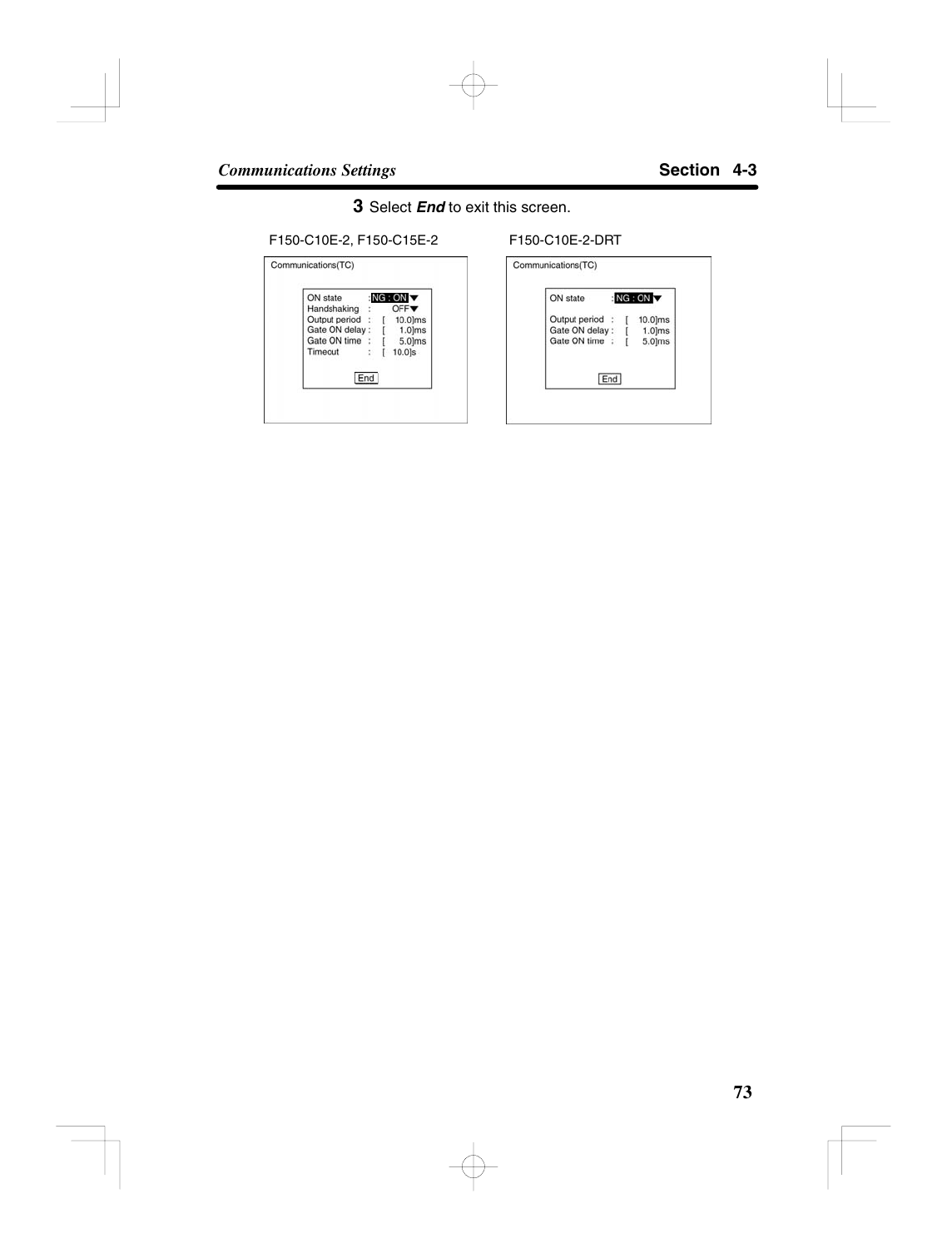**3** Select ***End*** to exit this screen.

F150-C10E-2, F150-C15E-2

```
Communications(TC)

    ON state        : NG : ON ▼
    Handshaking     :     OFF ▼
    Output period   :  [   10.0]ms
    Gate ON delay   :  [    1.0]ms
    Gate ON time    :  [    5.0]ms
    Timeout         :  [   10.0]s

                 End
```

F150-C10E-2-DRT

```
Communications(TC)

    ON state        : NG : ON ▼

    Output period   :  [   10.0]ms
    Gate ON delay   :  [    1.0]ms
    Gate ON time    :  [    5.0]ms

                 End
```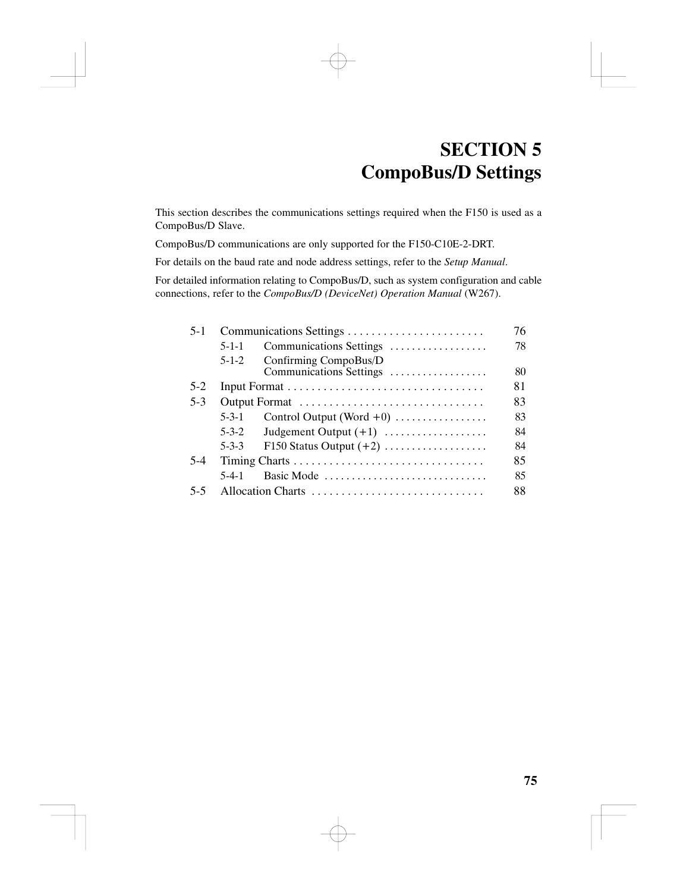# SECTION 5
# CompoBus/D Settings

This section describes the communications settings required when the F150 is used as a CompoBus/D Slave.

CompoBus/D communications are only supported for the F150-C10E-2-DRT.

For details on the baud rate and node address settings, refer to the *Setup Manual*.

For detailed information relating to CompoBus/D, such as system configuration and cable connections, refer to the *CompoBus/D (DeviceNet) Operation Manual* (W267).

- 5-1 Communications Settings . . . . . . . . . . . . . . . . . . . . . . . 76
  - 5-1-1 Communications Settings . . . . . . . . . . . . . . . . . 78
  - 5-1-2 Confirming CompoBus/D Communications Settings . . . . . . . . . . . . . . . . . 80
- 5-2 Input Format . . . . . . . . . . . . . . . . . . . . . . . . . . . . . . . . . 81
- 5-3 Output Format . . . . . . . . . . . . . . . . . . . . . . . . . . . . . . . 83
  - 5-3-1 Control Output (Word +0) . . . . . . . . . . . . . . . . 83
  - 5-3-2 Judgement Output (+1) . . . . . . . . . . . . . . . . . . 84
  - 5-3-3 F150 Status Output (+2) . . . . . . . . . . . . . . . . . . 84
- 5-4 Timing Charts . . . . . . . . . . . . . . . . . . . . . . . . . . . . . . . . 85
  - 5-4-1 Basic Mode . . . . . . . . . . . . . . . . . . . . . . . . . . . . . 85
- 5-5 Allocation Charts . . . . . . . . . . . . . . . . . . . . . . . . . . . . 88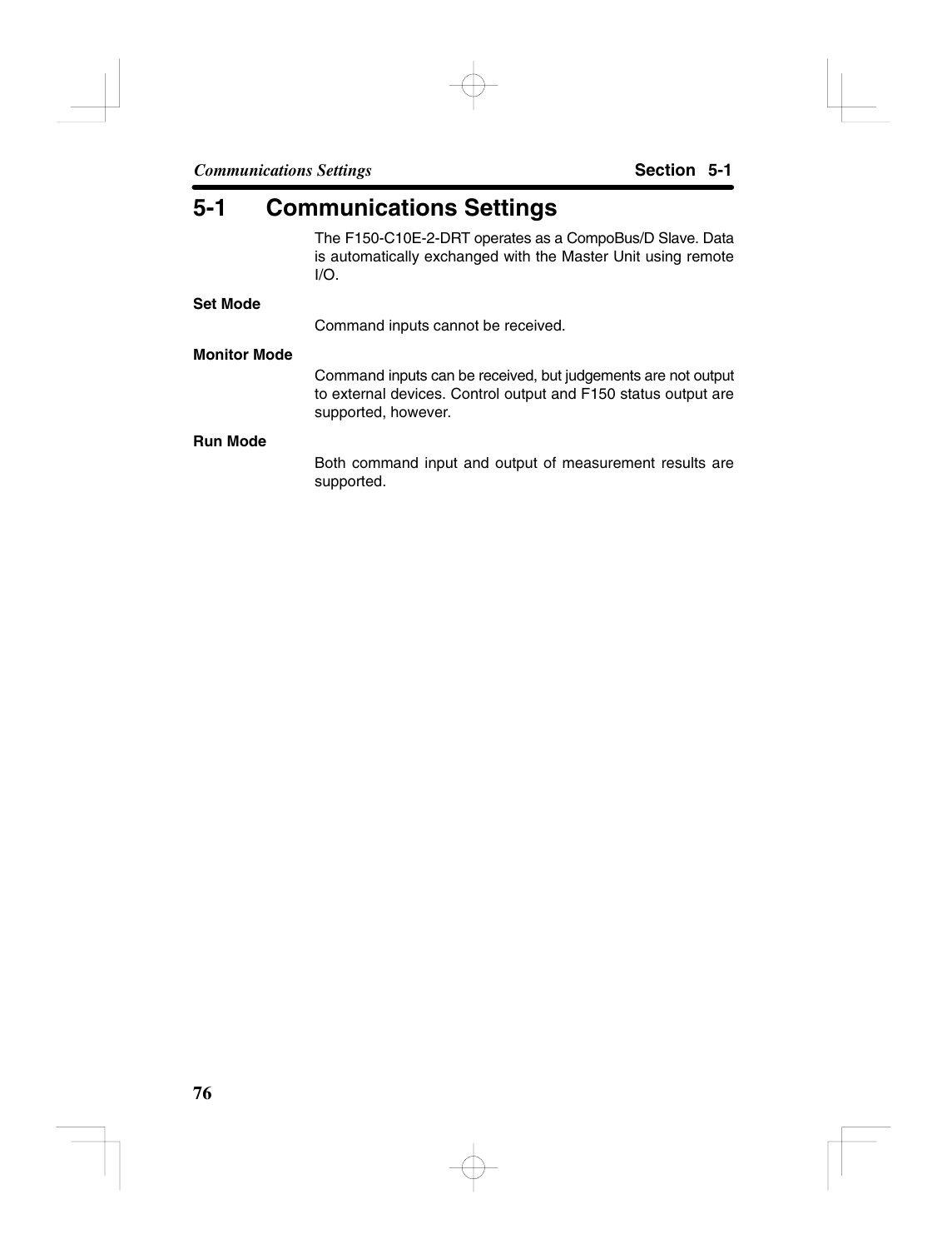# 5-1 Communications Settings

The F150-C10E-2-DRT operates as a CompoBus/D Slave. Data is automatically exchanged with the Master Unit using remote I/O.

**Set Mode**

Command inputs cannot be received.

**Monitor Mode**

Command inputs can be received, but judgements are not output to external devices. Control output and F150 status output are supported, however.

**Run Mode**

Both command input and output of measurement results are supported.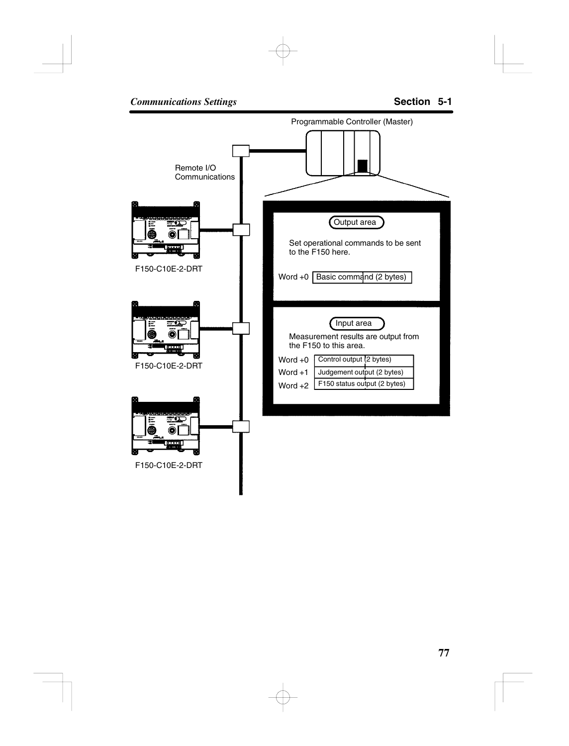Programmable Controller (Master)

Remote I/O Communications

F150-C10E-2-DRT

F150-C10E-2-DRT

F150-C10E-2-DRT

**Output area**

Set operational commands to be sent to the F150 here.

| Word | Content |
|---|---|
| Word +0 | Basic command (2 bytes) |

**Input area**

Measurement results are output from the F150 to this area.

| Word | Content |
|---|---|
| Word +0 | Control output (2 bytes) |
| Word +1 | Judgement output (2 bytes) |
| Word +2 | F150 status output (2 bytes) |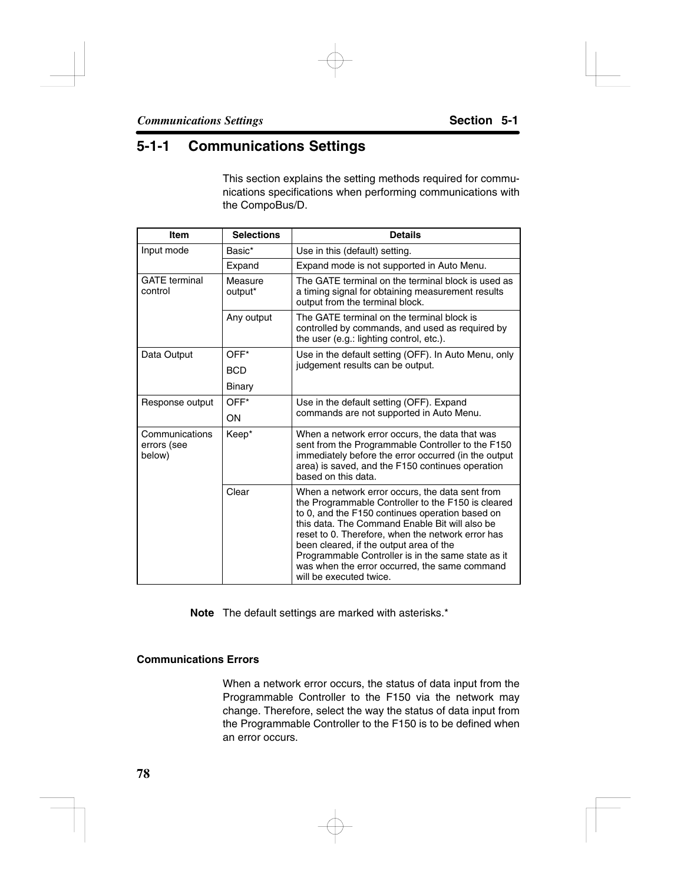## 5-1-1 Communications Settings

This section explains the setting methods required for communications specifications when performing communications with the CompoBus/D.

| Item | Selections | Details |
|---|---|---|
| Input mode | Basic* | Use in this (default) setting. |
| | Expand | Expand mode is not supported in Auto Menu. |
| GATE terminal control | Measure output* | The GATE terminal on the terminal block is used as a timing signal for obtaining measurement results output from the terminal block. |
| | Any output | The GATE terminal on the terminal block is controlled by commands, and used as required by the user (e.g.: lighting control, etc.). |
| Data Output | OFF*<br>BCD<br>Binary | Use in the default setting (OFF). In Auto Menu, only judgement results can be output. |
| Response output | OFF*<br>ON | Use in the default setting (OFF). Expand commands are not supported in Auto Menu. |
| Communications errors (see below) | Keep* | When a network error occurs, the data that was sent from the Programmable Controller to the F150 immediately before the error occurred (in the output area) is saved, and the F150 continues operation based on this data. |
| | Clear | When a network error occurs, the data sent from the Programmable Controller to the F150 is cleared to 0, and the F150 continues operation based on this data. The Command Enable Bit will also be reset to 0. Therefore, when the network error has been cleared, if the output area of the Programmable Controller is in the same state as it was when the error occurred, the same command will be executed twice. |

**Note** The default settings are marked with asterisks.*

**Communications Errors**

When a network error occurs, the status of data input from the Programmable Controller to the F150 via the network may change. Therefore, select the way the status of data input from the Programmable Controller to the F150 is to be defined when an error occurs.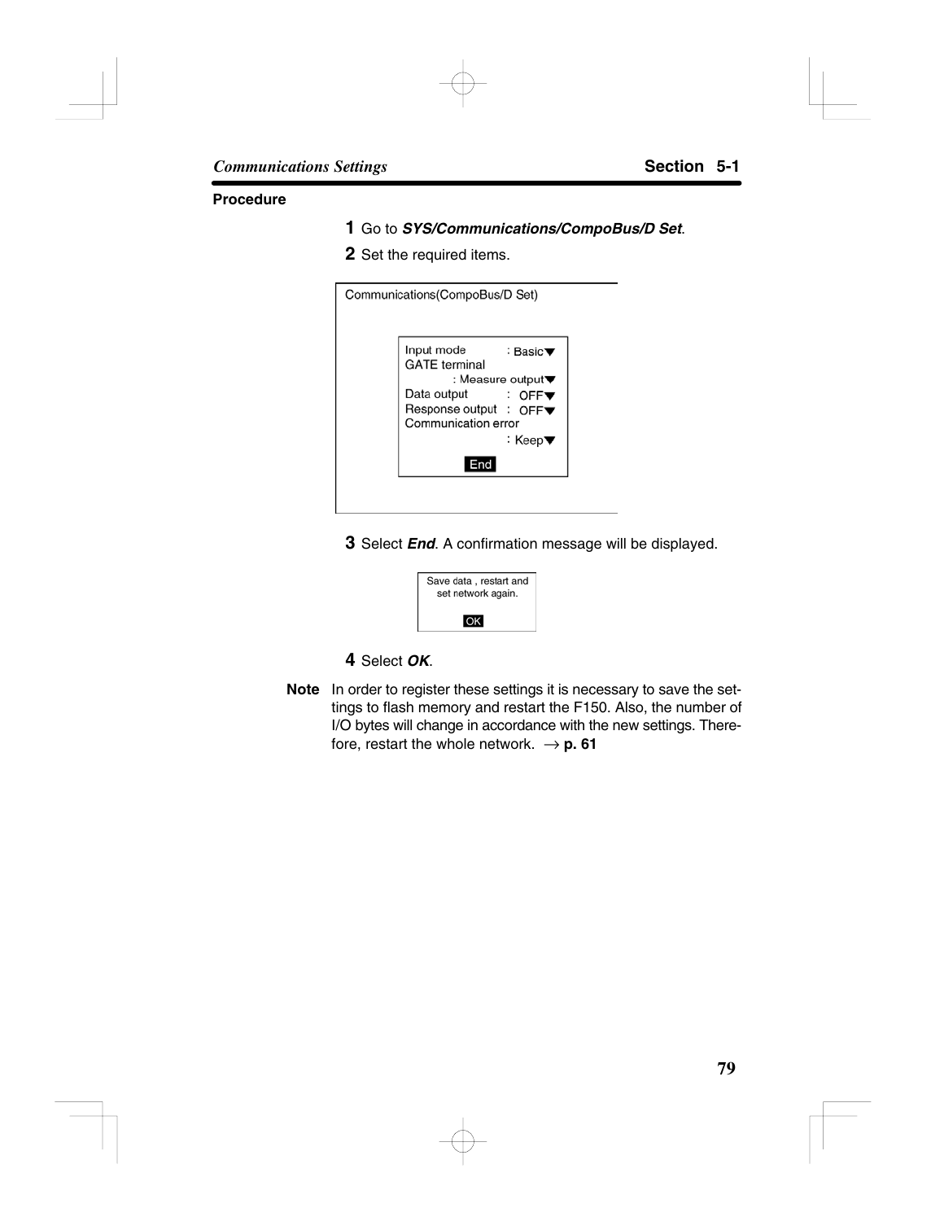**Procedure**

**1** Go to ***SYS/Communications/CompoBus/D Set***.

**2** Set the required items.

```
Communications(CompoBus/D Set)

Input mode        : Basic▼
GATE terminal
          : Measure output▼
Data output       : OFF▼
Response output   : OFF▼
Communication error
                  : Keep▼
          End
```

**3** Select ***End***. A confirmation message will be displayed.

```
Save data , restart and
  set network again.
        OK
```

**4** Select ***OK***.

**Note** In order to register these settings it is necessary to save the settings to flash memory and restart the F150. Also, the number of I/O bytes will change in accordance with the new settings. Therefore, restart the whole network. → **p. 61**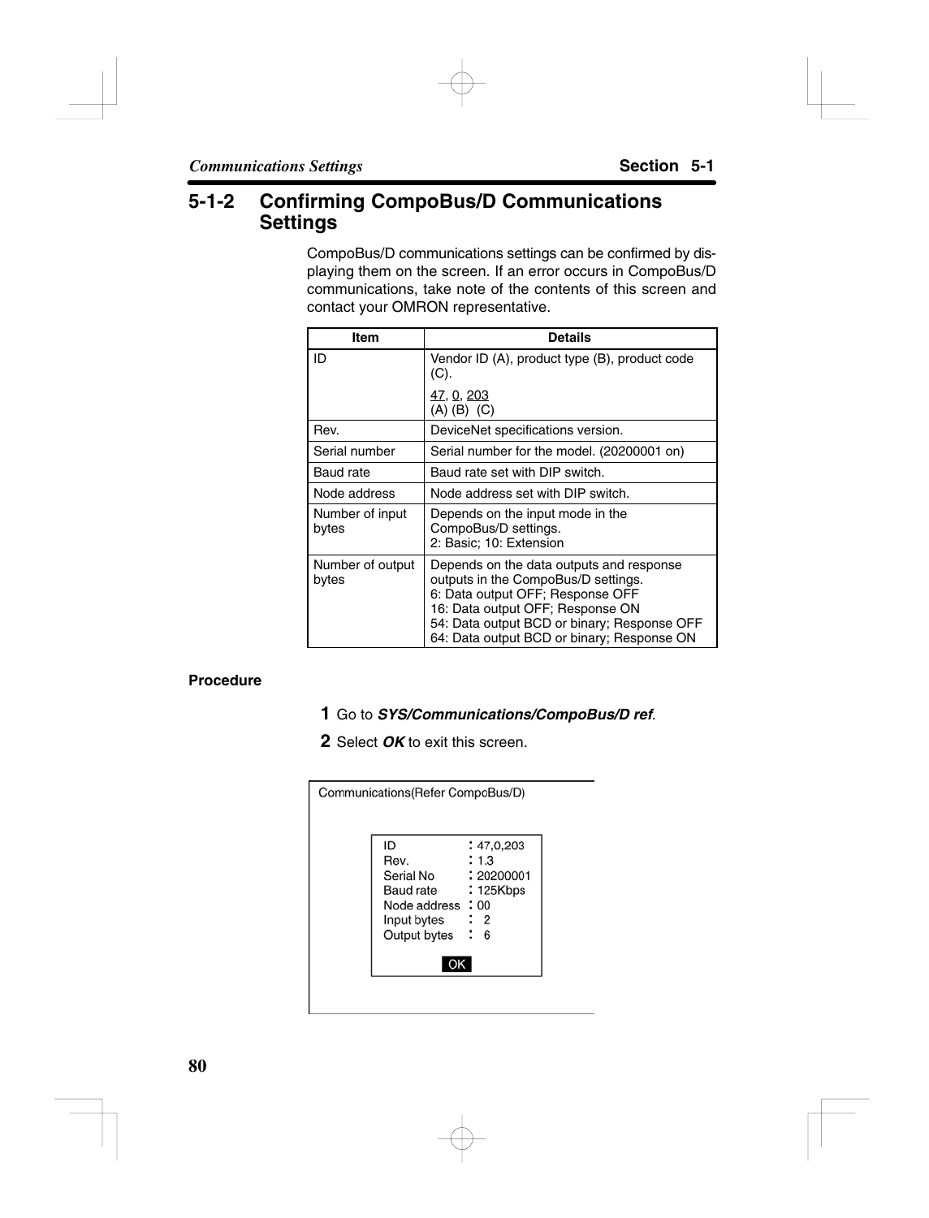## 5-1-2 Confirming CompoBus/D Communications Settings

CompoBus/D communications settings can be confirmed by displaying them on the screen. If an error occurs in CompoBus/D communications, take note of the contents of this screen and contact your OMRON representative.

| Item | Details |
|---|---|
| ID | Vendor ID (A), product type (B), product code (C).<br>47, 0, 203<br>(A) (B) (C) |
| Rev. | DeviceNet specifications version. |
| Serial number | Serial number for the model. (20200001 on) |
| Baud rate | Baud rate set with DIP switch. |
| Node address | Node address set with DIP switch. |
| Number of input bytes | Depends on the input mode in the CompoBus/D settings.<br>2: Basic; 10: Extension |
| Number of output bytes | Depends on the data outputs and response outputs in the CompoBus/D settings.<br>6: Data output OFF; Response OFF<br>16: Data output OFF; Response ON<br>54: Data output BCD or binary; Response OFF<br>64: Data output BCD or binary; Response ON |

**Procedure**

**1** Go to ***SYS/Communications/CompoBus/D ref***.

**2** Select ***OK*** to exit this screen.

```
Communications(Refer CompoBus/D)

ID            : 47,0,203
Rev.          : 1.3
Serial No     : 20200001
Baud rate     : 125Kbps
Node address  : 00
Input bytes   :  2
Output bytes  :  6

        OK
```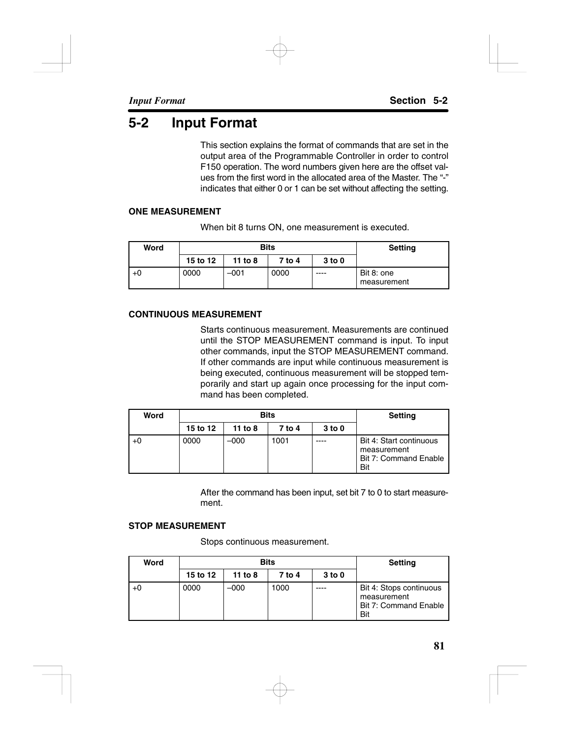# 5-2 Input Format

This section explains the format of commands that are set in the output area of the Programmable Controller in order to control F150 operation. The word numbers given here are the offset values from the first word in the allocated area of the Master. The "-" indicates that either 0 or 1 can be set without affecting the setting.

### ONE MEASUREMENT

When bit 8 turns ON, one measurement is executed.

| Word | Bits | | | | Setting |
|---|---|---|---|---|---|
| | 15 to 12 | 11 to 8 | 7 to 4 | 3 to 0 | |
| +0 | 0000 | –001 | 0000 | ---- | Bit 8: one measurement |

### CONTINUOUS MEASUREMENT

Starts continuous measurement. Measurements are continued until the STOP MEASUREMENT command is input. To input other commands, input the STOP MEASUREMENT command. If other commands are input while continuous measurement is being executed, continuous measurement will be stopped temporarily and start up again once processing for the input command has been completed.

| Word | Bits | | | | Setting |
|---|---|---|---|---|---|
| | 15 to 12 | 11 to 8 | 7 to 4 | 3 to 0 | |
| +0 | 0000 | –000 | 1001 | ---- | Bit 4: Start continuous measurement<br>Bit 7: Command Enable Bit |

After the command has been input, set bit 7 to 0 to start measurement.

### STOP MEASUREMENT

Stops continuous measurement.

| Word | Bits | | | | Setting |
|---|---|---|---|---|---|
| | 15 to 12 | 11 to 8 | 7 to 4 | 3 to 0 | |
| +0 | 0000 | –000 | 1000 | ---- | Bit 4: Stops continuous measurement<br>Bit 7: Command Enable Bit |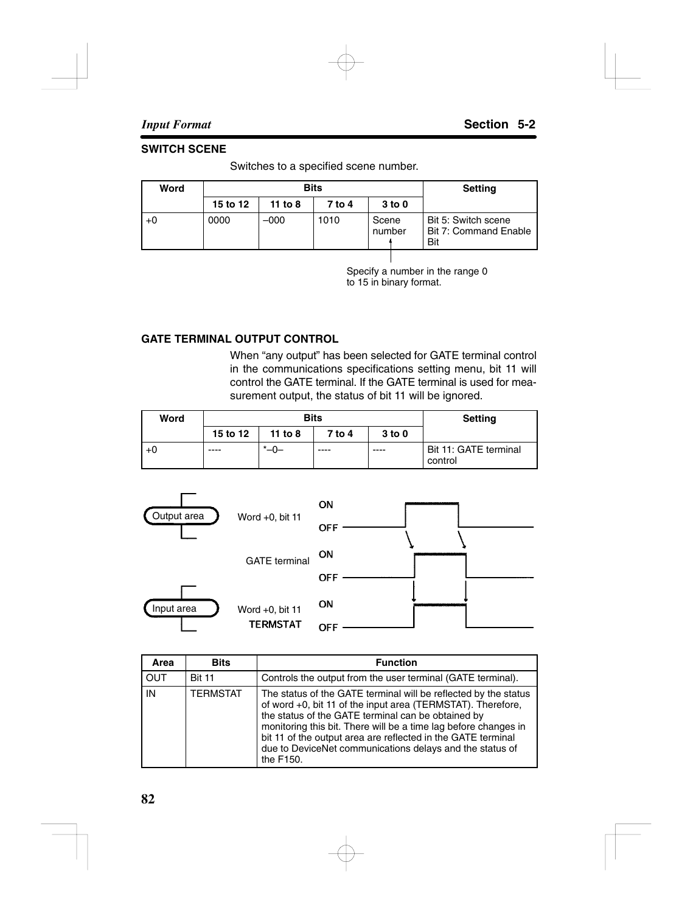### SWITCH SCENE

Switches to a specified scene number.

| Word | Bits | | | | Setting |
|---|---|---|---|---|---|
| | 15 to 12 | 11 to 8 | 7 to 4 | 3 to 0 | |
| +0 | 0000 | –000 | 1010 | Scene number | Bit 5: Switch scene<br>Bit 7: Command Enable Bit |

Specify a number in the range 0 to 15 in binary format.

### GATE TERMINAL OUTPUT CONTROL

When “any output” has been selected for GATE terminal control in the communications specifications setting menu, bit 11 will control the GATE terminal. If the GATE terminal is used for measurement output, the status of bit 11 will be ignored.

| Word | Bits | | | | Setting |
|---|---|---|---|---|---|
| | 15 to 12 | 11 to 8 | 7 to 4 | 3 to 0 | |
| +0 | ---- | *–0– | ---- | ---- | Bit 11: GATE terminal control |

Output area — Word +0, bit 11 (ON/OFF)

GATE terminal (ON/OFF)

Input area — Word +0, bit 11 TERMSTAT (ON/OFF)

| Area | Bits | Function |
|---|---|---|
| OUT | Bit 11 | Controls the output from the user terminal (GATE terminal). |
| IN | TERMSTAT | The status of the GATE terminal will be reflected by the status of word +0, bit 11 of the input area (TERMSTAT). Therefore, the status of the GATE terminal can be obtained by monitoring this bit. There will be a time lag before changes in bit 11 of the output area are reflected in the GATE terminal due to DeviceNet communications delays and the status of the F150. |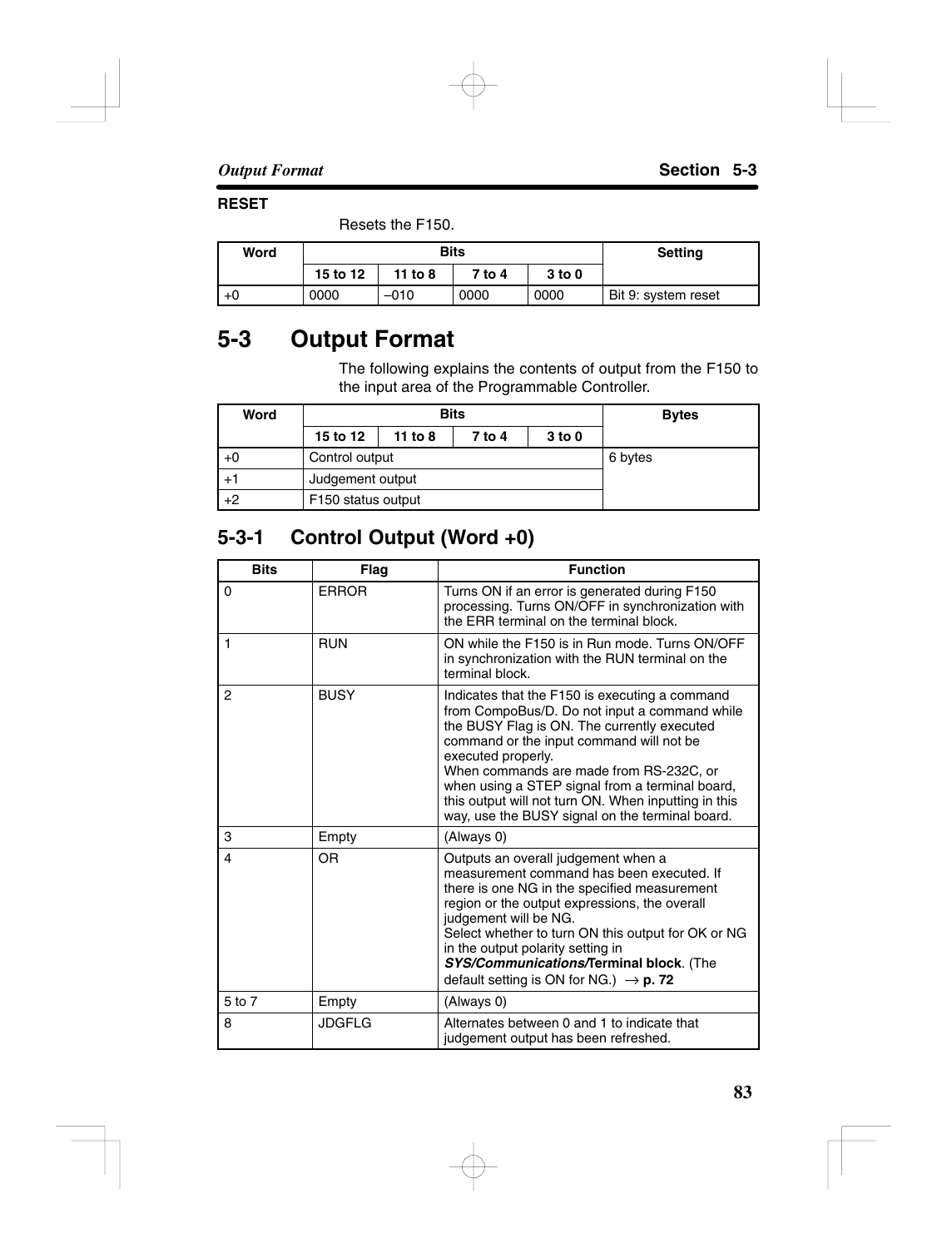**RESET**

Resets the F150.

| Word | Bits | | | | Setting |
|---|---|---|---|---|---|
| | 15 to 12 | 11 to 8 | 7 to 4 | 3 to 0 | |
| +0 | 0000 | –010 | 0000 | 0000 | Bit 9: system reset |

## 5-3 Output Format

The following explains the contents of output from the F150 to the input area of the Programmable Controller.

| Word | Bits | | | | Bytes |
|---|---|---|---|---|---|
| | 15 to 12 | 11 to 8 | 7 to 4 | 3 to 0 | |
| +0 | Control output | | | | 6 bytes |
| +1 | Judgement output | | | | |
| +2 | F150 status output | | | | |

### 5-3-1 Control Output (Word +0)

| Bits | Flag | Function |
|---|---|---|
| 0 | ERROR | Turns ON if an error is generated during F150 processing. Turns ON/OFF in synchronization with the ERR terminal on the terminal block. |
| 1 | RUN | ON while the F150 is in Run mode. Turns ON/OFF in synchronization with the RUN terminal on the terminal block. |
| 2 | BUSY | Indicates that the F150 is executing a command from CompoBus/D. Do not input a command while the BUSY Flag is ON. The currently executed command or the input command will not be executed properly.<br>When commands are made from RS-232C, or when using a STEP signal from a terminal board, this output will not turn ON. When inputting in this way, use the BUSY signal on the terminal board. |
| 3 | Empty | (Always 0) |
| 4 | OR | Outputs an overall judgement when a measurement command has been executed. If there is one NG in the specified measurement region or the output expressions, the overall judgement will be NG.<br>Select whether to turn ON this output for OK or NG in the output polarity setting in ***SYS/Communications/*****Terminal block**. (The default setting is ON for NG.) → **p. 72** |
| 5 to 7 | Empty | (Always 0) |
| 8 | JDGFLG | Alternates between 0 and 1 to indicate that judgement output has been refreshed. |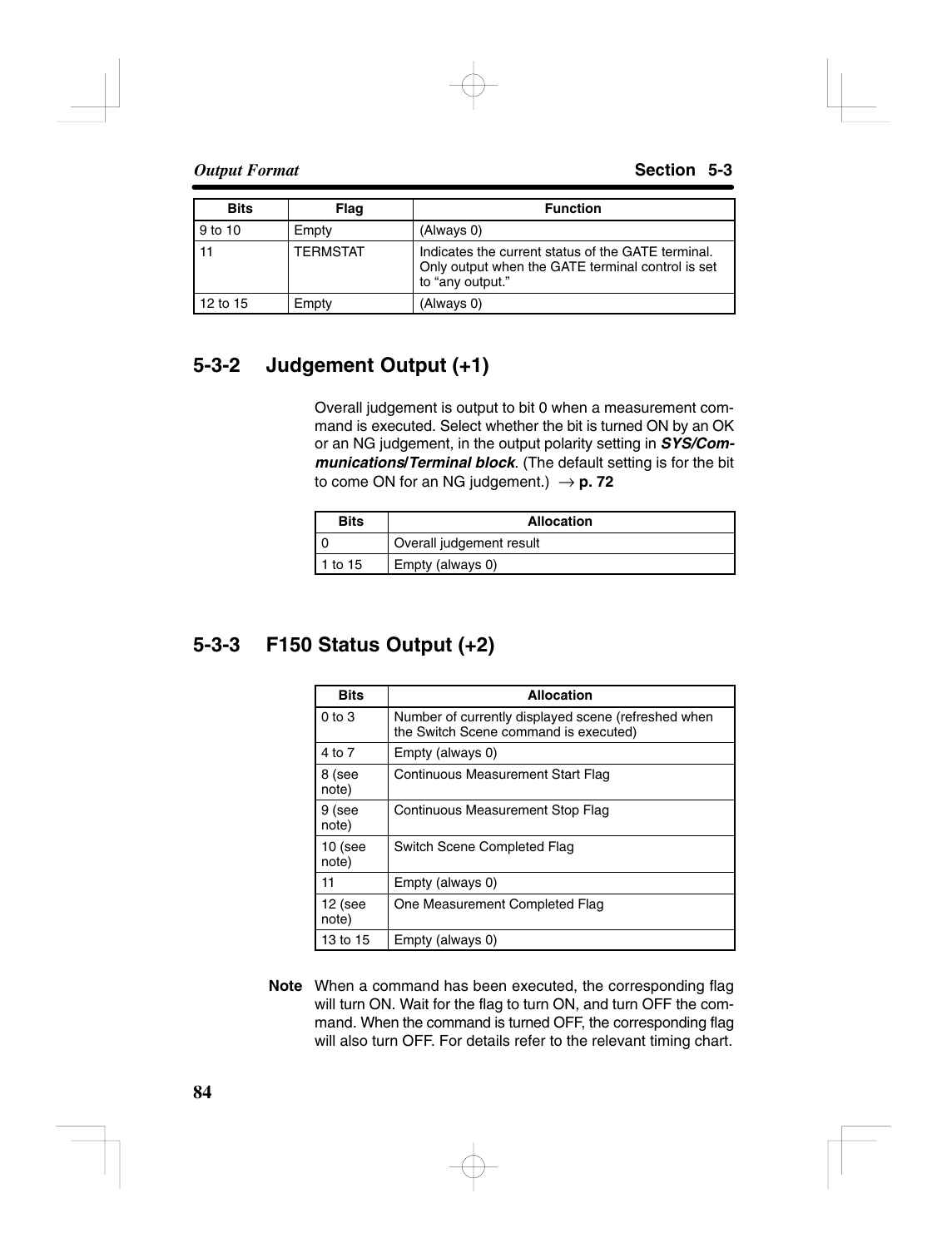| Bits | Flag | Function |
|---|---|---|
| 9 to 10 | Empty | (Always 0) |
| 11 | TERMSTAT | Indicates the current status of the GATE terminal. Only output when the GATE terminal control is set to “any output.” |
| 12 to 15 | Empty | (Always 0) |

## 5-3-2 Judgement Output (+1)

Overall judgement is output to bit 0 when a measurement command is executed. Select whether the bit is turned ON by an OK or an NG judgement, in the output polarity setting in ***SYS/Communications/Terminal block***. (The default setting is for the bit to come ON for an NG judgement.) → **p. 72**

| Bits | Allocation |
|---|---|
| 0 | Overall judgement result |
| 1 to 15 | Empty (always 0) |

## 5-3-3 F150 Status Output (+2)

| Bits | Allocation |
|---|---|
| 0 to 3 | Number of currently displayed scene (refreshed when the Switch Scene command is executed) |
| 4 to 7 | Empty (always 0) |
| 8 (see note) | Continuous Measurement Start Flag |
| 9 (see note) | Continuous Measurement Stop Flag |
| 10 (see note) | Switch Scene Completed Flag |
| 11 | Empty (always 0) |
| 12 (see note) | One Measurement Completed Flag |
| 13 to 15 | Empty (always 0) |

**Note** When a command has been executed, the corresponding flag will turn ON. Wait for the flag to turn ON, and turn OFF the command. When the command is turned OFF, the corresponding flag will also turn OFF. For details refer to the relevant timing chart.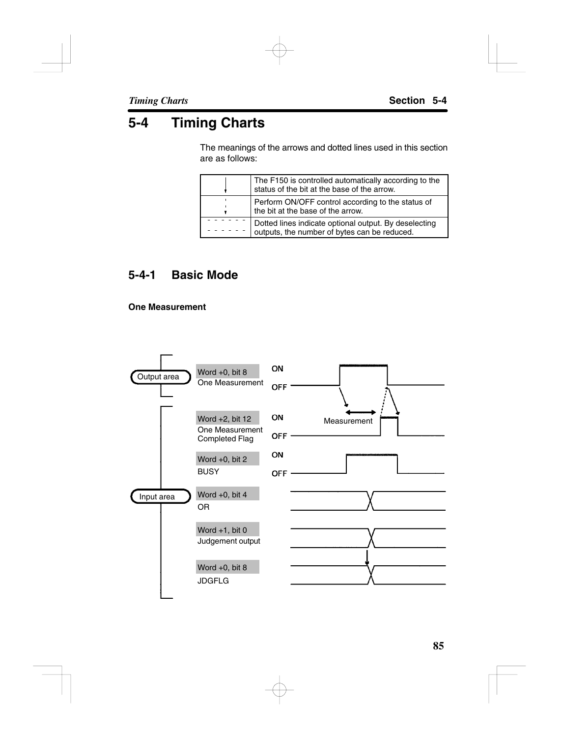# 5-4 Timing Charts

The meanings of the arrows and dotted lines used in this section are as follows:

| Symbol | Meaning |
| --- | --- |
| (solid arrow) | The F150 is controlled automatically according to the status of the bit at the base of the arrow. |
| (dotted arrow) | Perform ON/OFF control according to the status of the bit at the base of the arrow. |
| - - - - - - | Dotted lines indicate optional output. By deselecting outputs, the number of bytes can be reduced. |

## 5-4-1 Basic Mode

### One Measurement

Output area

Word +0, bit 8
One Measurement
ON
OFF

Input area

Word +2, bit 12
One Measurement Completed Flag
ON
OFF

Measurement

Word +0, bit 2
BUSY
ON
OFF

Word +0, bit 4
OR

Word +1, bit 0
Judgement output

Word +0, bit 8
JDGFLG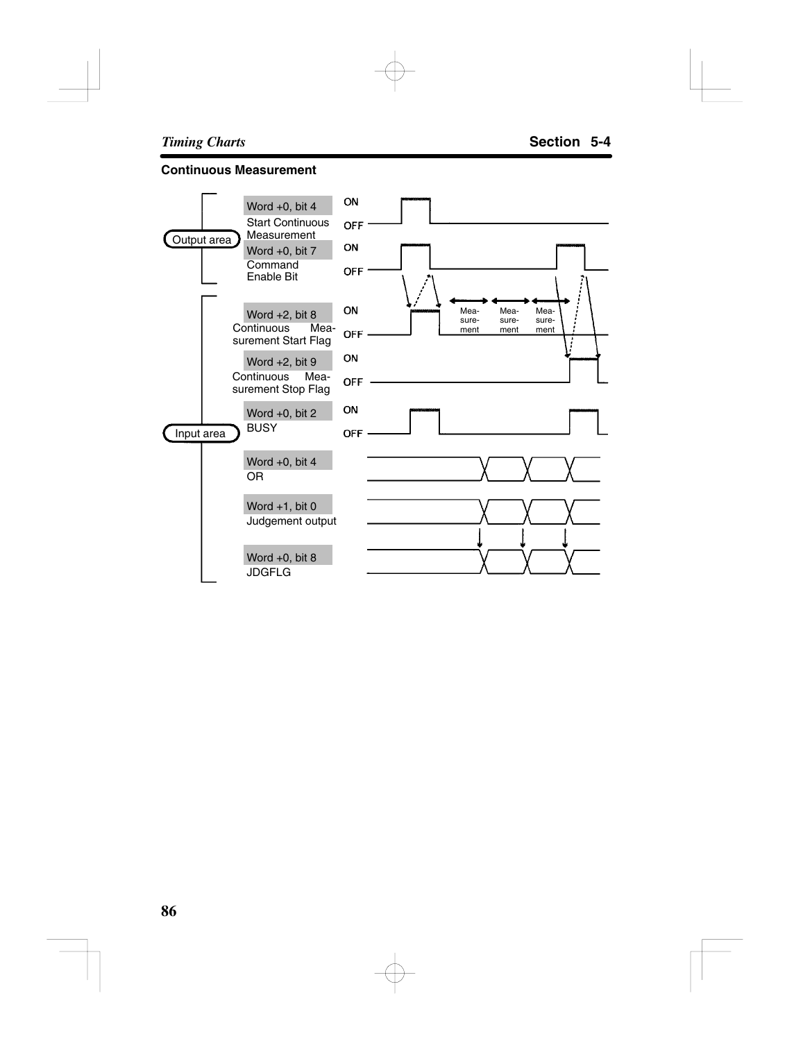### Continuous Measurement

Output area

Word +0, bit 4
Start Continuous Measurement

Word +0, bit 7
Command Enable Bit

Input area

Word +2, bit 8
Continuous Measurement Start Flag

Word +2, bit 9
Continuous Measurement Stop Flag

Word +0, bit 2
BUSY

Word +0, bit 4
OR

Word +1, bit 0
Judgement output

Word +0, bit 8
JDGFLG

ON
OFF

Measurement Measurement Measurement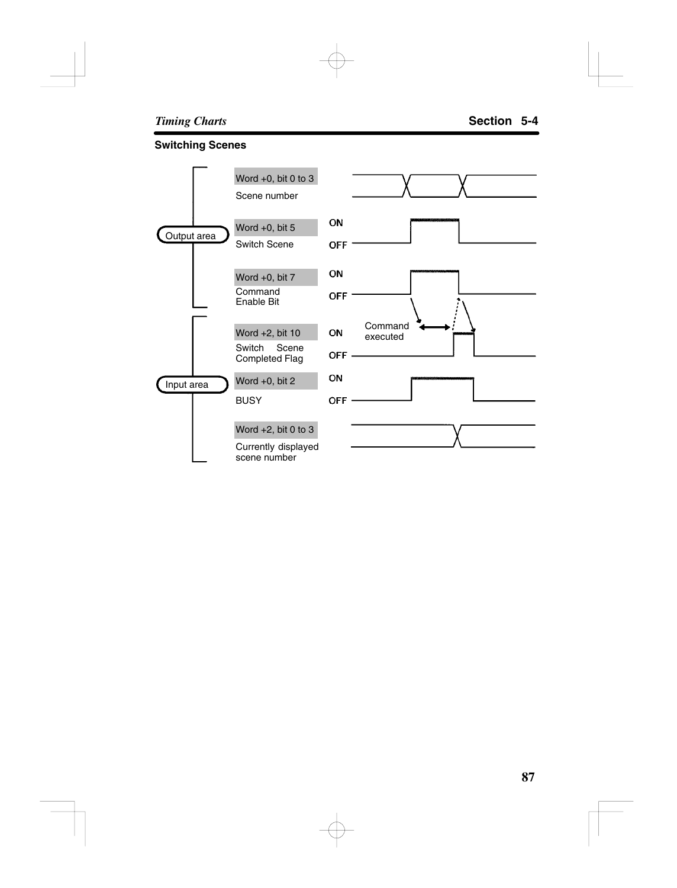## Switching Scenes

**Output area**

| Signal | Description |
|---|---|
| Word +0, bit 0 to 3 | Scene number |
| Word +0, bit 5 | Switch Scene (ON/OFF) |
| Word +0, bit 7 | Command Enable Bit (ON/OFF) |

**Input area**

| Signal | Description |
|---|---|
| Word +2, bit 10 | Switch Scene Completed Flag (ON/OFF) |
| Word +0, bit 2 | BUSY (ON/OFF) |
| Word +2, bit 0 to 3 | Currently displayed scene number |

Command executed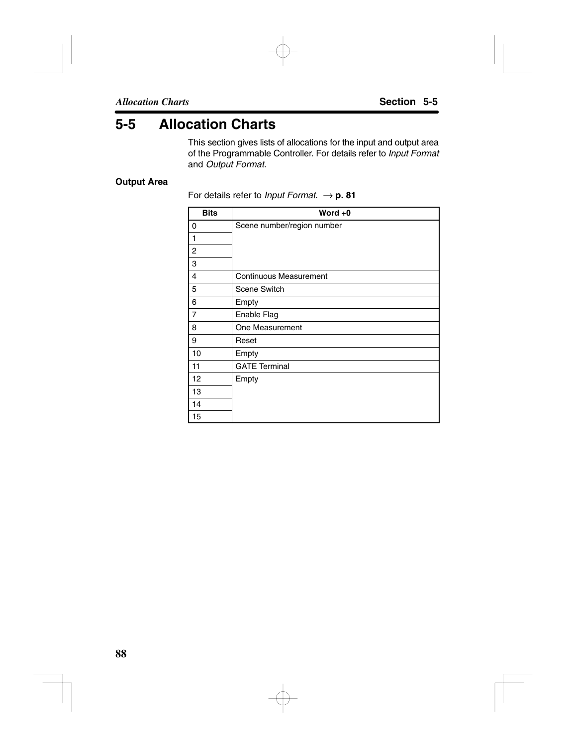# 5-5 Allocation Charts

This section gives lists of allocations for the input and output area of the Programmable Controller. For details refer to *Input Format* and *Output Format*.

### Output Area

For details refer to *Input Format*. → **p. 81**

| Bits | Word +0 |
|---|---|
| 0 | Scene number/region number |
| 1 | |
| 2 | |
| 3 | |
| 4 | Continuous Measurement |
| 5 | Scene Switch |
| 6 | Empty |
| 7 | Enable Flag |
| 8 | One Measurement |
| 9 | Reset |
| 10 | Empty |
| 11 | GATE Terminal |
| 12 | Empty |
| 13 | |
| 14 | |
| 15 | |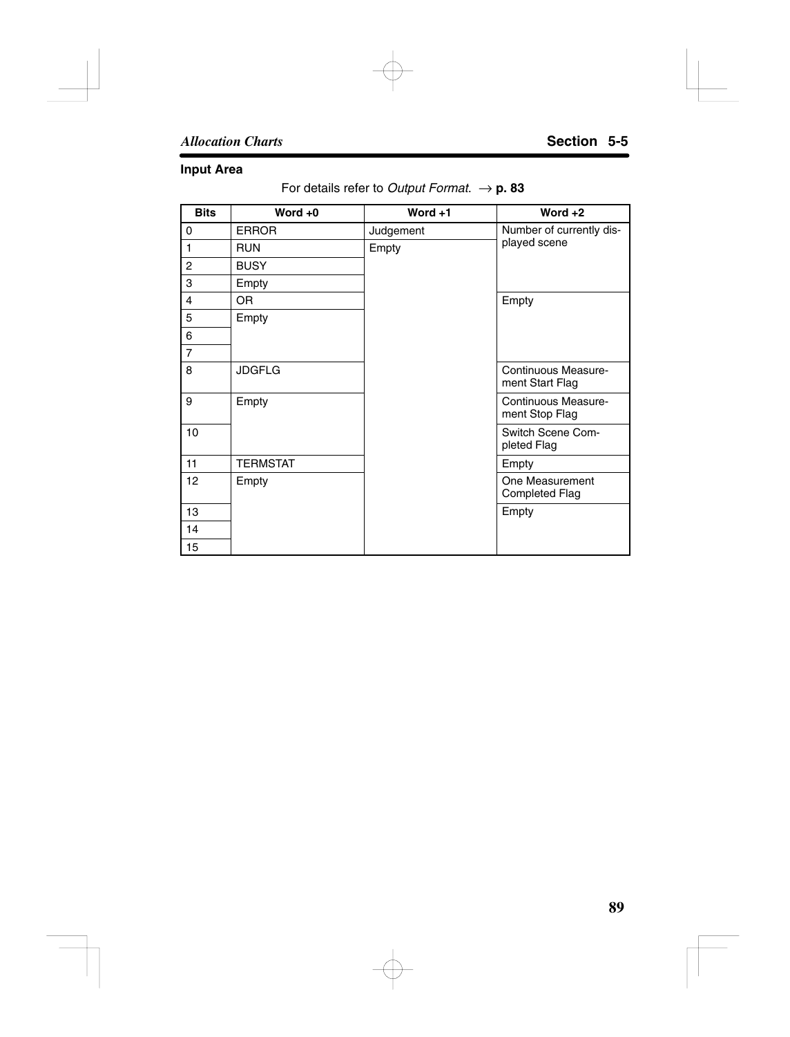### Input Area

For details refer to *Output Format*. → **p. 83**

| Bits | Word +0 | Word +1 | Word +2 |
|---|---|---|---|
| 0 | ERROR | Judgement | Number of currently displayed scene |
| 1 | RUN | Empty | |
| 2 | BUSY | | |
| 3 | Empty | | |
| 4 | OR | | Empty |
| 5 | Empty | | |
| 6 | | | |
| 7 | | | |
| 8 | JDGFLG | | Continuous Measurement Start Flag |
| 9 | Empty | | Continuous Measurement Stop Flag |
| 10 | | | Switch Scene Completed Flag |
| 11 | TERMSTAT | | Empty |
| 12 | Empty | | One Measurement Completed Flag |
| 13 | | | Empty |
| 14 | | | |
| 15 | | | |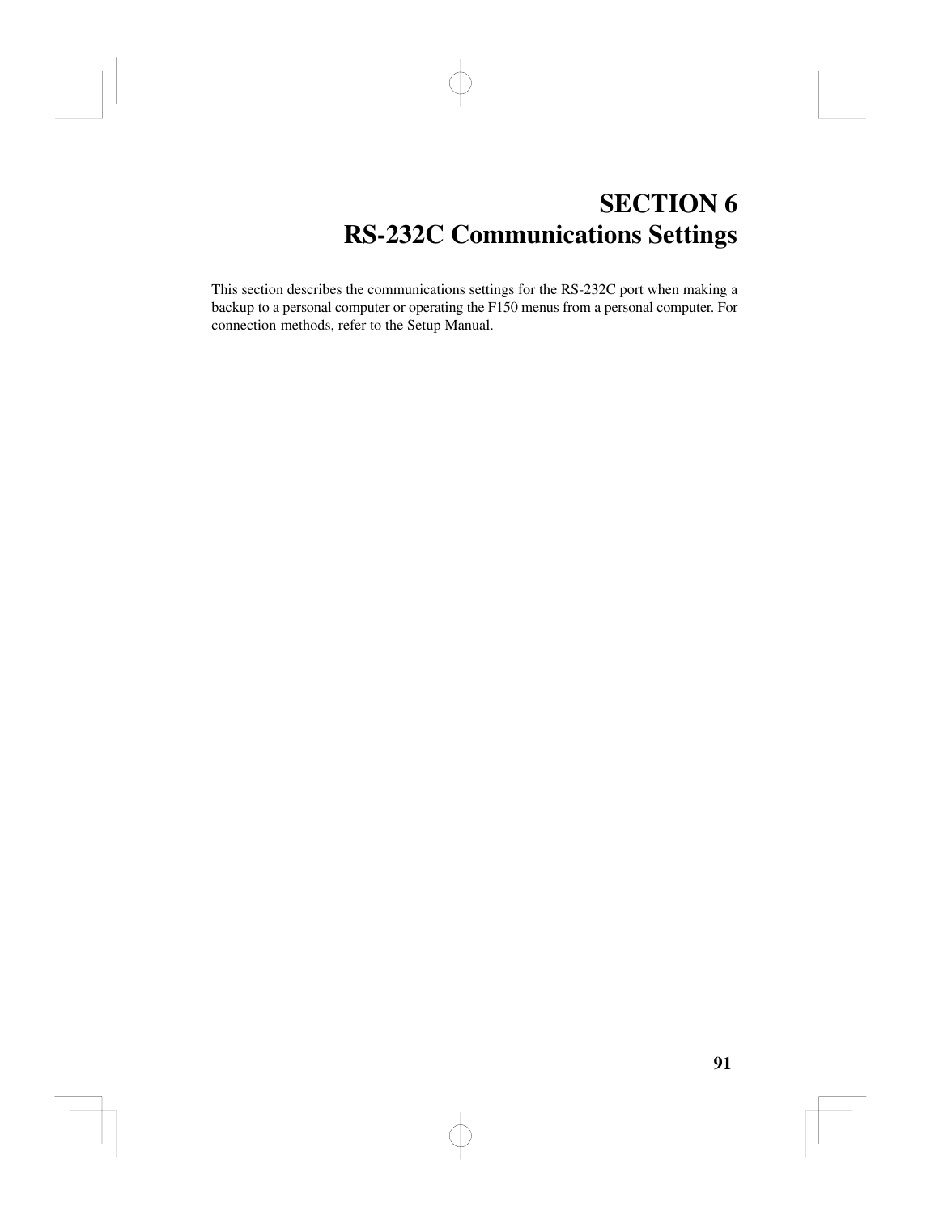# SECTION 6
# RS-232C Communications Settings

This section describes the communications settings for the RS-232C port when making a backup to a personal computer or operating the F150 menus from a personal computer. For connection methods, refer to the Setup Manual.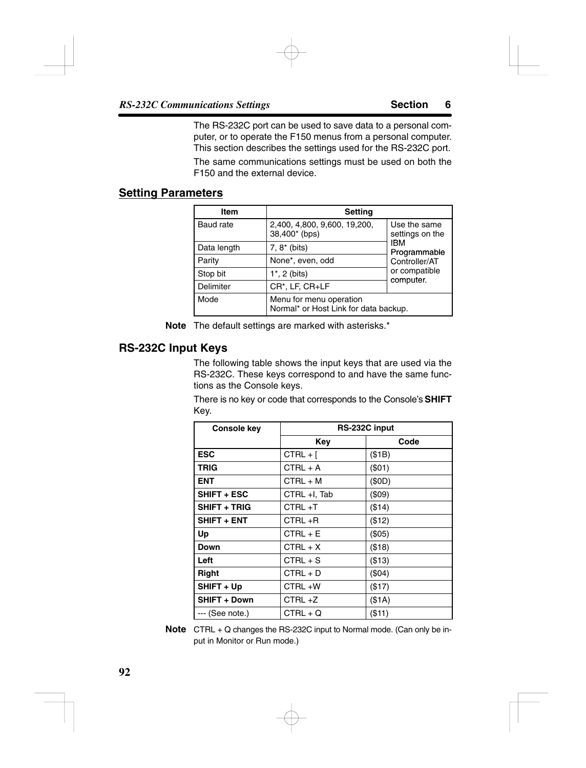The RS-232C port can be used to save data to a personal computer, or to operate the F150 menus from a personal computer. This section describes the settings used for the RS-232C port.

The same communications settings must be used on both the F150 and the external device.

## Setting Parameters

| Item | Setting | |
|---|---|---|
| Baud rate | 2,400, 4,800, 9,600, 19,200, 38,400* (bps) | Use the same settings on the IBM Programmable Controller/AT or compatible computer. |
| Data length | 7, 8* (bits) | |
| Parity | None*, even, odd | |
| Stop bit | 1*, 2 (bits) | |
| Delimiter | CR*, LF, CR+LF | |
| Mode | Menu for menu operation<br>Normal* or Host Link for data backup. | |

**Note** The default settings are marked with asterisks.*

## RS-232C Input Keys

The following table shows the input keys that are used via the RS-232C. These keys correspond to and have the same functions as the Console keys.

There is no key or code that corresponds to the Console's **SHIFT** Key.

| Console key | RS-232C input | |
|---|---|---|
| | Key | Code |
| **ESC** | CTRL + [ | ($1B) |
| **TRIG** | CTRL + A | ($01) |
| **ENT** | CTRL + M | ($0D) |
| **SHIFT + ESC** | CTRL +I, Tab | ($09) |
| **SHIFT + TRIG** | CTRL +T | ($14) |
| **SHIFT + ENT** | CTRL +R | ($12) |
| **Up** | CTRL + E | ($05) |
| **Down** | CTRL + X | ($18) |
| **Left** | CTRL + S | ($13) |
| **Right** | CTRL + D | ($04) |
| **SHIFT + Up** | CTRL +W | ($17) |
| **SHIFT + Down** | CTRL +Z | ($1A) |
| --- (See note.) | CTRL + Q | ($11) |

**Note** CTRL + Q changes the RS-232C input to Normal mode. (Can only be input in Monitor or Run mode.)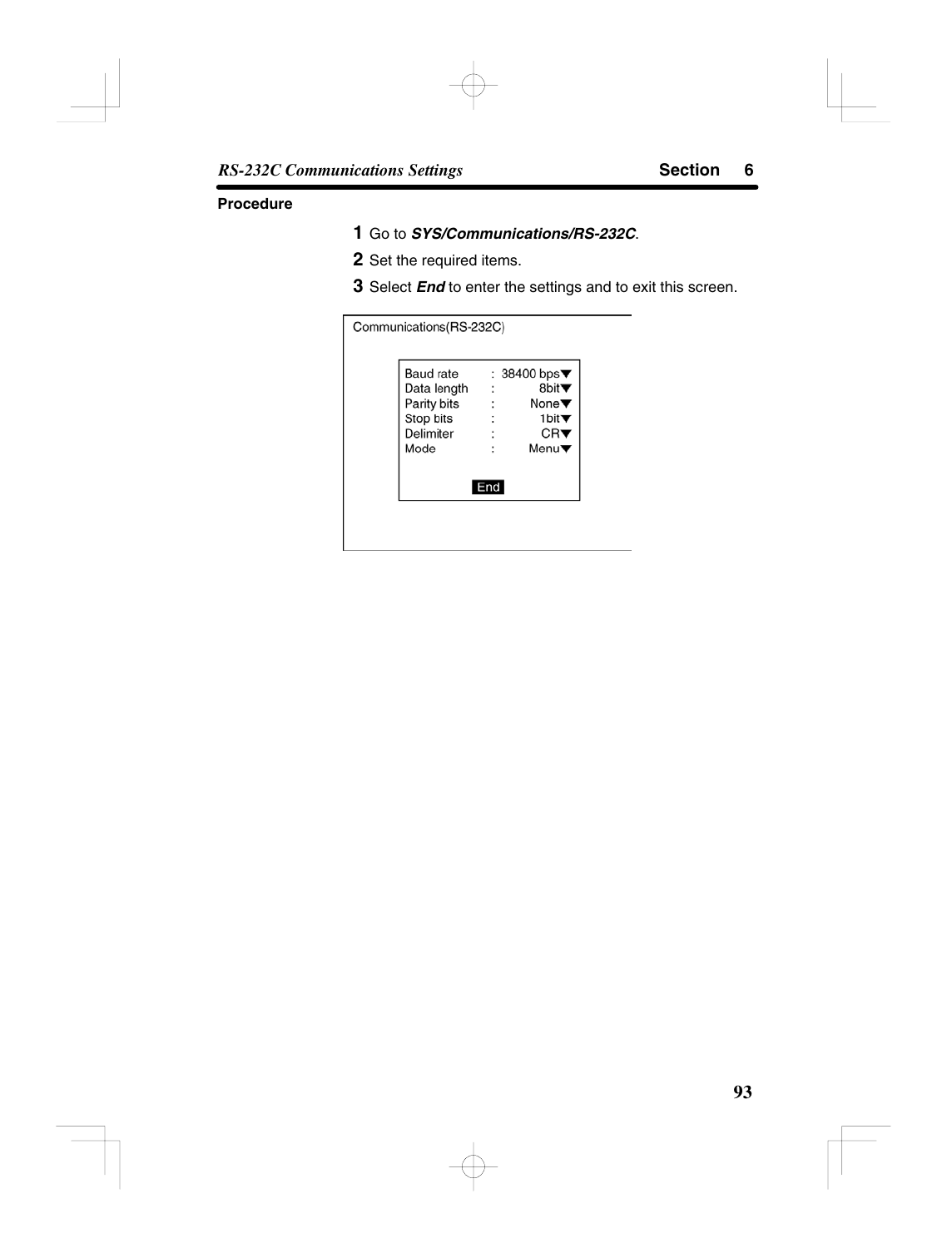**Procedure**

1. Go to ***SYS/Communications/RS-232C***.
2. Set the required items.
3. Select ***End*** to enter the settings and to exit this screen.

```
Communications(RS-232C)

    Baud rate    :  38400 bps▼
    Data length  :       8bit▼
    Parity bits  :       None▼
    Stop bits    :       1bit▼
    Delimiter    :         CR▼
    Mode         :       Menu▼

                 End
```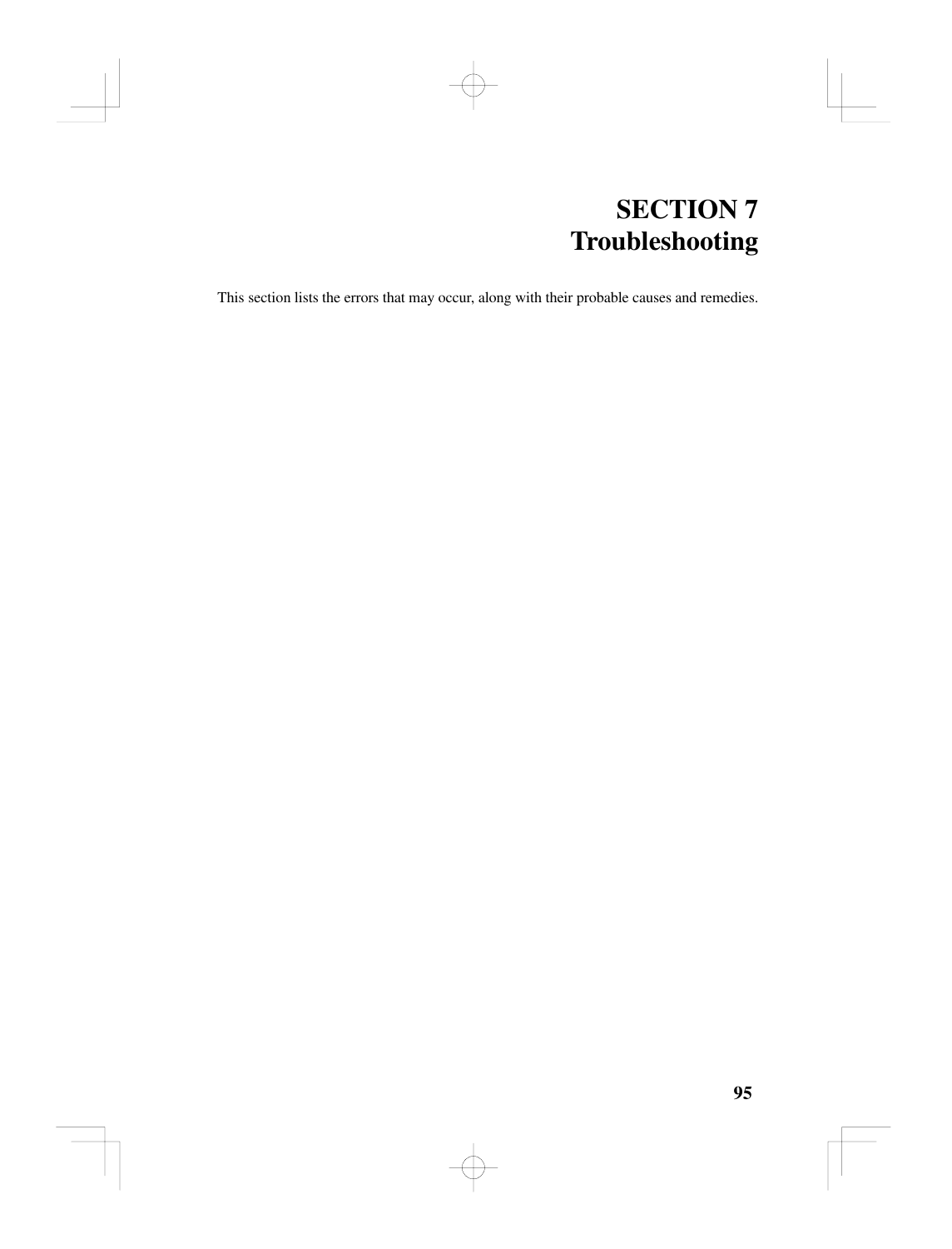# SECTION 7
# Troubleshooting

This section lists the errors that may occur, along with their probable causes and remedies.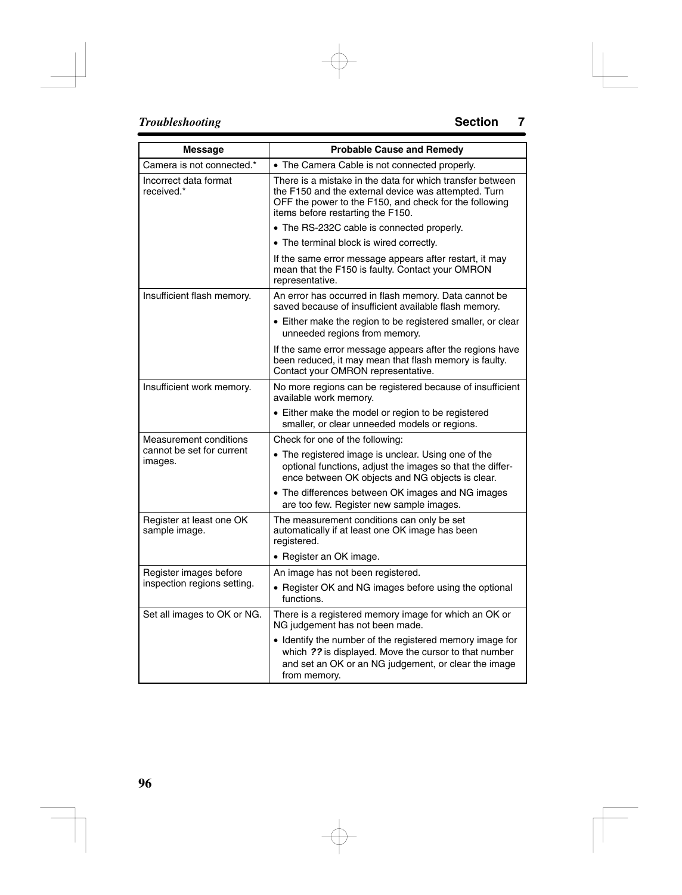| Message | Probable Cause and Remedy |
| --- | --- |
| Camera is not connected.* | • The Camera Cable is not connected properly. |
| Incorrect data format received.* | There is a mistake in the data for which transfer between the F150 and the external device was attempted. Turn OFF the power to the F150, and check for the following items before restarting the F150.<br>• The RS-232C cable is connected properly.<br>• The terminal block is wired correctly.<br>If the same error message appears after restart, it may mean that the F150 is faulty. Contact your OMRON representative. |
| Insufficient flash memory. | An error has occurred in flash memory. Data cannot be saved because of insufficient available flash memory.<br>• Either make the region to be registered smaller, or clear unneeded regions from memory.<br>If the same error message appears after the regions have been reduced, it may mean that flash memory is faulty. Contact your OMRON representative. |
| Insufficient work memory. | No more regions can be registered because of insufficient available work memory.<br>• Either make the model or region to be registered smaller, or clear unneeded models or regions. |
| Measurement conditions cannot be set for current images. | Check for one of the following:<br>• The registered image is unclear. Using one of the optional functions, adjust the images so that the difference between OK objects and NG objects is clear.<br>• The differences between OK images and NG images are too few. Register new sample images. |
| Register at least one OK sample image. | The measurement conditions can only be set automatically if at least one OK image has been registered.<br>• Register an OK image. |
| Register images before inspection regions setting. | An image has not been registered.<br>• Register OK and NG images before using the optional functions. |
| Set all images to OK or NG. | There is a registered memory image for which an OK or NG judgement has not been made.<br>• Identify the number of the registered memory image for which ***??*** is displayed. Move the cursor to that number and set an OK or an NG judgement, or clear the image from memory. |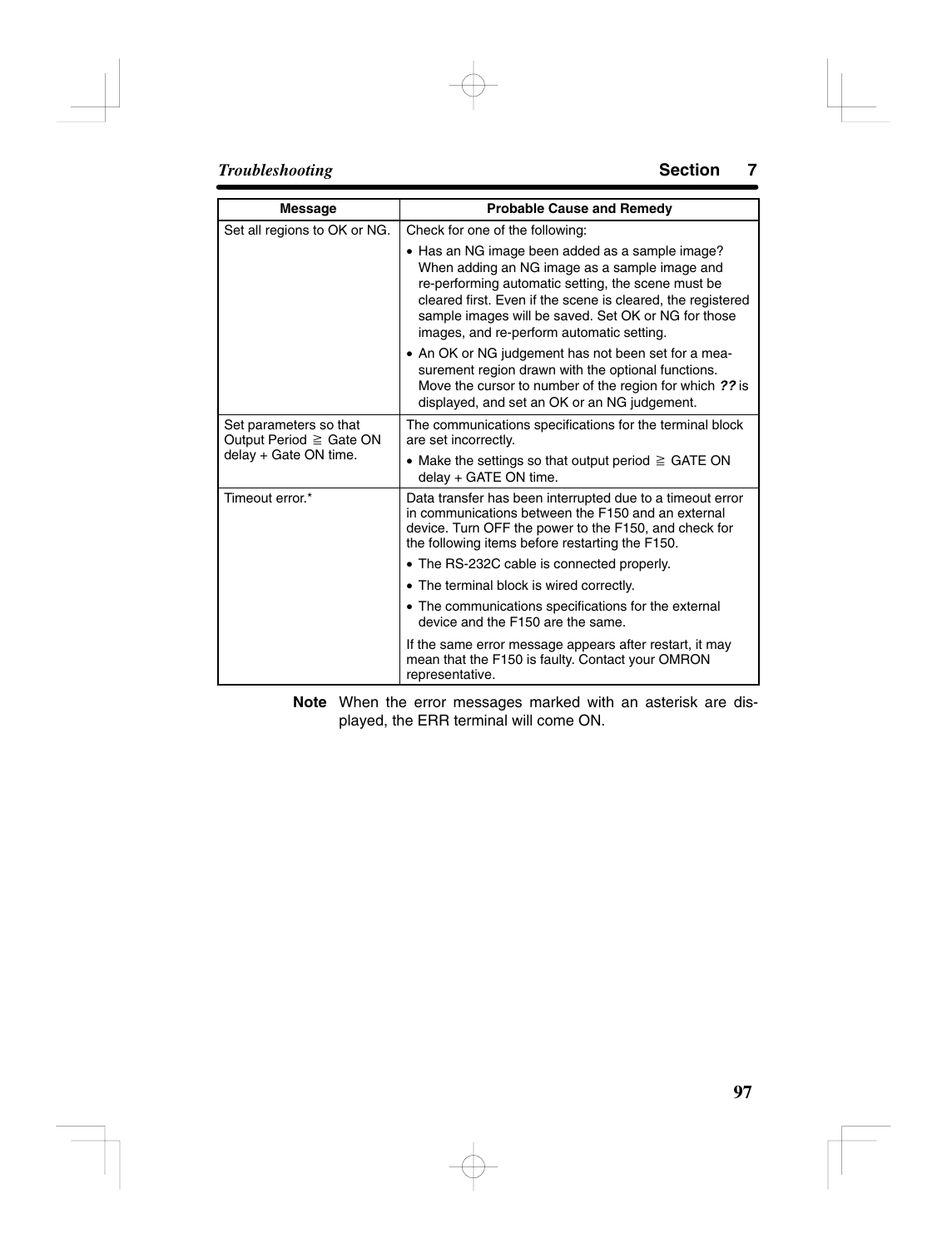| Message | Probable Cause and Remedy |
| --- | --- |
| Set all regions to OK or NG. | Check for one of the following:<br>• Has an NG image been added as a sample image? When adding an NG image as a sample image and re-performing automatic setting, the scene must be cleared first. Even if the scene is cleared, the registered sample images will be saved. Set OK or NG for those images, and re-perform automatic setting.<br>• An OK or NG judgement has not been set for a measurement region drawn with the optional functions. Move the cursor to number of the region for which ***??*** is displayed, and set an OK or an NG judgement. |
| Set parameters so that Output Period ≧ Gate ON delay + Gate ON time. | The communications specifications for the terminal block are set incorrectly.<br>• Make the settings so that output period ≧ GATE ON delay + GATE ON time. |
| Timeout error.* | Data transfer has been interrupted due to a timeout error in communications between the F150 and an external device. Turn OFF the power to the F150, and check for the following items before restarting the F150.<br>• The RS-232C cable is connected properly.<br>• The terminal block is wired correctly.<br>• The communications specifications for the external device and the F150 are the same.<br>If the same error message appears after restart, it may mean that the F150 is faulty. Contact your OMRON representative. |

**Note** When the error messages marked with an asterisk are displayed, the ERR terminal will come ON.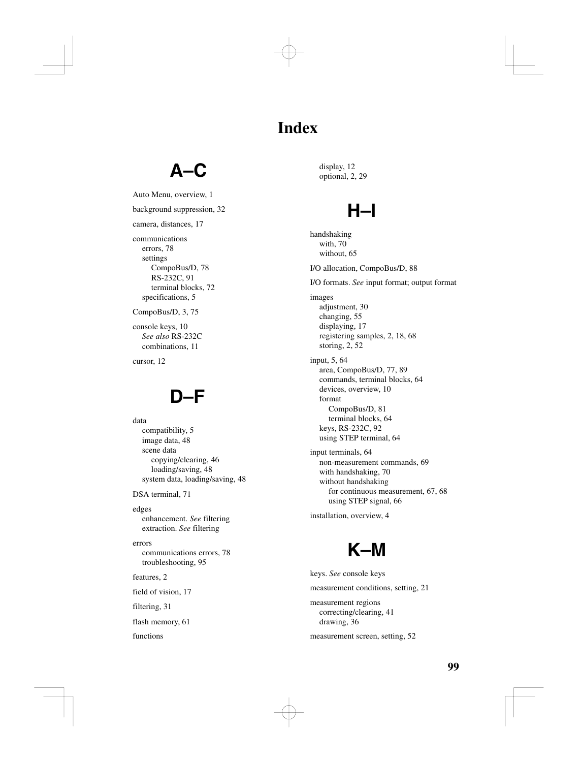# Index

## A–C

Auto Menu, overview, 1

background suppression, 32

camera, distances, 17

communications
- errors, 78
- settings
  - CompoBus/D, 78
  - RS-232C, 91
  - terminal blocks, 72
- specifications, 5

CompoBus/D, 3, 75

console keys, 10
- *See also* RS-232C
- combinations, 11

cursor, 12

## D–F

data
- compatibility, 5
- image data, 48
- scene data
  - copying/clearing, 46
  - loading/saving, 48
- system data, loading/saving, 48

DSA terminal, 71

edges
- enhancement. *See* filtering
- extraction. *See* filtering

errors
- communications errors, 78
- troubleshooting, 95

features, 2

field of vision, 17

filtering, 31

flash memory, 61

functions
- display, 12
- optional, 2, 29

## H–I

handshaking
- with, 70
- without, 65

I/O allocation, CompoBus/D, 88

I/O formats. *See* input format; output format

images
- adjustment, 30
- changing, 55
- displaying, 17
- registering samples, 2, 18, 68
- storing, 2, 52

input, 5, 64
- area, CompoBus/D, 77, 89
- commands, terminal blocks, 64
- devices, overview, 10
- format
  - CompoBus/D, 81
  - terminal blocks, 64
- keys, RS-232C, 92
- using STEP terminal, 64

input terminals, 64
- non-measurement commands, 69
- with handshaking, 70
- without handshaking
  - for continuous measurement, 67, 68
  - using STEP signal, 66

installation, overview, 4

## K–M

keys. *See* console keys

measurement conditions, setting, 21

measurement regions
- correcting/clearing, 41
- drawing, 36

measurement screen, setting, 52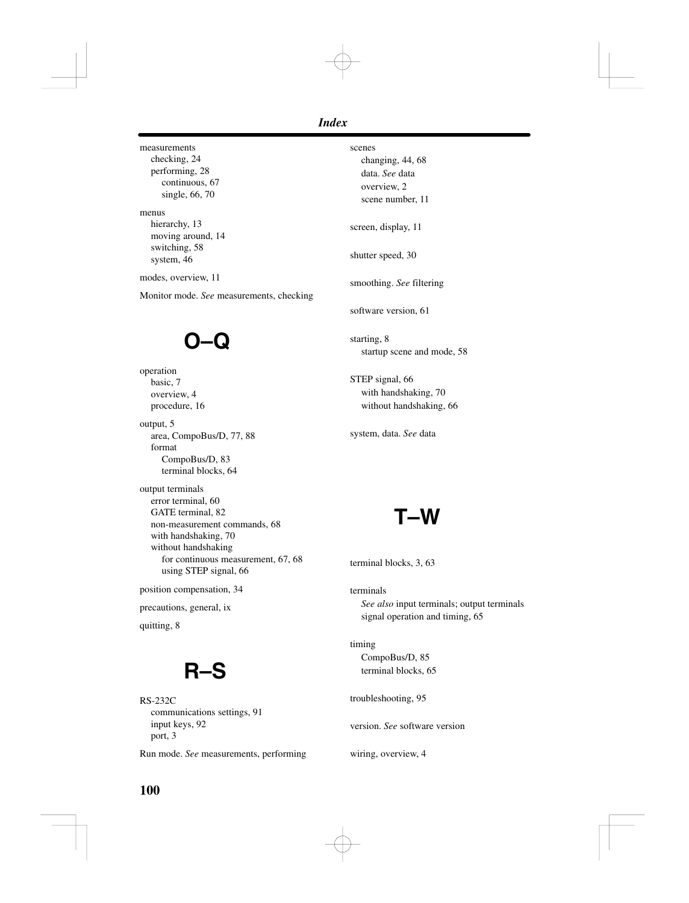measurements
- checking, 24
- performing, 28
  - continuous, 67
  - single, 66, 70

menus
- hierarchy, 13
- moving around, 14
- switching, 58
- system, 46

modes, overview, 11

Monitor mode. *See* measurements, checking

## O–Q

operation
- basic, 7
- overview, 4
- procedure, 16

output, 5
- area, CompoBus/D, 77, 88
- format
  - CompoBus/D, 83
  - terminal blocks, 64

output terminals
- error terminal, 60
- GATE terminal, 82
- non-measurement commands, 68
- with handshaking, 70
- without handshaking
  - for continuous measurement, 67, 68
  - using STEP signal, 66

position compensation, 34

precautions, general, ix

quitting, 8

## R–S

RS-232C
- communications settings, 91
- input keys, 92
- port, 3

Run mode. *See* measurements, performing

scenes
- changing, 44, 68
- data. *See* data
- overview, 2
- scene number, 11

screen, display, 11

shutter speed, 30

smoothing. *See* filtering

software version, 61

starting, 8
- startup scene and mode, 58

STEP signal, 66
- with handshaking, 70
- without handshaking, 66

system, data. *See* data

## T–W

terminal blocks, 3, 63

terminals
- *See also* input terminals; output terminals
- signal operation and timing, 65

timing
- CompoBus/D, 85
- terminal blocks, 65

troubleshooting, 95

version. *See* software version

wiring, overview, 4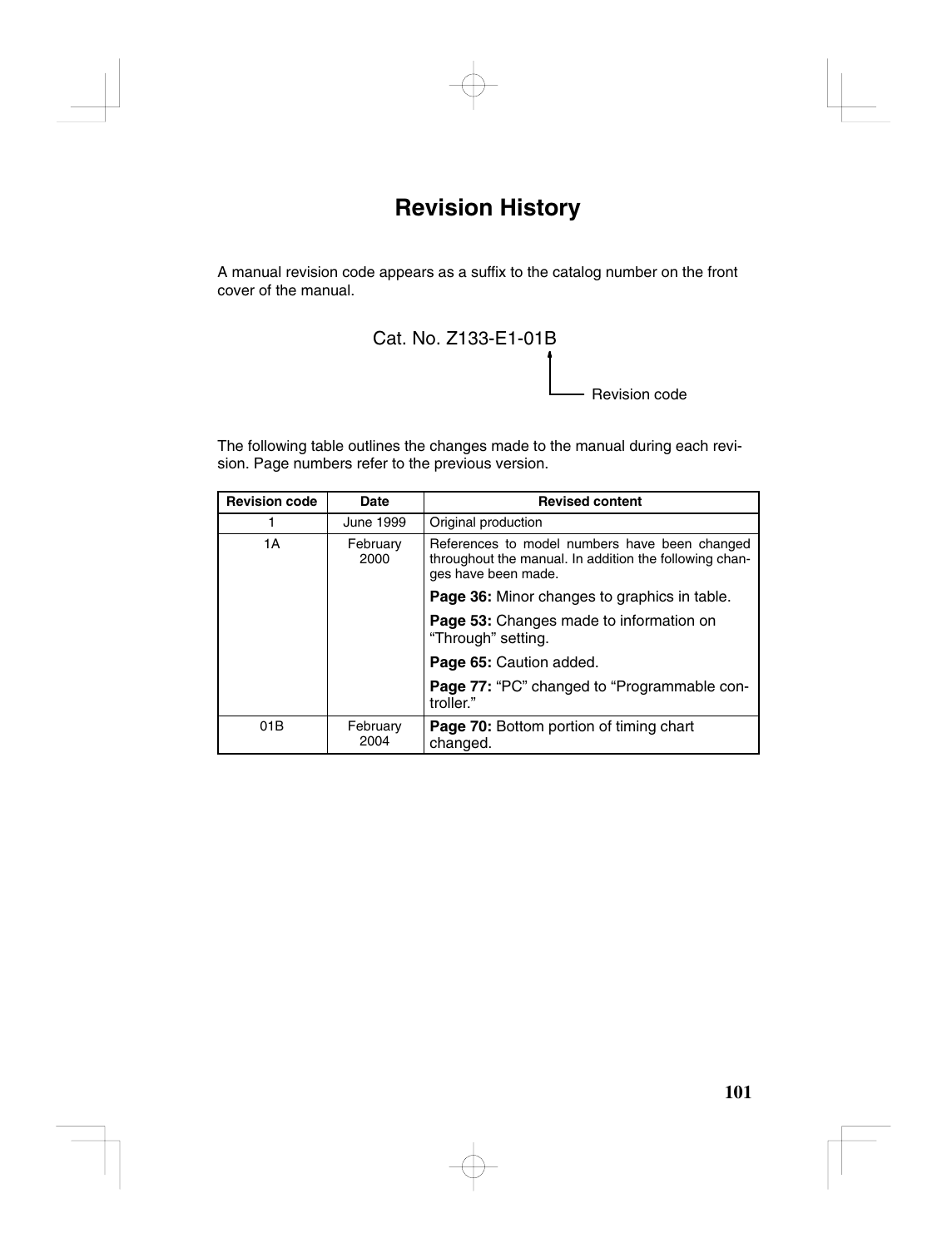# Revision History

A manual revision code appears as a suffix to the catalog number on the front cover of the manual.

Cat. No. Z133-E1-01B

Revision code

The following table outlines the changes made to the manual during each revision. Page numbers refer to the previous version.

| Revision code | Date | Revised content |
|---|---|---|
| 1 | June 1999 | Original production |
| 1A | February 2000 | References to model numbers have been changed throughout the manual. In addition the following changes have been made. |
| | | **Page 36:** Minor changes to graphics in table. |
| | | **Page 53:** Changes made to information on “Through” setting. |
| | | **Page 65:** Caution added. |
| | | **Page 77:** “PC” changed to “Programmable controller.” |
| 01B | February 2004 | **Page 70:** Bottom portion of timing chart changed. |